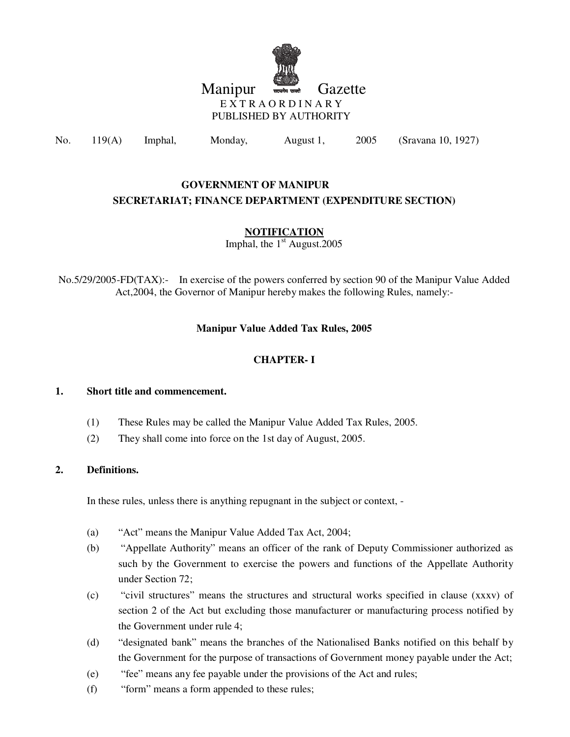# Manipur Gazette

EXTRAORDINARY

PUBLISHED BY AUTHORITY

No. 119(A) Imphal, Monday, August 1, 2005 (Sravana 10, 1927)

**GOVERNMENT OF MANIPUR**

**SECRETARIAT; FINANCE DEPARTMENT (EXPENDITURE SECTION)**

**NOTIFICATION**

Imphal, the 1st August.2005

No.5/29/2005-FD(TAX):- In exercise of the powers conferred by section 90 of the Manipur Value Added Act,2004, the Governor of Manipur hereby makes the following Rules, namely:-

## Manipur Value Added Tax Rules, 2005

## CHAPTER- I

### 1. Short title and commencement.

(1) These Rules may be called the Manipur Value Added Tax Rules, 2005.

(2) They shall come into force on the 1st day of August, 2005.

### 2. Definitions.

In these rules, unless there is anything repugnant in the subject or context, -

(a) "Act" means the Manipur Value Added Tax Act, 2004;

(b) "Appellate Authority" means an officer of the rank of Deputy Commissioner authorized as such by the Government to exercise the powers and functions of the Appellate Authority under Section 72;

(c) "civil structures" means the structures and structural works specified in clause (xxxv) of section 2 of the Act but excluding those manufacturer or manufacturing process notified by the Government under rule 4;

(d) "designated bank" means the branches of the Nationalised Banks notified on this behalf by the Government for the purpose of transactions of Government money payable under the Act;

(e) "fee" means any fee payable under the provisions of the Act and rules;

(f) "form" means a form appended to these rules;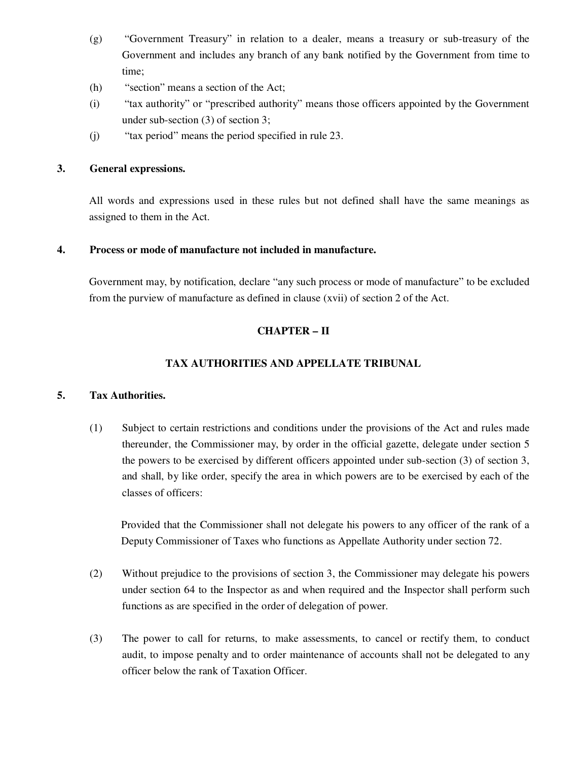(g) "Government Treasury" in relation to a dealer, means a treasury or sub-treasury of the Government and includes any branch of any bank notified by the Government from time to time;

(h) "section" means a section of the Act;

(i) "tax authority" or "prescribed authority" means those officers appointed by the Government under sub-section (3) of section 3;

(j) "tax period" means the period specified in rule 23.

**3. General expressions.**

All words and expressions used in these rules but not defined shall have the same meanings as assigned to them in the Act.

**4. Process or mode of manufacture not included in manufacture.**

Government may, by notification, declare "any such process or mode of manufacture" to be excluded from the purview of manufacture as defined in clause (xvii) of section 2 of the Act.

## CHAPTER – II

## TAX AUTHORITIES AND APPELLATE TRIBUNAL

**5. Tax Authorities.**

(1) Subject to certain restrictions and conditions under the provisions of the Act and rules made thereunder, the Commissioner may, by order in the official gazette, delegate under section 5 the powers to be exercised by different officers appointed under sub-section (3) of section 3, and shall, by like order, specify the area in which powers are to be exercised by each of the classes of officers:

Provided that the Commissioner shall not delegate his powers to any officer of the rank of a Deputy Commissioner of Taxes who functions as Appellate Authority under section 72.

(2) Without prejudice to the provisions of section 3, the Commissioner may delegate his powers under section 64 to the Inspector as and when required and the Inspector shall perform such functions as are specified in the order of delegation of power.

(3) The power to call for returns, to make assessments, to cancel or rectify them, to conduct audit, to impose penalty and to order maintenance of accounts shall not be delegated to any officer below the rank of Taxation Officer.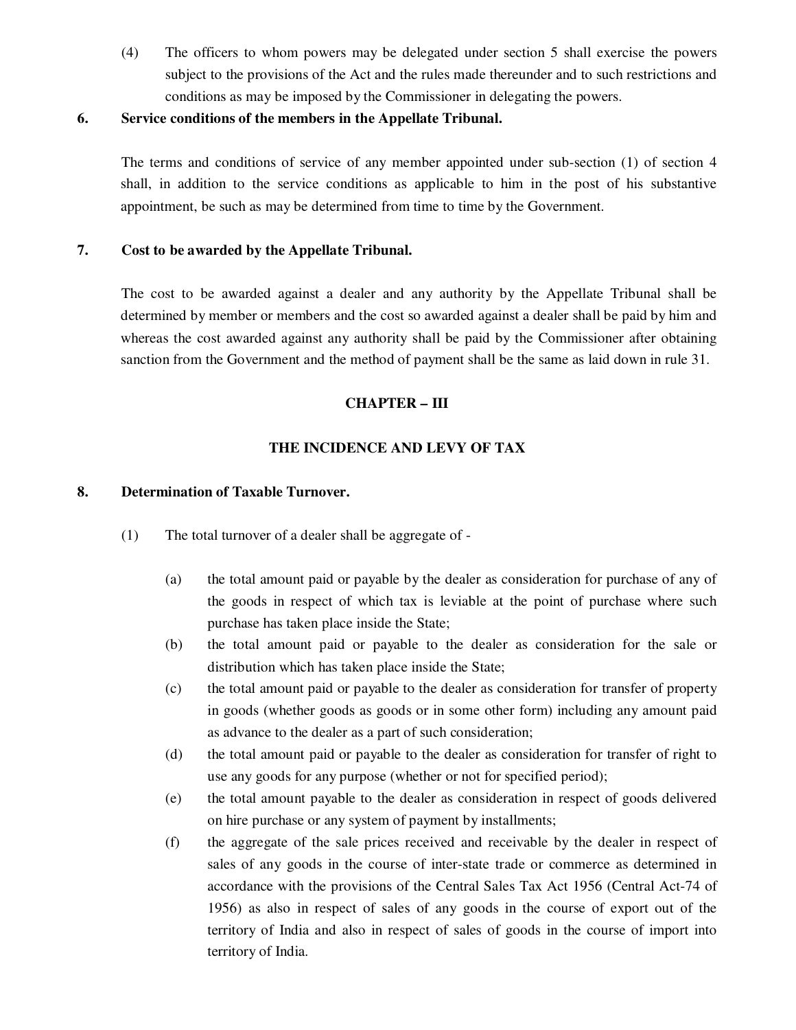(4) The officers to whom powers may be delegated under section 5 shall exercise the powers subject to the provisions of the Act and the rules made thereunder and to such restrictions and conditions as may be imposed by the Commissioner in delegating the powers.

**6. Service conditions of the members in the Appellate Tribunal.**

The terms and conditions of service of any member appointed under sub-section (1) of section 4 shall, in addition to the service conditions as applicable to him in the post of his substantive appointment, be such as may be determined from time to time by the Government.

**7. Cost to be awarded by the Appellate Tribunal.**

The cost to be awarded against a dealer and any authority by the Appellate Tribunal shall be determined by member or members and the cost so awarded against a dealer shall be paid by him and whereas the cost awarded against any authority shall be paid by the Commissioner after obtaining sanction from the Government and the method of payment shall be the same as laid down in rule 31.

## CHAPTER – III

## THE INCIDENCE AND LEVY OF TAX

**8. Determination of Taxable Turnover.**

(1) The total turnover of a dealer shall be aggregate of -

(a) the total amount paid or payable by the dealer as consideration for purchase of any of the goods in respect of which tax is leviable at the point of purchase where such purchase has taken place inside the State;

(b) the total amount paid or payable to the dealer as consideration for the sale or distribution which has taken place inside the State;

(c) the total amount paid or payable to the dealer as consideration for transfer of property in goods (whether goods as goods or in some other form) including any amount paid as advance to the dealer as a part of such consideration;

(d) the total amount paid or payable to the dealer as consideration for transfer of right to use any goods for any purpose (whether or not for specified period);

(e) the total amount payable to the dealer as consideration in respect of goods delivered on hire purchase or any system of payment by installments;

(f) the aggregate of the sale prices received and receivable by the dealer in respect of sales of any goods in the course of inter-state trade or commerce as determined in accordance with the provisions of the Central Sales Tax Act 1956 (Central Act-74 of 1956) as also in respect of sales of any goods in the course of export out of the territory of India and also in respect of sales of goods in the course of import into territory of India.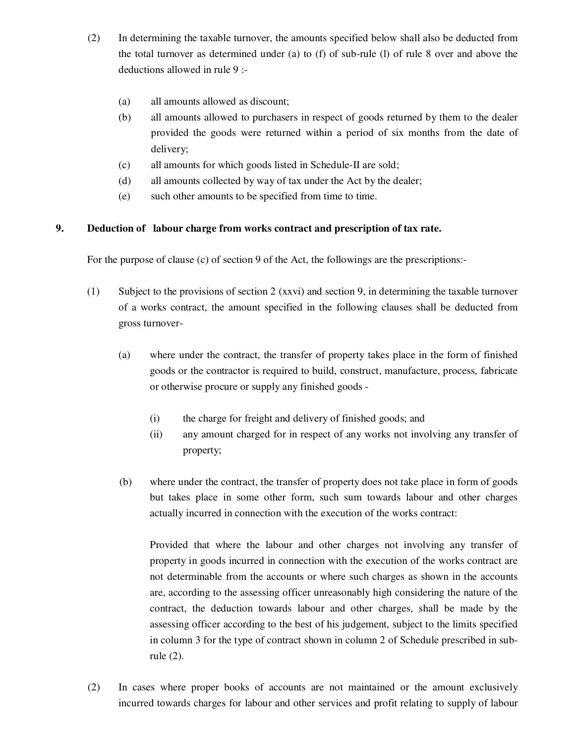(2) In determining the taxable turnover, the amounts specified below shall also be deducted from the total turnover as determined under (a) to (f) of sub-rule (l) of rule 8 over and above the deductions allowed in rule 9 :-

- (a) all amounts allowed as discount;
- (b) all amounts allowed to purchasers in respect of goods returned by them to the dealer provided the goods were returned within a period of six months from the date of delivery;
- (c) all amounts for which goods listed in Schedule-II are sold;
- (d) all amounts collected by way of tax under the Act by the dealer;
- (e) such other amounts to be specified from time to time.

**9. Deduction of labour charge from works contract and prescription of tax rate.**

For the purpose of clause (c) of section 9 of the Act, the followings are the prescriptions:-

(1) Subject to the provisions of section 2 (xxvi) and section 9, in determining the taxable turnover of a works contract, the amount specified in the following clauses shall be deducted from gross turnover-

(a) where under the contract, the transfer of property takes place in the form of finished goods or the contractor is required to build, construct, manufacture, process, fabricate or otherwise procure or supply any finished goods -

- (i) the charge for freight and delivery of finished goods; and
- (ii) any amount charged for in respect of any works not involving any transfer of property;

(b) where under the contract, the transfer of property does not take place in form of goods but takes place in some other form, such sum towards labour and other charges actually incurred in connection with the execution of the works contract:

Provided that where the labour and other charges not involving any transfer of property in goods incurred in connection with the execution of the works contract are not determinable from the accounts or where such charges as shown in the accounts are, according to the assessing officer unreasonably high considering the nature of the contract, the deduction towards labour and other charges, shall be made by the assessing officer according to the best of his judgement, subject to the limits specified in column 3 for the type of contract shown in column 2 of Schedule prescribed in sub-rule (2).

(2) In cases where proper books of accounts are not maintained or the amount exclusively incurred towards charges for labour and other services and profit relating to supply of labour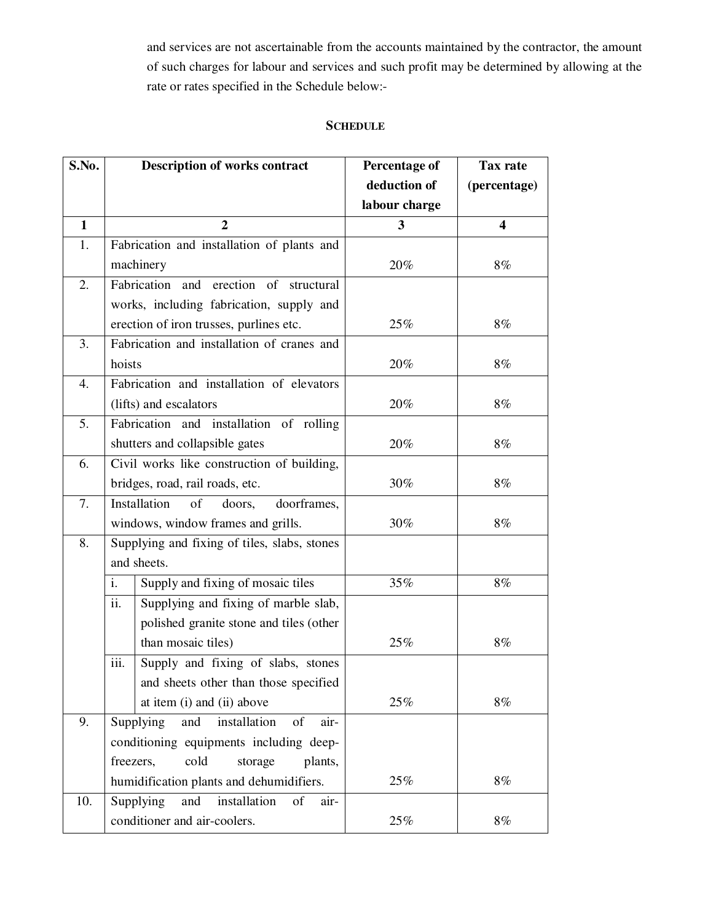and services are not ascertainable from the accounts maintained by the contractor, the amount of such charges for labour and services and such profit may be determined by allowing at the rate or rates specified in the Schedule below:-

## SCHEDULE

| S.No. | Description of works contract | | Percentage of deduction of labour charge | Tax rate (percentage) |
|---|---|---|---|---|
| 1 | 2 | | 3 | 4 |
| 1. | Fabrication and installation of plants and machinery | | 20% | 8% |
| 2. | Fabrication and erection of structural works, including fabrication, supply and erection of iron trusses, purlines etc. | | 25% | 8% |
| 3. | Fabrication and installation of cranes and hoists | | 20% | 8% |
| 4. | Fabrication and installation of elevators (lifts) and escalators | | 20% | 8% |
| 5. | Fabrication and installation of rolling shutters and collapsible gates | | 20% | 8% |
| 6. | Civil works like construction of building, bridges, road, rail roads, etc. | | 30% | 8% |
| 7. | Installation of doors, doorframes, windows, window frames and grills. | | 30% | 8% |
| 8. | Supplying and fixing of tiles, slabs, stones and sheets. | | | |
| | i. | Supply and fixing of mosaic tiles | 35% | 8% |
| | ii. | Supplying and fixing of marble slab, polished granite stone and tiles (other than mosaic tiles) | 25% | 8% |
| | iii. | Supply and fixing of slabs, stones and sheets other than those specified at item (i) and (ii) above | 25% | 8% |
| 9. | Supplying and installation of air-conditioning equipments including deep-freezers, cold storage plants, humidification plants and dehumidifiers. | | 25% | 8% |
| 10. | Supplying and installation of air-conditioner and air-coolers. | | 25% | 8% |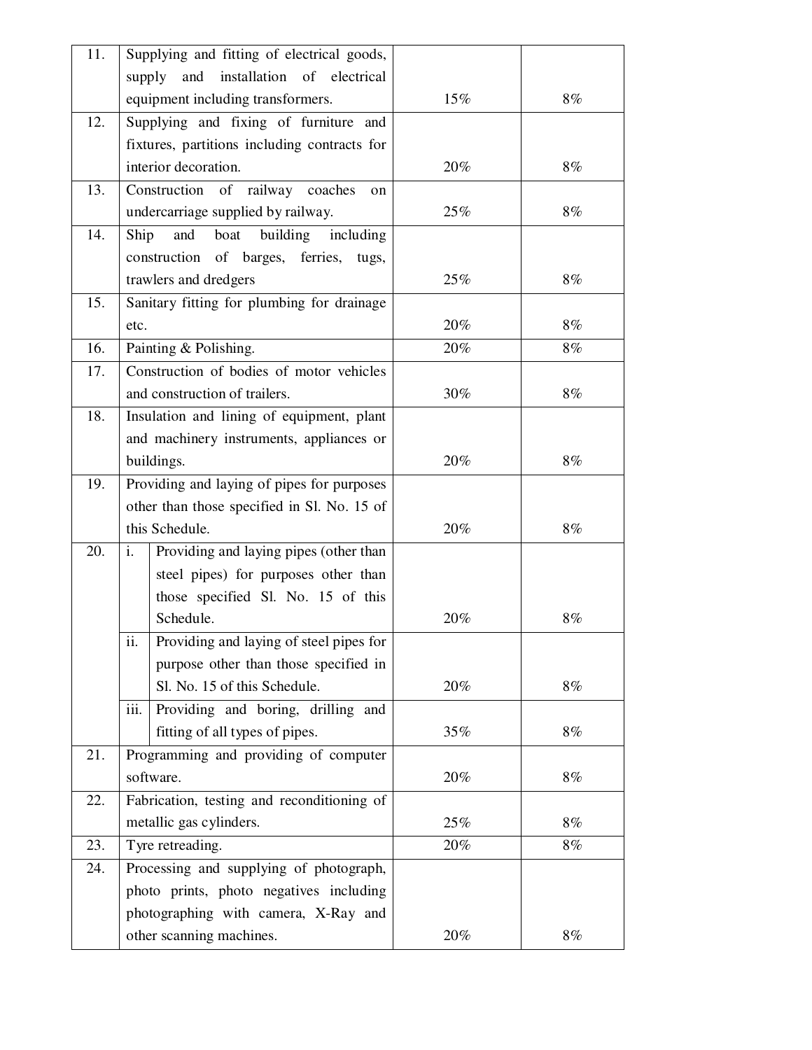| | | | |
|---|---|---|---|
| 11. | Supplying and fitting of electrical goods, supply and installation of electrical equipment including transformers. | 15% | 8% |
| 12. | Supplying and fixing of furniture and fixtures, partitions including contracts for interior decoration. | 20% | 8% |
| 13. | Construction of railway coaches on undercarriage supplied by railway. | 25% | 8% |
| 14. | Ship and boat building including construction of barges, ferries, tugs, trawlers and dredgers | 25% | 8% |
| 15. | Sanitary fitting for plumbing for drainage etc. | 20% | 8% |
| 16. | Painting & Polishing. | 20% | 8% |
| 17. | Construction of bodies of motor vehicles and construction of trailers. | 30% | 8% |
| 18. | Insulation and lining of equipment, plant and machinery instruments, appliances or buildings. | 20% | 8% |
| 19. | Providing and laying of pipes for purposes other than those specified in Sl. No. 15 of this Schedule. | 20% | 8% |
| 20. | i. Providing and laying pipes (other than steel pipes) for purposes other than those specified Sl. No. 15 of this Schedule. | 20% | 8% |
| | ii. Providing and laying of steel pipes for purpose other than those specified in Sl. No. 15 of this Schedule. | 20% | 8% |
| | iii. Providing and boring, drilling and fitting of all types of pipes. | 35% | 8% |
| 21. | Programming and providing of computer software. | 20% | 8% |
| 22. | Fabrication, testing and reconditioning of metallic gas cylinders. | 25% | 8% |
| 23. | Tyre retreading. | 20% | 8% |
| 24. | Processing and supplying of photograph, photo prints, photo negatives including photographing with camera, X-Ray and other scanning machines. | 20% | 8% |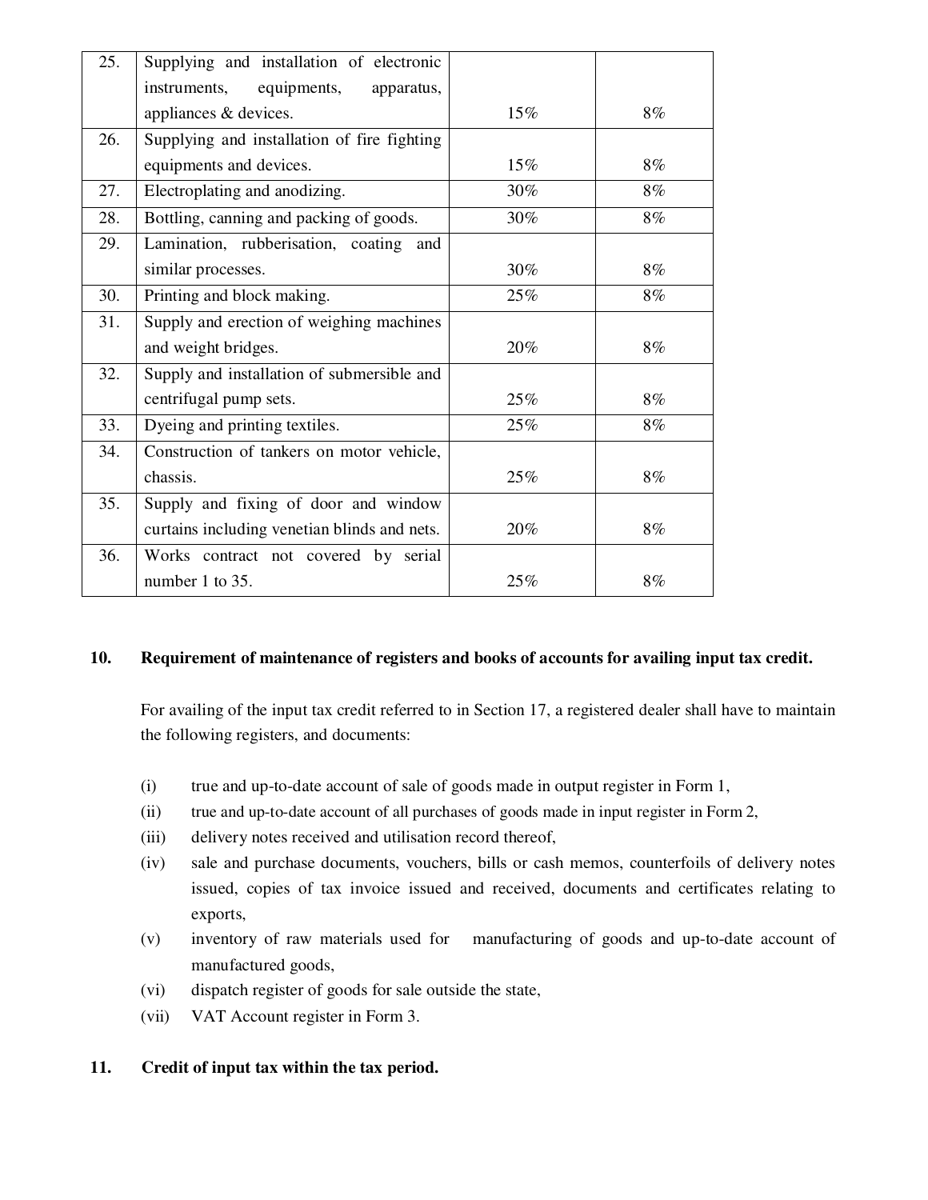| 25. | Supplying and installation of electronic instruments, equipments, apparatus, appliances & devices. | 15% | 8% |
|---|---|---|---|
| 26. | Supplying and installation of fire fighting equipments and devices. | 15% | 8% |
| 27. | Electroplating and anodizing. | 30% | 8% |
| 28. | Bottling, canning and packing of goods. | 30% | 8% |
| 29. | Lamination, rubberisation, coating and similar processes. | 30% | 8% |
| 30. | Printing and block making. | 25% | 8% |
| 31. | Supply and erection of weighing machines and weight bridges. | 20% | 8% |
| 32. | Supply and installation of submersible and centrifugal pump sets. | 25% | 8% |
| 33. | Dyeing and printing textiles. | 25% | 8% |
| 34. | Construction of tankers on motor vehicle, chassis. | 25% | 8% |
| 35. | Supply and fixing of door and window curtains including venetian blinds and nets. | 20% | 8% |
| 36. | Works contract not covered by serial number 1 to 35. | 25% | 8% |

**10. Requirement of maintenance of registers and books of accounts for availing input tax credit.**

For availing of the input tax credit referred to in Section 17, a registered dealer shall have to maintain the following registers, and documents:

(i) true and up-to-date account of sale of goods made in output register in Form 1,

(ii) true and up-to-date account of all purchases of goods made in input register in Form 2,

(iii) delivery notes received and utilisation record thereof,

(iv) sale and purchase documents, vouchers, bills or cash memos, counterfoils of delivery notes issued, copies of tax invoice issued and received, documents and certificates relating to exports,

(v) inventory of raw materials used for manufacturing of goods and up-to-date account of manufactured goods,

(vi) dispatch register of goods for sale outside the state,

(vii) VAT Account register in Form 3.

**11. Credit of input tax within the tax period.**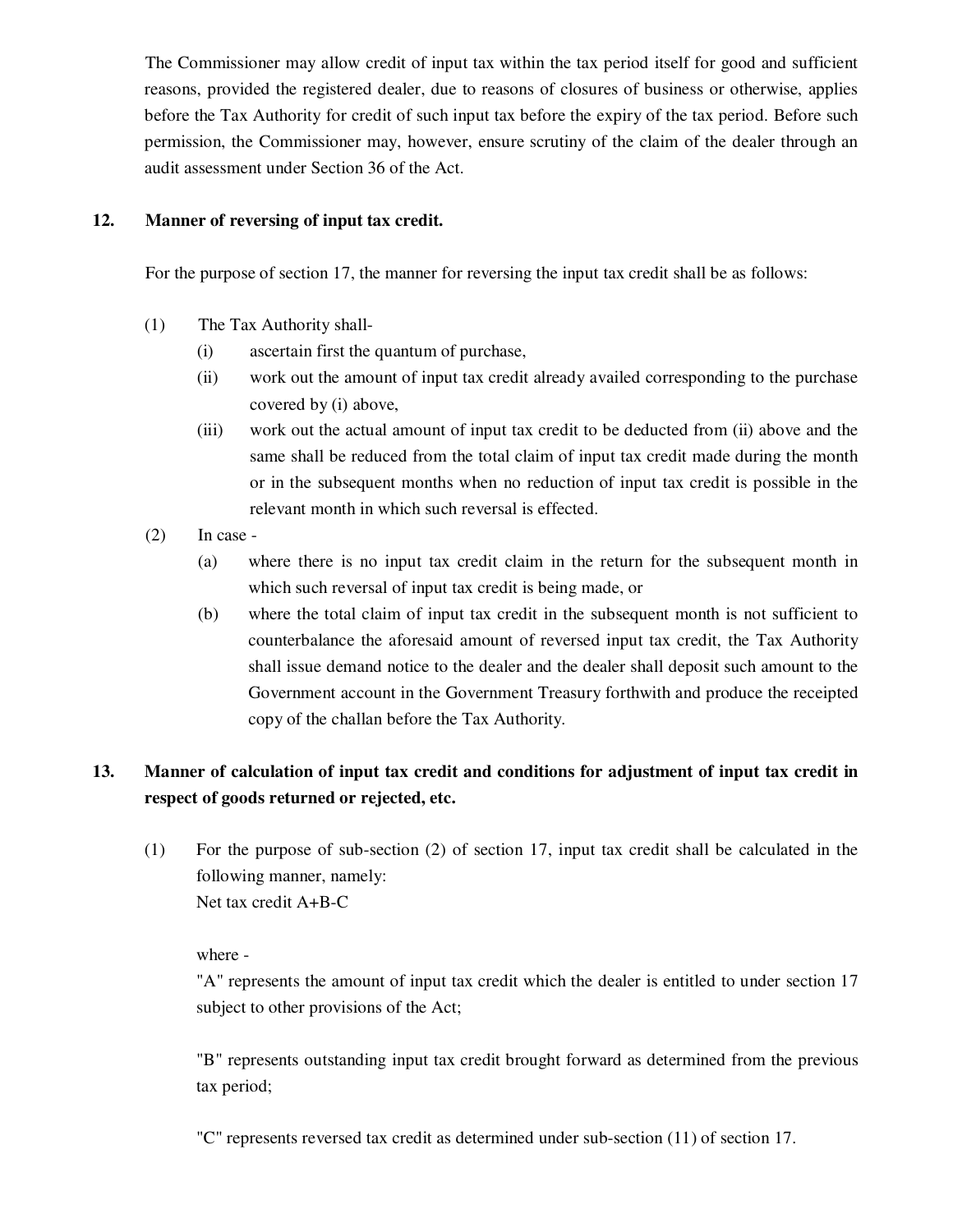The Commissioner may allow credit of input tax within the tax period itself for good and sufficient reasons, provided the registered dealer, due to reasons of closures of business or otherwise, applies before the Tax Authority for credit of such input tax before the expiry of the tax period. Before such permission, the Commissioner may, however, ensure scrutiny of the claim of the dealer through an audit assessment under Section 36 of the Act.

## 12. Manner of reversing of input tax credit.

For the purpose of section 17, the manner for reversing the input tax credit shall be as follows:

(1) The Tax Authority shall-
   - (i) ascertain first the quantum of purchase,
   - (ii) work out the amount of input tax credit already availed corresponding to the purchase covered by (i) above,
   - (iii) work out the actual amount of input tax credit to be deducted from (ii) above and the same shall be reduced from the total claim of input tax credit made during the month or in the subsequent months when no reduction of input tax credit is possible in the relevant month in which such reversal is effected.

(2) In case -
   - (a) where there is no input tax credit claim in the return for the subsequent month in which such reversal of input tax credit is being made, or
   - (b) where the total claim of input tax credit in the subsequent month is not sufficient to counterbalance the aforesaid amount of reversed input tax credit, the Tax Authority shall issue demand notice to the dealer and the dealer shall deposit such amount to the Government account in the Government Treasury forthwith and produce the receipted copy of the challan before the Tax Authority.

## 13. Manner of calculation of input tax credit and conditions for adjustment of input tax credit in respect of goods returned or rejected, etc.

(1) For the purpose of sub-section (2) of section 17, input tax credit shall be calculated in the following manner, namely:
Net tax credit A+B-C

where -
"A" represents the amount of input tax credit which the dealer is entitled to under section 17 subject to other provisions of the Act;

"B" represents outstanding input tax credit brought forward as determined from the previous tax period;

"C" represents reversed tax credit as determined under sub-section (11) of section 17.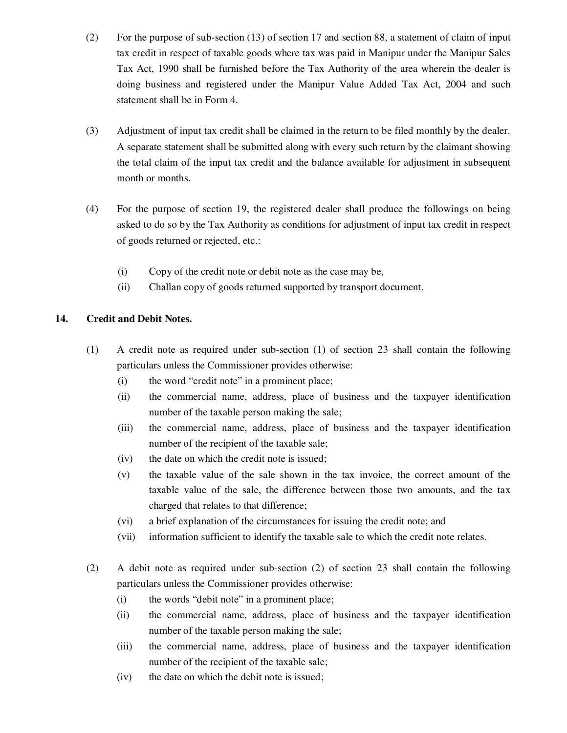(2) For the purpose of sub-section (13) of section 17 and section 88, a statement of claim of input tax credit in respect of taxable goods where tax was paid in Manipur under the Manipur Sales Tax Act, 1990 shall be furnished before the Tax Authority of the area wherein the dealer is doing business and registered under the Manipur Value Added Tax Act, 2004 and such statement shall be in Form 4.

(3) Adjustment of input tax credit shall be claimed in the return to be filed monthly by the dealer. A separate statement shall be submitted along with every such return by the claimant showing the total claim of the input tax credit and the balance available for adjustment in subsequent month or months.

(4) For the purpose of section 19, the registered dealer shall produce the followings on being asked to do so by the Tax Authority as conditions for adjustment of input tax credit in respect of goods returned or rejected, etc.:

- (i) Copy of the credit note or debit note as the case may be,
- (ii) Challan copy of goods returned supported by transport document.

## 14. Credit and Debit Notes.

(1) A credit note as required under sub-section (1) of section 23 shall contain the following particulars unless the Commissioner provides otherwise:

- (i) the word "credit note" in a prominent place;
- (ii) the commercial name, address, place of business and the taxpayer identification number of the taxable person making the sale;
- (iii) the commercial name, address, place of business and the taxpayer identification number of the recipient of the taxable sale;
- (iv) the date on which the credit note is issued;
- (v) the taxable value of the sale shown in the tax invoice, the correct amount of the taxable value of the sale, the difference between those two amounts, and the tax charged that relates to that difference;
- (vi) a brief explanation of the circumstances for issuing the credit note; and
- (vii) information sufficient to identify the taxable sale to which the credit note relates.

(2) A debit note as required under sub-section (2) of section 23 shall contain the following particulars unless the Commissioner provides otherwise:

- (i) the words "debit note" in a prominent place;
- (ii) the commercial name, address, place of business and the taxpayer identification number of the taxable person making the sale;
- (iii) the commercial name, address, place of business and the taxpayer identification number of the recipient of the taxable sale;
- (iv) the date on which the debit note is issued;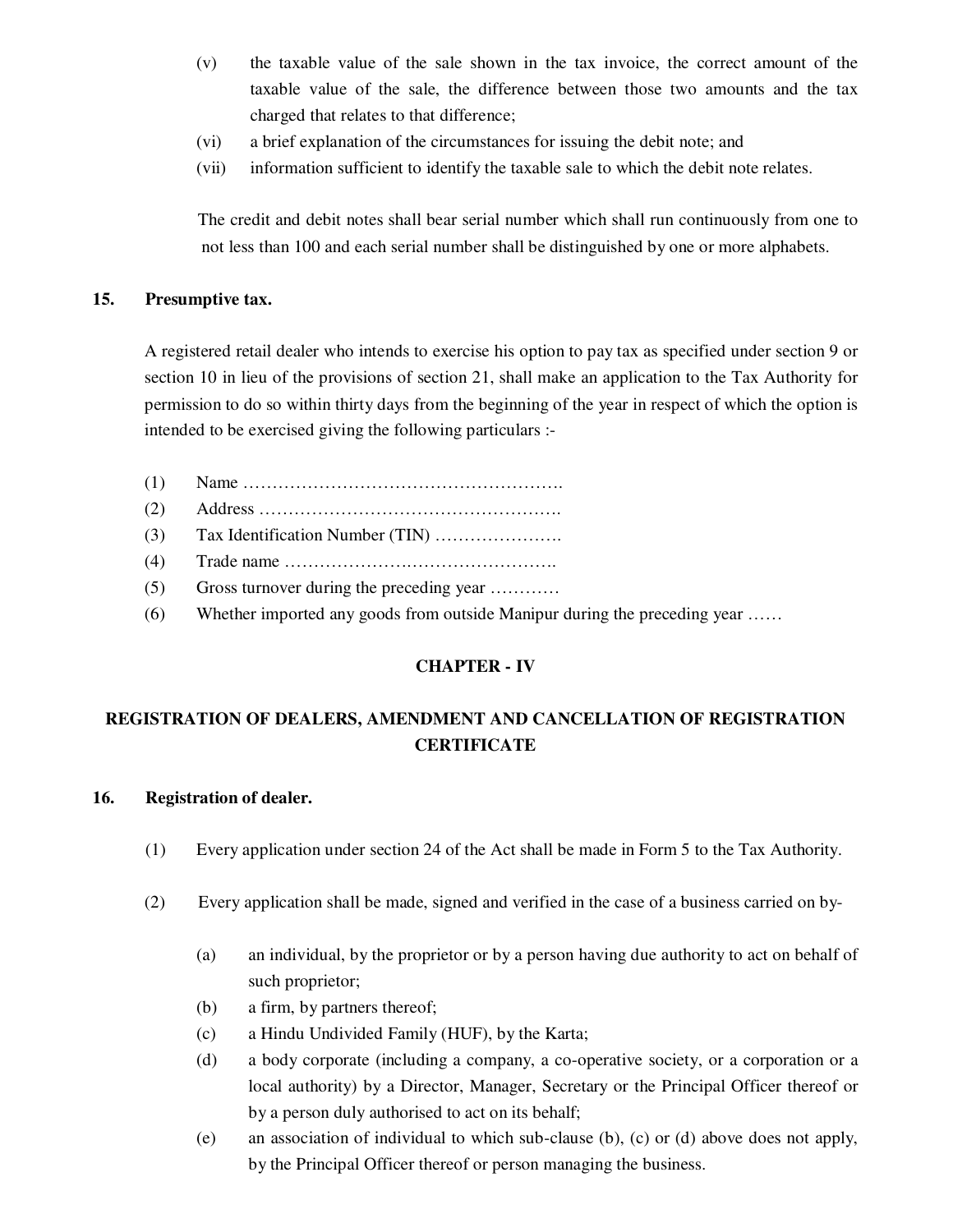(v) the taxable value of the sale shown in the tax invoice, the correct amount of the taxable value of the sale, the difference between those two amounts and the tax charged that relates to that difference;

(vi) a brief explanation of the circumstances for issuing the debit note; and

(vii) information sufficient to identify the taxable sale to which the debit note relates.

The credit and debit notes shall bear serial number which shall run continuously from one to not less than 100 and each serial number shall be distinguished by one or more alphabets.

**15. Presumptive tax.**

A registered retail dealer who intends to exercise his option to pay tax as specified under section 9 or section 10 in lieu of the provisions of section 21, shall make an application to the Tax Authority for permission to do so within thirty days from the beginning of the year in respect of which the option is intended to be exercised giving the following particulars :-

(1) Name ……………………………………………….

(2) Address …………………………………………….

(3) Tax Identification Number (TIN) ………………….

(4) Trade name ……………….…………………….

(5) Gross turnover during the preceding year …………

(6) Whether imported any goods from outside Manipur during the preceding year ……

## CHAPTER - IV

## REGISTRATION OF DEALERS, AMENDMENT AND CANCELLATION OF REGISTRATION CERTIFICATE

**16. Registration of dealer.**

(1) Every application under section 24 of the Act shall be made in Form 5 to the Tax Authority.

(2) Every application shall be made, signed and verified in the case of a business carried on by-

(a) an individual, by the proprietor or by a person having due authority to act on behalf of such proprietor;

(b) a firm, by partners thereof;

(c) a Hindu Undivided Family (HUF), by the Karta;

(d) a body corporate (including a company, a co-operative society, or a corporation or a local authority) by a Director, Manager, Secretary or the Principal Officer thereof or by a person duly authorised to act on its behalf;

(e) an association of individual to which sub-clause (b), (c) or (d) above does not apply, by the Principal Officer thereof or person managing the business.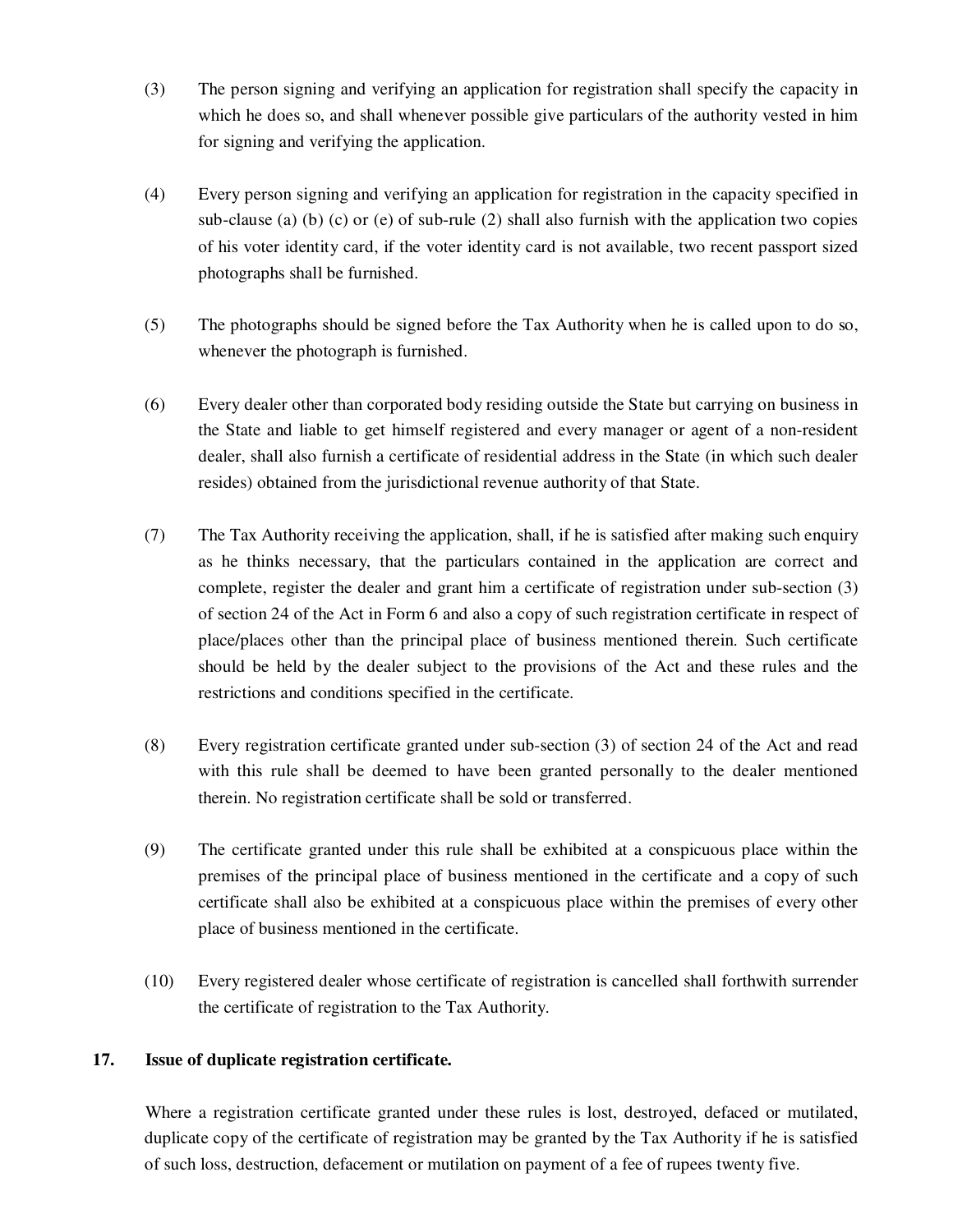(3) The person signing and verifying an application for registration shall specify the capacity in which he does so, and shall whenever possible give particulars of the authority vested in him for signing and verifying the application.

(4) Every person signing and verifying an application for registration in the capacity specified in sub-clause (a) (b) (c) or (e) of sub-rule (2) shall also furnish with the application two copies of his voter identity card, if the voter identity card is not available, two recent passport sized photographs shall be furnished.

(5) The photographs should be signed before the Tax Authority when he is called upon to do so, whenever the photograph is furnished.

(6) Every dealer other than corporated body residing outside the State but carrying on business in the State and liable to get himself registered and every manager or agent of a non-resident dealer, shall also furnish a certificate of residential address in the State (in which such dealer resides) obtained from the jurisdictional revenue authority of that State.

(7) The Tax Authority receiving the application, shall, if he is satisfied after making such enquiry as he thinks necessary, that the particulars contained in the application are correct and complete, register the dealer and grant him a certificate of registration under sub-section (3) of section 24 of the Act in Form 6 and also a copy of such registration certificate in respect of place/places other than the principal place of business mentioned therein. Such certificate should be held by the dealer subject to the provisions of the Act and these rules and the restrictions and conditions specified in the certificate.

(8) Every registration certificate granted under sub-section (3) of section 24 of the Act and read with this rule shall be deemed to have been granted personally to the dealer mentioned therein. No registration certificate shall be sold or transferred.

(9) The certificate granted under this rule shall be exhibited at a conspicuous place within the premises of the principal place of business mentioned in the certificate and a copy of such certificate shall also be exhibited at a conspicuous place within the premises of every other place of business mentioned in the certificate.

(10) Every registered dealer whose certificate of registration is cancelled shall forthwith surrender the certificate of registration to the Tax Authority.

**17. Issue of duplicate registration certificate.**

Where a registration certificate granted under these rules is lost, destroyed, defaced or mutilated, duplicate copy of the certificate of registration may be granted by the Tax Authority if he is satisfied of such loss, destruction, defacement or mutilation on payment of a fee of rupees twenty five.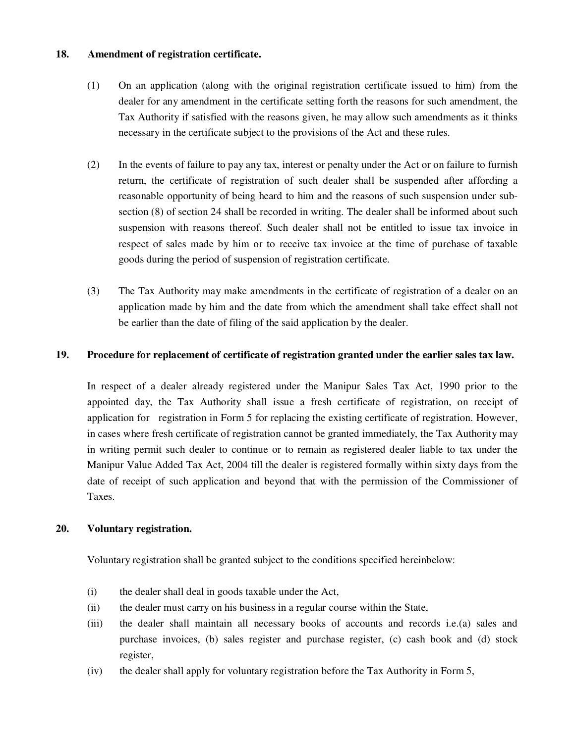**18. Amendment of registration certificate.**

(1) On an application (along with the original registration certificate issued to him) from the dealer for any amendment in the certificate setting forth the reasons for such amendment, the Tax Authority if satisfied with the reasons given, he may allow such amendments as it thinks necessary in the certificate subject to the provisions of the Act and these rules.

(2) In the events of failure to pay any tax, interest or penalty under the Act or on failure to furnish return, the certificate of registration of such dealer shall be suspended after affording a reasonable opportunity of being heard to him and the reasons of such suspension under sub-section (8) of section 24 shall be recorded in writing. The dealer shall be informed about such suspension with reasons thereof. Such dealer shall not be entitled to issue tax invoice in respect of sales made by him or to receive tax invoice at the time of purchase of taxable goods during the period of suspension of registration certificate.

(3) The Tax Authority may make amendments in the certificate of registration of a dealer on an application made by him and the date from which the amendment shall take effect shall not be earlier than the date of filing of the said application by the dealer.

**19. Procedure for replacement of certificate of registration granted under the earlier sales tax law.**

In respect of a dealer already registered under the Manipur Sales Tax Act, 1990 prior to the appointed day, the Tax Authority shall issue a fresh certificate of registration, on receipt of application for registration in Form 5 for replacing the existing certificate of registration. However, in cases where fresh certificate of registration cannot be granted immediately, the Tax Authority may in writing permit such dealer to continue or to remain as registered dealer liable to tax under the Manipur Value Added Tax Act, 2004 till the dealer is registered formally within sixty days from the date of receipt of such application and beyond that with the permission of the Commissioner of Taxes.

**20. Voluntary registration.**

Voluntary registration shall be granted subject to the conditions specified hereinbelow:

(i) the dealer shall deal in goods taxable under the Act,

(ii) the dealer must carry on his business in a regular course within the State,

(iii) the dealer shall maintain all necessary books of accounts and records i.e.(a) sales and purchase invoices, (b) sales register and purchase register, (c) cash book and (d) stock register,

(iv) the dealer shall apply for voluntary registration before the Tax Authority in Form 5,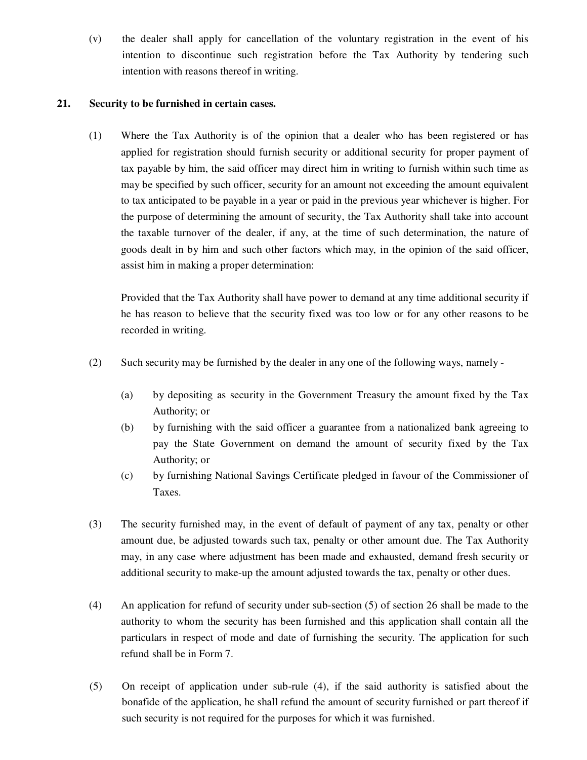(v) the dealer shall apply for cancellation of the voluntary registration in the event of his intention to discontinue such registration before the Tax Authority by tendering such intention with reasons thereof in writing.

**21. Security to be furnished in certain cases.**

(1) Where the Tax Authority is of the opinion that a dealer who has been registered or has applied for registration should furnish security or additional security for proper payment of tax payable by him, the said officer may direct him in writing to furnish within such time as may be specified by such officer, security for an amount not exceeding the amount equivalent to tax anticipated to be payable in a year or paid in the previous year whichever is higher. For the purpose of determining the amount of security, the Tax Authority shall take into account the taxable turnover of the dealer, if any, at the time of such determination, the nature of goods dealt in by him and such other factors which may, in the opinion of the said officer, assist him in making a proper determination:

Provided that the Tax Authority shall have power to demand at any time additional security if he has reason to believe that the security fixed was too low or for any other reasons to be recorded in writing.

(2) Such security may be furnished by the dealer in any one of the following ways, namely -

(a) by depositing as security in the Government Treasury the amount fixed by the Tax Authority; or

(b) by furnishing with the said officer a guarantee from a nationalized bank agreeing to pay the State Government on demand the amount of security fixed by the Tax Authority; or

(c) by furnishing National Savings Certificate pledged in favour of the Commissioner of Taxes.

(3) The security furnished may, in the event of default of payment of any tax, penalty or other amount due, be adjusted towards such tax, penalty or other amount due. The Tax Authority may, in any case where adjustment has been made and exhausted, demand fresh security or additional security to make-up the amount adjusted towards the tax, penalty or other dues.

(4) An application for refund of security under sub-section (5) of section 26 shall be made to the authority to whom the security has been furnished and this application shall contain all the particulars in respect of mode and date of furnishing the security. The application for such refund shall be in Form 7.

(5) On receipt of application under sub-rule (4), if the said authority is satisfied about the bonafide of the application, he shall refund the amount of security furnished or part thereof if such security is not required for the purposes for which it was furnished.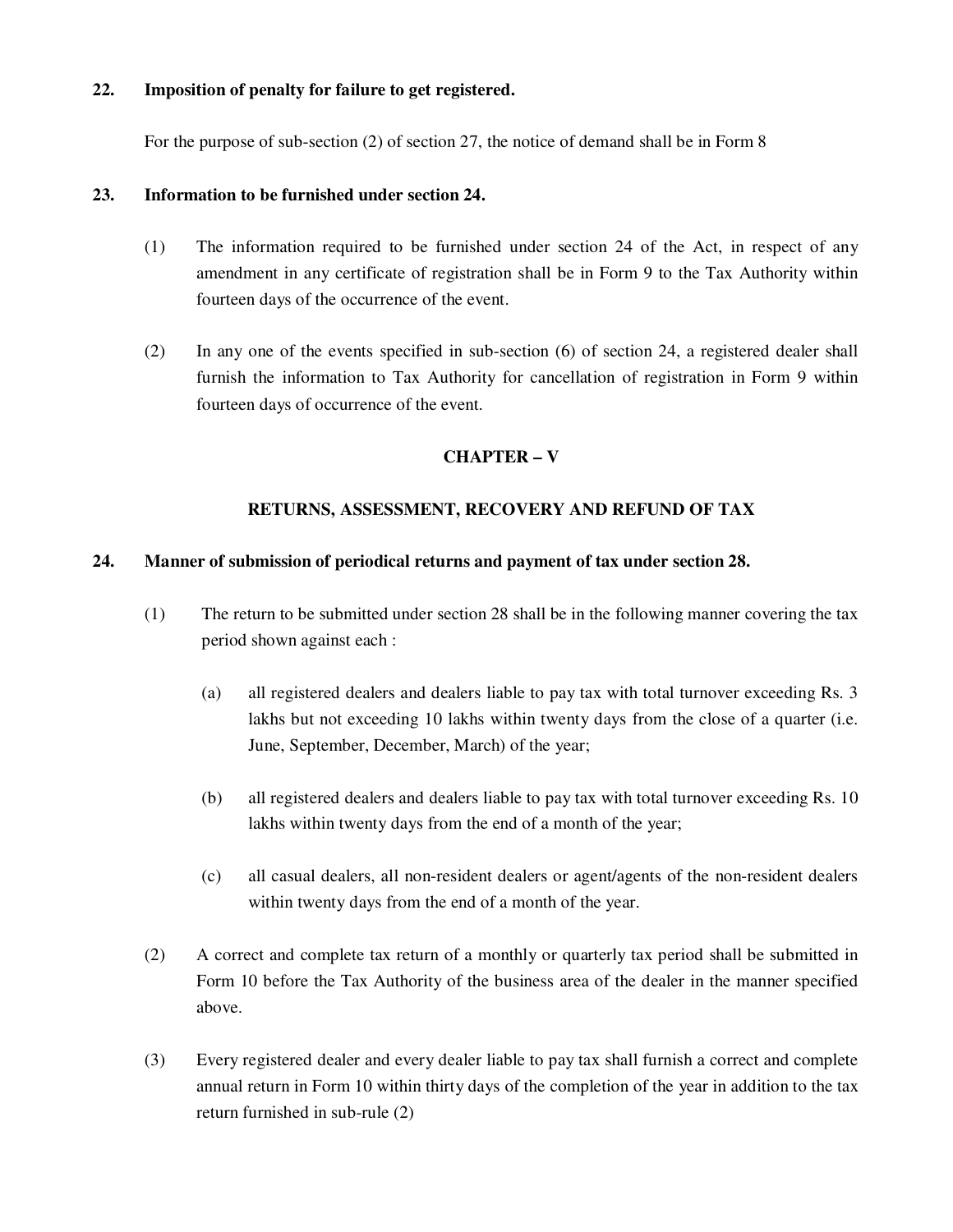**22. Imposition of penalty for failure to get registered.**

For the purpose of sub-section (2) of section 27, the notice of demand shall be in Form 8

**23. Information to be furnished under section 24.**

(1) The information required to be furnished under section 24 of the Act, in respect of any amendment in any certificate of registration shall be in Form 9 to the Tax Authority within fourteen days of the occurrence of the event.

(2) In any one of the events specified in sub-section (6) of section 24, a registered dealer shall furnish the information to Tax Authority for cancellation of registration in Form 9 within fourteen days of occurrence of the event.

## CHAPTER – V

## RETURNS, ASSESSMENT, RECOVERY AND REFUND OF TAX

**24. Manner of submission of periodical returns and payment of tax under section 28.**

(1) The return to be submitted under section 28 shall be in the following manner covering the tax period shown against each :

(a) all registered dealers and dealers liable to pay tax with total turnover exceeding Rs. 3 lakhs but not exceeding 10 lakhs within twenty days from the close of a quarter (i.e. June, September, December, March) of the year;

(b) all registered dealers and dealers liable to pay tax with total turnover exceeding Rs. 10 lakhs within twenty days from the end of a month of the year;

(c) all casual dealers, all non-resident dealers or agent/agents of the non-resident dealers within twenty days from the end of a month of the year.

(2) A correct and complete tax return of a monthly or quarterly tax period shall be submitted in Form 10 before the Tax Authority of the business area of the dealer in the manner specified above.

(3) Every registered dealer and every dealer liable to pay tax shall furnish a correct and complete annual return in Form 10 within thirty days of the completion of the year in addition to the tax return furnished in sub-rule (2)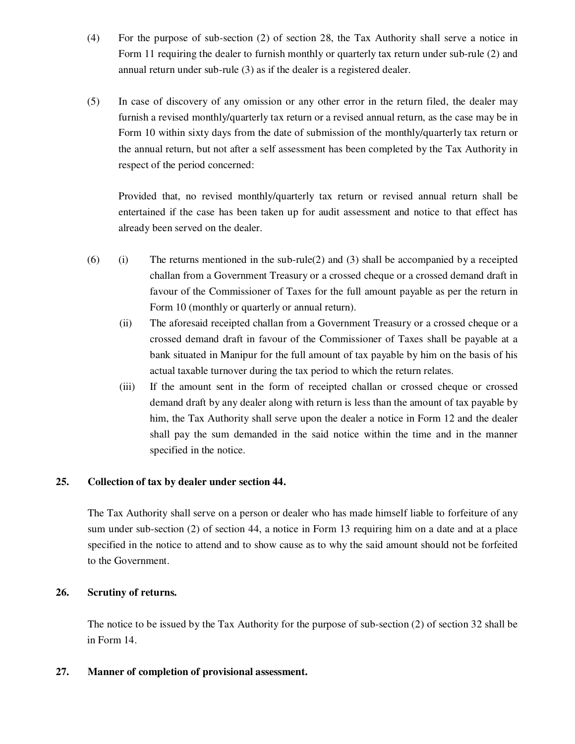(4) For the purpose of sub-section (2) of section 28, the Tax Authority shall serve a notice in Form 11 requiring the dealer to furnish monthly or quarterly tax return under sub-rule (2) and annual return under sub-rule (3) as if the dealer is a registered dealer.

(5) In case of discovery of any omission or any other error in the return filed, the dealer may furnish a revised monthly/quarterly tax return or a revised annual return, as the case may be in Form 10 within sixty days from the date of submission of the monthly/quarterly tax return or the annual return, but not after a self assessment has been completed by the Tax Authority in respect of the period concerned:

Provided that, no revised monthly/quarterly tax return or revised annual return shall be entertained if the case has been taken up for audit assessment and notice to that effect has already been served on the dealer.

(6) (i) The returns mentioned in the sub-rule(2) and (3) shall be accompanied by a receipted challan from a Government Treasury or a crossed cheque or a crossed demand draft in favour of the Commissioner of Taxes for the full amount payable as per the return in Form 10 (monthly or quarterly or annual return).

(ii) The aforesaid receipted challan from a Government Treasury or a crossed cheque or a crossed demand draft in favour of the Commissioner of Taxes shall be payable at a bank situated in Manipur for the full amount of tax payable by him on the basis of his actual taxable turnover during the tax period to which the return relates.

(iii) If the amount sent in the form of receipted challan or crossed cheque or crossed demand draft by any dealer along with return is less than the amount of tax payable by him, the Tax Authority shall serve upon the dealer a notice in Form 12 and the dealer shall pay the sum demanded in the said notice within the time and in the manner specified in the notice.

**25. Collection of tax by dealer under section 44.**

The Tax Authority shall serve on a person or dealer who has made himself liable to forfeiture of any sum under sub-section (2) of section 44, a notice in Form 13 requiring him on a date and at a place specified in the notice to attend and to show cause as to why the said amount should not be forfeited to the Government.

**26. Scrutiny of returns.**

The notice to be issued by the Tax Authority for the purpose of sub-section (2) of section 32 shall be in Form 14.

**27. Manner of completion of provisional assessment.**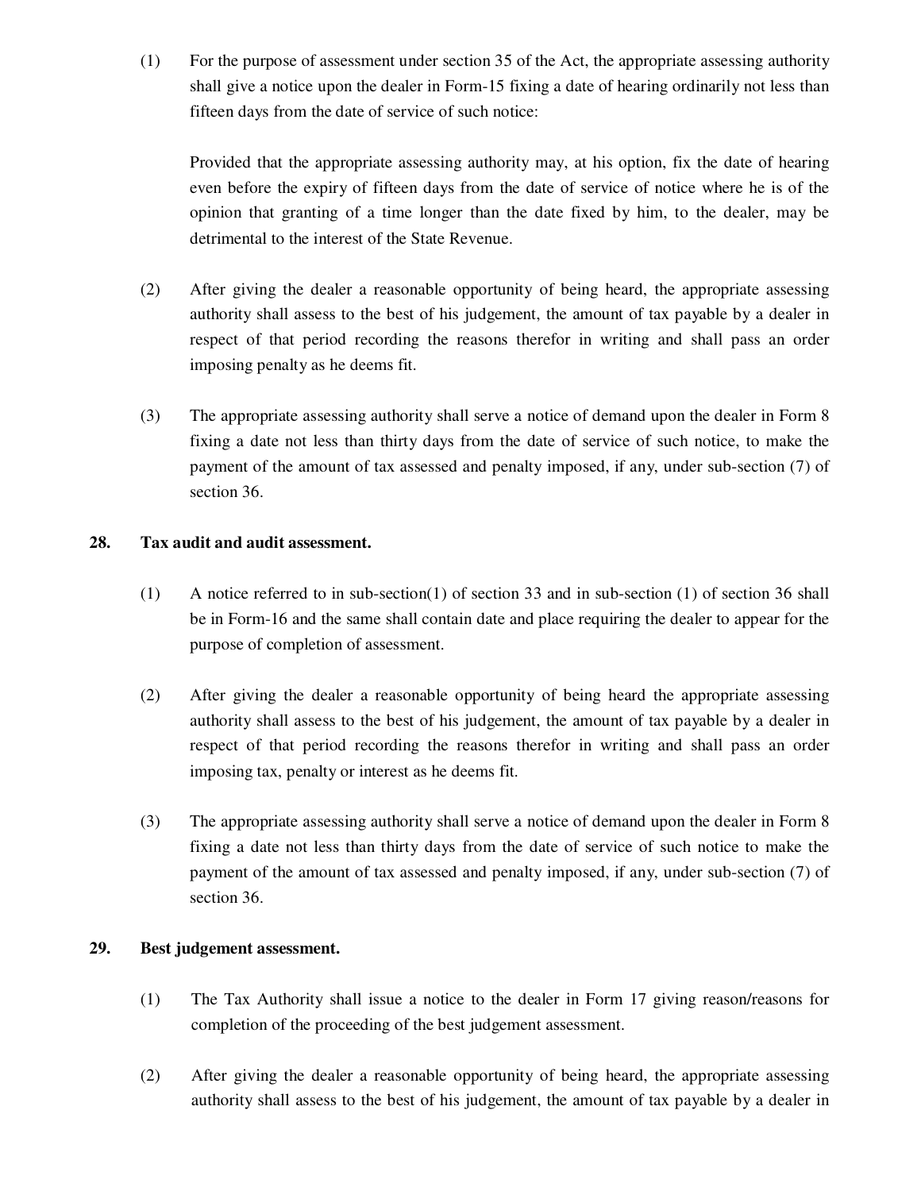(1) For the purpose of assessment under section 35 of the Act, the appropriate assessing authority shall give a notice upon the dealer in Form-15 fixing a date of hearing ordinarily not less than fifteen days from the date of service of such notice:

Provided that the appropriate assessing authority may, at his option, fix the date of hearing even before the expiry of fifteen days from the date of service of notice where he is of the opinion that granting of a time longer than the date fixed by him, to the dealer, may be detrimental to the interest of the State Revenue.

(2) After giving the dealer a reasonable opportunity of being heard, the appropriate assessing authority shall assess to the best of his judgement, the amount of tax payable by a dealer in respect of that period recording the reasons therefor in writing and shall pass an order imposing penalty as he deems fit.

(3) The appropriate assessing authority shall serve a notice of demand upon the dealer in Form 8 fixing a date not less than thirty days from the date of service of such notice, to make the payment of the amount of tax assessed and penalty imposed, if any, under sub-section (7) of section 36.

**28. Tax audit and audit assessment.**

(1) A notice referred to in sub-section(1) of section 33 and in sub-section (1) of section 36 shall be in Form-16 and the same shall contain date and place requiring the dealer to appear for the purpose of completion of assessment.

(2) After giving the dealer a reasonable opportunity of being heard the appropriate assessing authority shall assess to the best of his judgement, the amount of tax payable by a dealer in respect of that period recording the reasons therefor in writing and shall pass an order imposing tax, penalty or interest as he deems fit.

(3) The appropriate assessing authority shall serve a notice of demand upon the dealer in Form 8 fixing a date not less than thirty days from the date of service of such notice to make the payment of the amount of tax assessed and penalty imposed, if any, under sub-section (7) of section 36.

**29. Best judgement assessment.**

(1) The Tax Authority shall issue a notice to the dealer in Form 17 giving reason/reasons for completion of the proceeding of the best judgement assessment.

(2) After giving the dealer a reasonable opportunity of being heard, the appropriate assessing authority shall assess to the best of his judgement, the amount of tax payable by a dealer in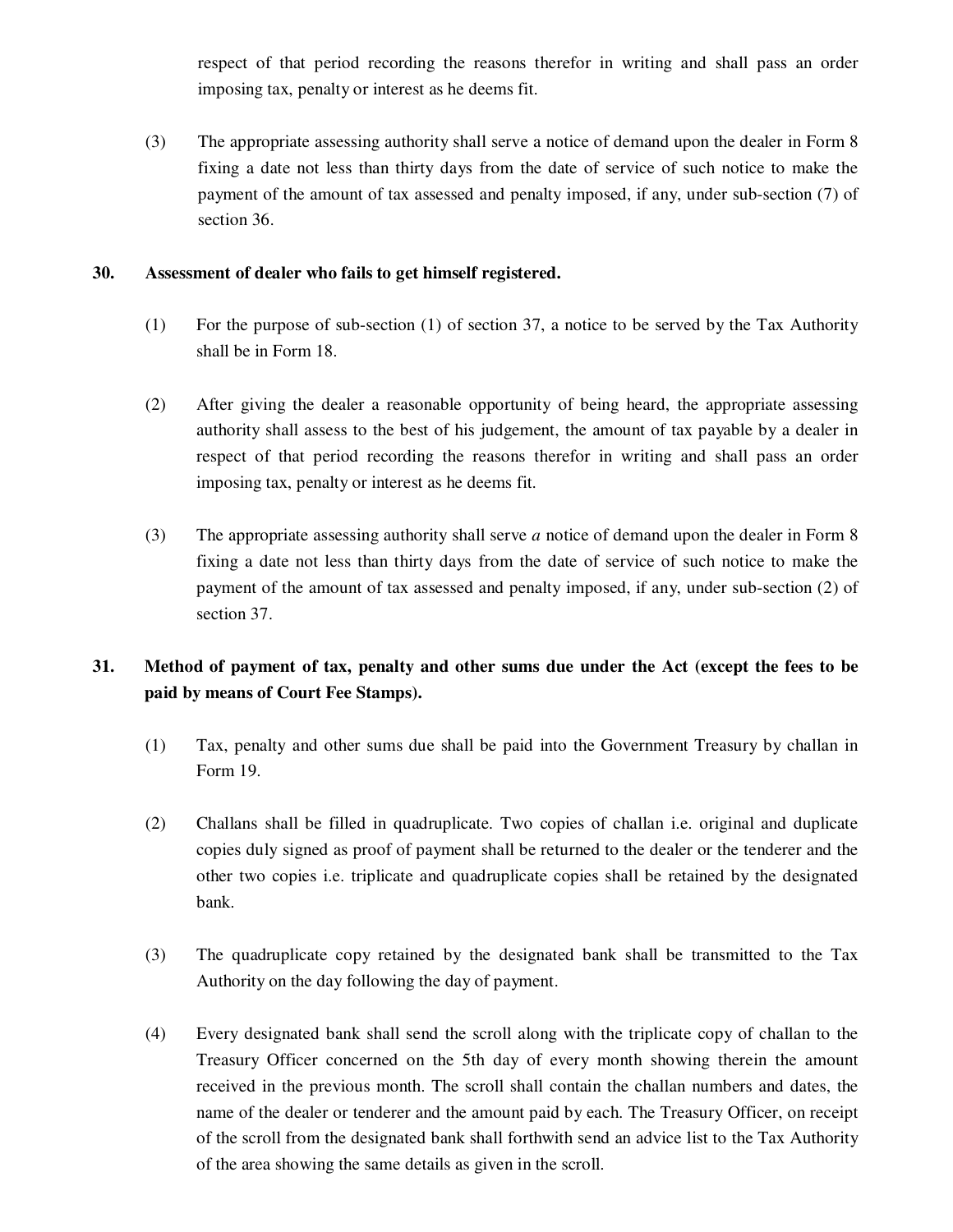respect of that period recording the reasons therefor in writing and shall pass an order imposing tax, penalty or interest as he deems fit.

(3) The appropriate assessing authority shall serve a notice of demand upon the dealer in Form 8 fixing a date not less than thirty days from the date of service of such notice to make the payment of the amount of tax assessed and penalty imposed, if any, under sub-section (7) of section 36.

**30. Assessment of dealer who fails to get himself registered.**

(1) For the purpose of sub-section (1) of section 37, a notice to be served by the Tax Authority shall be in Form 18.

(2) After giving the dealer a reasonable opportunity of being heard, the appropriate assessing authority shall assess to the best of his judgement, the amount of tax payable by a dealer in respect of that period recording the reasons therefor in writing and shall pass an order imposing tax, penalty or interest as he deems fit.

(3) The appropriate assessing authority shall serve *a* notice of demand upon the dealer in Form 8 fixing a date not less than thirty days from the date of service of such notice to make the payment of the amount of tax assessed and penalty imposed, if any, under sub-section (2) of section 37.

**31. Method of payment of tax, penalty and other sums due under the Act (except the fees to be paid by means of Court Fee Stamps).**

(1) Tax, penalty and other sums due shall be paid into the Government Treasury by challan in Form 19.

(2) Challans shall be filled in quadruplicate. Two copies of challan i.e. original and duplicate copies duly signed as proof of payment shall be returned to the dealer or the tenderer and the other two copies i.e. triplicate and quadruplicate copies shall be retained by the designated bank.

(3) The quadruplicate copy retained by the designated bank shall be transmitted to the Tax Authority on the day following the day of payment.

(4) Every designated bank shall send the scroll along with the triplicate copy of challan to the Treasury Officer concerned on the 5th day of every month showing therein the amount received in the previous month. The scroll shall contain the challan numbers and dates, the name of the dealer or tenderer and the amount paid by each. The Treasury Officer, on receipt of the scroll from the designated bank shall forthwith send an advice list to the Tax Authority of the area showing the same details as given in the scroll.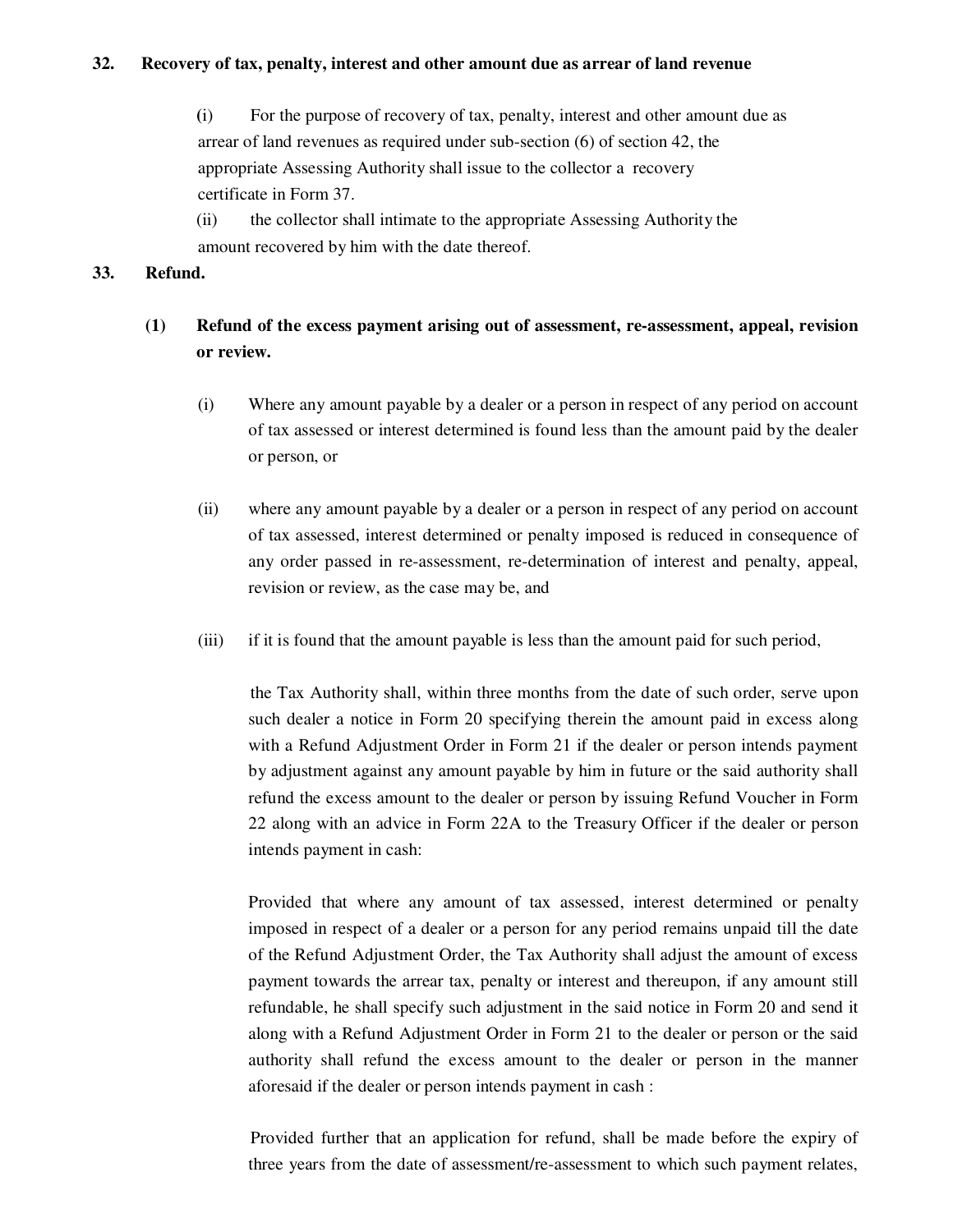**32. Recovery of tax, penalty, interest and other amount due as arrear of land revenue**

(i) For the purpose of recovery of tax, penalty, interest and other amount due as arrear of land revenues as required under sub-section (6) of section 42, the appropriate Assessing Authority shall issue to the collector a recovery certificate in Form 37.

(ii) the collector shall intimate to the appropriate Assessing Authority the amount recovered by him with the date thereof.

**33. Refund.**

**(1) Refund of the excess payment arising out of assessment, re-assessment, appeal, revision or review.**

(i) Where any amount payable by a dealer or a person in respect of any period on account of tax assessed or interest determined is found less than the amount paid by the dealer or person, or

(ii) where any amount payable by a dealer or a person in respect of any period on account of tax assessed, interest determined or penalty imposed is reduced in consequence of any order passed in re-assessment, re-determination of interest and penalty, appeal, revision or review, as the case may be, and

(iii) if it is found that the amount payable is less than the amount paid for such period,

the Tax Authority shall, within three months from the date of such order, serve upon such dealer a notice in Form 20 specifying therein the amount paid in excess along with a Refund Adjustment Order in Form 21 if the dealer or person intends payment by adjustment against any amount payable by him in future or the said authority shall refund the excess amount to the dealer or person by issuing Refund Voucher in Form 22 along with an advice in Form 22A to the Treasury Officer if the dealer or person intends payment in cash:

Provided that where any amount of tax assessed, interest determined or penalty imposed in respect of a dealer or a person for any period remains unpaid till the date of the Refund Adjustment Order, the Tax Authority shall adjust the amount of excess payment towards the arrear tax, penalty or interest and thereupon, if any amount still refundable, he shall specify such adjustment in the said notice in Form 20 and send it along with a Refund Adjustment Order in Form 21 to the dealer or person or the said authority shall refund the excess amount to the dealer or person in the manner aforesaid if the dealer or person intends payment in cash :

Provided further that an application for refund, shall be made before the expiry of three years from the date of assessment/re-assessment to which such payment relates,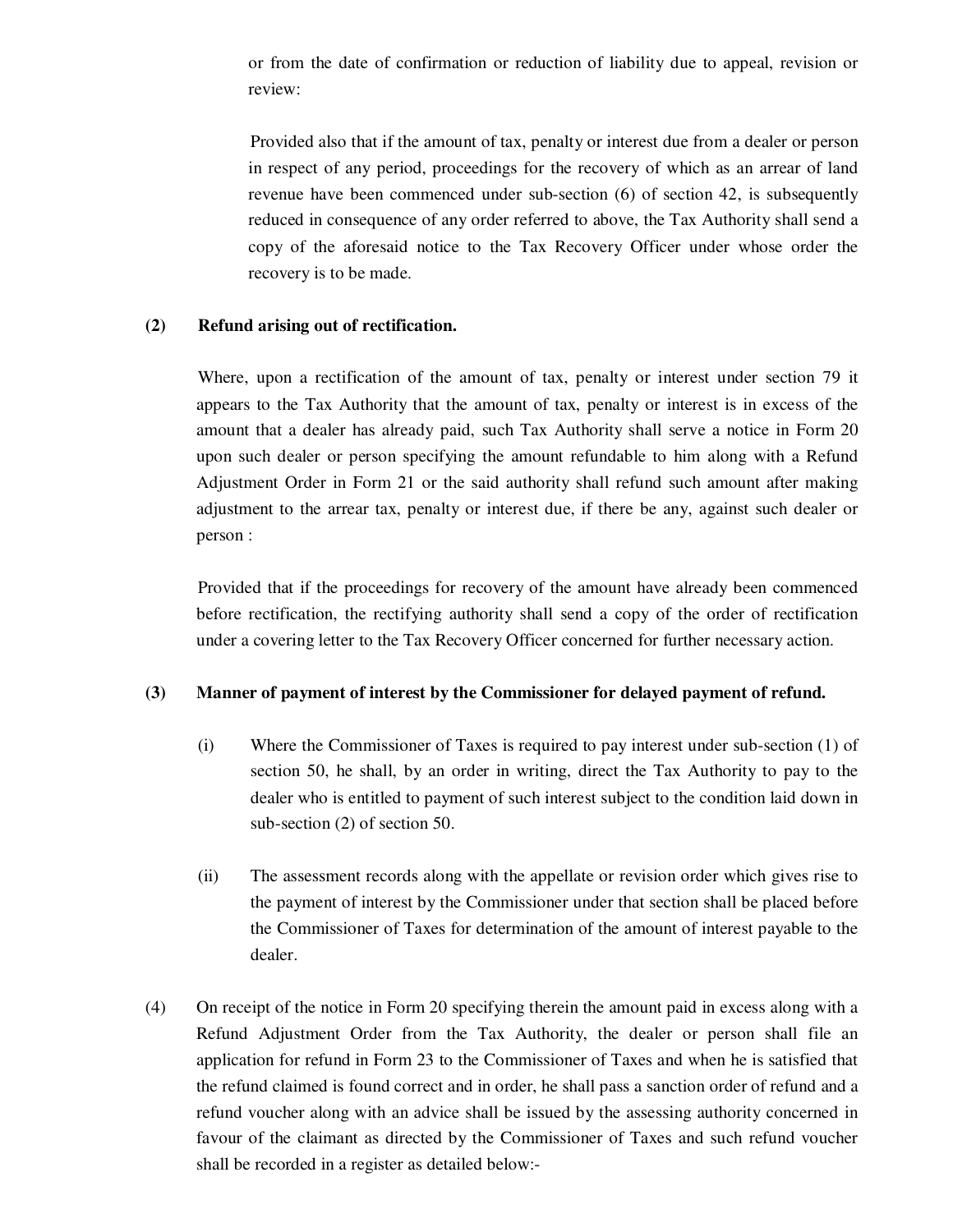or from the date of confirmation or reduction of liability due to appeal, revision or review:

Provided also that if the amount of tax, penalty or interest due from a dealer or person in respect of any period, proceedings for the recovery of which as an arrear of land revenue have been commenced under sub-section (6) of section 42, is subsequently reduced in consequence of any order referred to above, the Tax Authority shall send a copy of the aforesaid notice to the Tax Recovery Officer under whose order the recovery is to be made.

**(2) Refund arising out of rectification.**

Where, upon a rectification of the amount of tax, penalty or interest under section 79 it appears to the Tax Authority that the amount of tax, penalty or interest is in excess of the amount that a dealer has already paid, such Tax Authority shall serve a notice in Form 20 upon such dealer or person specifying the amount refundable to him along with a Refund Adjustment Order in Form 21 or the said authority shall refund such amount after making adjustment to the arrear tax, penalty or interest due, if there be any, against such dealer or person :

Provided that if the proceedings for recovery of the amount have already been commenced before rectification, the rectifying authority shall send a copy of the order of rectification under a covering letter to the Tax Recovery Officer concerned for further necessary action.

**(3) Manner of payment of interest by the Commissioner for delayed payment of refund.**

(i) Where the Commissioner of Taxes is required to pay interest under sub-section (1) of section 50, he shall, by an order in writing, direct the Tax Authority to pay to the dealer who is entitled to payment of such interest subject to the condition laid down in sub-section (2) of section 50.

(ii) The assessment records along with the appellate or revision order which gives rise to the payment of interest by the Commissioner under that section shall be placed before the Commissioner of Taxes for determination of the amount of interest payable to the dealer.

(4) On receipt of the notice in Form 20 specifying therein the amount paid in excess along with a Refund Adjustment Order from the Tax Authority, the dealer or person shall file an application for refund in Form 23 to the Commissioner of Taxes and when he is satisfied that the refund claimed is found correct and in order, he shall pass a sanction order of refund and a refund voucher along with an advice shall be issued by the assessing authority concerned in favour of the claimant as directed by the Commissioner of Taxes and such refund voucher shall be recorded in a register as detailed below:-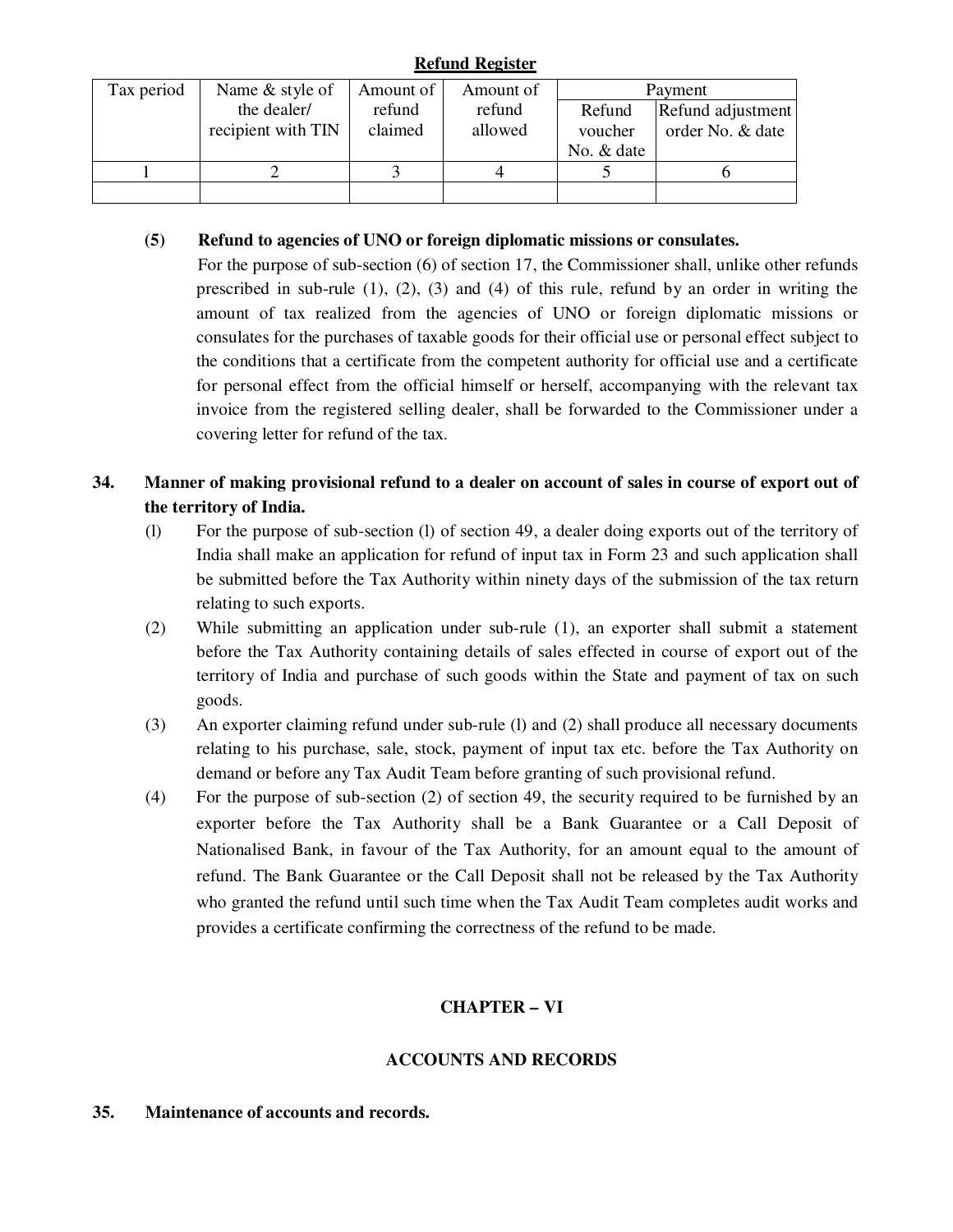**Refund Register**

| Tax period | Name & style of the dealer/ recipient with TIN | Amount of refund claimed | Amount of refund allowed | Payment | |
|---|---|---|---|---|---|
| | | | | Refund voucher No. & date | Refund adjustment order No. & date |
| 1 | 2 | 3 | 4 | 5 | 6 |
| | | | | | |

**(5) Refund to agencies of UNO or foreign diplomatic missions or consulates.**

For the purpose of sub-section (6) of section 17, the Commissioner shall, unlike other refunds prescribed in sub-rule (1), (2), (3) and (4) of this rule, refund by an order in writing the amount of tax realized from the agencies of UNO or foreign diplomatic missions or consulates for the purchases of taxable goods for their official use or personal effect subject to the conditions that a certificate from the competent authority for official use and a certificate for personal effect from the official himself or herself, accompanying with the relevant tax invoice from the registered selling dealer, shall be forwarded to the Commissioner under a covering letter for refund of the tax.

**34. Manner of making provisional refund to a dealer on account of sales in course of export out of the territory of India.**

(l) For the purpose of sub-section (l) of section 49, a dealer doing exports out of the territory of India shall make an application for refund of input tax in Form 23 and such application shall be submitted before the Tax Authority within ninety days of the submission of the tax return relating to such exports.

(2) While submitting an application under sub-rule (1), an exporter shall submit a statement before the Tax Authority containing details of sales effected in course of export out of the territory of India and purchase of such goods within the State and payment of tax on such goods.

(3) An exporter claiming refund under sub-rule (l) and (2) shall produce all necessary documents relating to his purchase, sale, stock, payment of input tax etc. before the Tax Authority on demand or before any Tax Audit Team before granting of such provisional refund.

(4) For the purpose of sub-section (2) of section 49, the security required to be furnished by an exporter before the Tax Authority shall be a Bank Guarantee or a Call Deposit of Nationalised Bank, in favour of the Tax Authority, for an amount equal to the amount of refund. The Bank Guarantee or the Call Deposit shall not be released by the Tax Authority who granted the refund until such time when the Tax Audit Team completes audit works and provides a certificate confirming the correctness of the refund to be made.

## CHAPTER – VI

## ACCOUNTS AND RECORDS

**35. Maintenance of accounts and records.**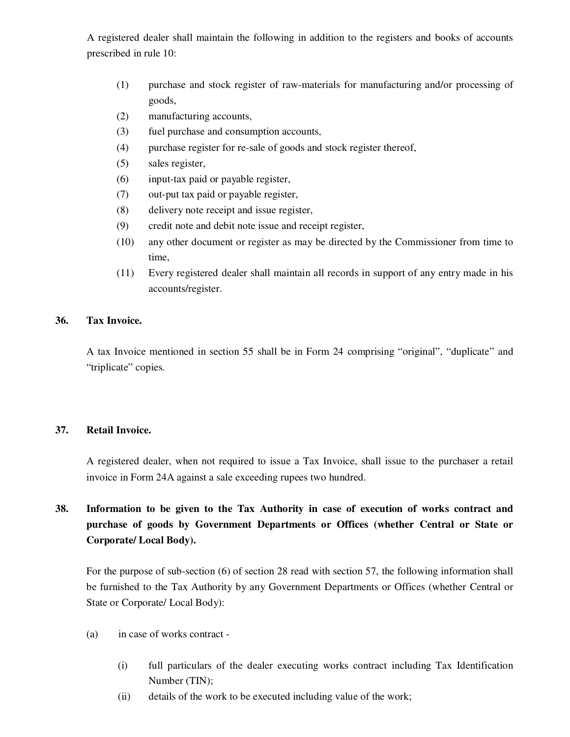A registered dealer shall maintain the following in addition to the registers and books of accounts prescribed in rule 10:

(1) purchase and stock register of raw-materials for manufacturing and/or processing of goods,

(2) manufacturing accounts,

(3) fuel purchase and consumption accounts,

(4) purchase register for re-sale of goods and stock register thereof,

(5) sales register,

(6) input-tax paid or payable register,

(7) out-put tax paid or payable register,

(8) delivery note receipt and issue register,

(9) credit note and debit note issue and receipt register,

(10) any other document or register as may be directed by the Commissioner from time to time,

(11) Every registered dealer shall maintain all records in support of any entry made in his accounts/register.

**36. Tax Invoice.**

A tax Invoice mentioned in section 55 shall be in Form 24 comprising "original", "duplicate" and "triplicate" copies.

**37. Retail Invoice.**

A registered dealer, when not required to issue a Tax Invoice, shall issue to the purchaser a retail invoice in Form 24A against a sale exceeding rupees two hundred.

**38. Information to be given to the Tax Authority in case of execution of works contract and purchase of goods by Government Departments or Offices (whether Central or State or Corporate/ Local Body).**

For the purpose of sub-section (6) of section 28 read with section 57, the following information shall be furnished to the Tax Authority by any Government Departments or Offices (whether Central or State or Corporate/ Local Body):

(a) in case of works contract -

(i) full particulars of the dealer executing works contract including Tax Identification Number (TIN);

(ii) details of the work to be executed including value of the work;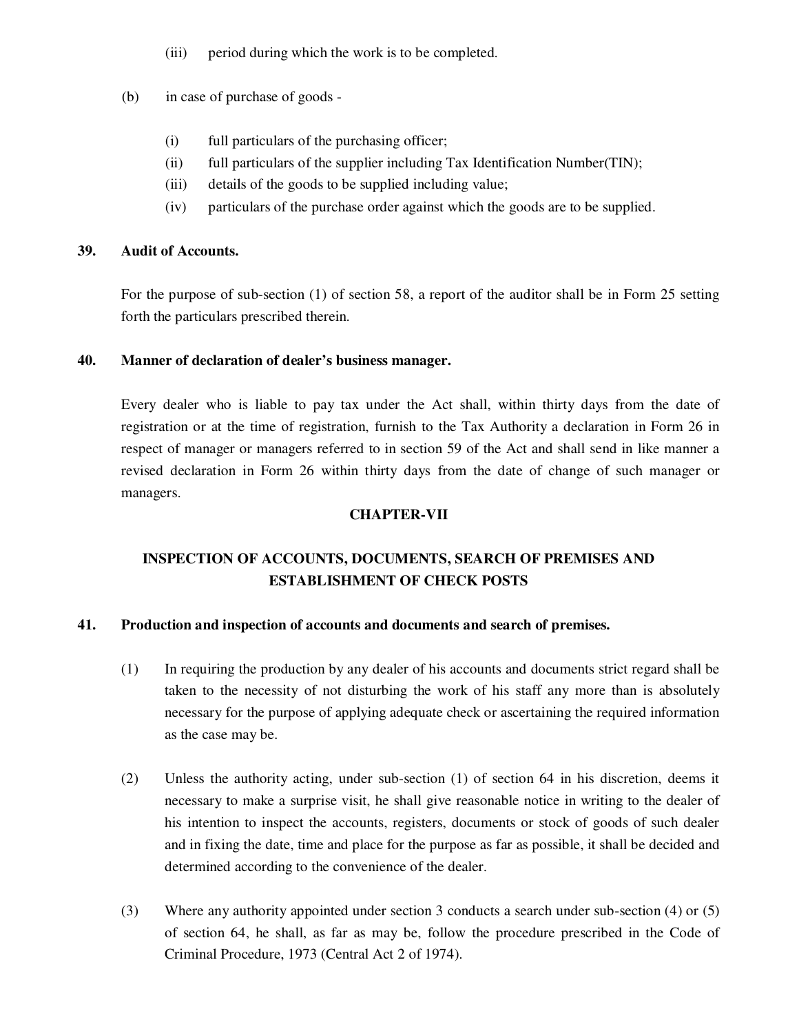(iii) period during which the work is to be completed.

(b) in case of purchase of goods -

(i) full particulars of the purchasing officer;
(ii) full particulars of the supplier including Tax Identification Number(TIN);
(iii) details of the goods to be supplied including value;
(iv) particulars of the purchase order against which the goods are to be supplied.

**39. Audit of Accounts.**

For the purpose of sub-section (1) of section 58, a report of the auditor shall be in Form 25 setting forth the particulars prescribed therein.

**40. Manner of declaration of dealer's business manager.**

Every dealer who is liable to pay tax under the Act shall, within thirty days from the date of registration or at the time of registration, furnish to the Tax Authority a declaration in Form 26 in respect of manager or managers referred to in section 59 of the Act and shall send in like manner a revised declaration in Form 26 within thirty days from the date of change of such manager or managers.

## CHAPTER-VII

## INSPECTION OF ACCOUNTS, DOCUMENTS, SEARCH OF PREMISES AND ESTABLISHMENT OF CHECK POSTS

**41. Production and inspection of accounts and documents and search of premises.**

(1) In requiring the production by any dealer of his accounts and documents strict regard shall be taken to the necessity of not disturbing the work of his staff any more than is absolutely necessary for the purpose of applying adequate check or ascertaining the required information as the case may be.

(2) Unless the authority acting, under sub-section (1) of section 64 in his discretion, deems it necessary to make a surprise visit, he shall give reasonable notice in writing to the dealer of his intention to inspect the accounts, registers, documents or stock of goods of such dealer and in fixing the date, time and place for the purpose as far as possible, it shall be decided and determined according to the convenience of the dealer.

(3) Where any authority appointed under section 3 conducts a search under sub-section (4) or (5) of section 64, he shall, as far as may be, follow the procedure prescribed in the Code of Criminal Procedure, 1973 (Central Act 2 of 1974).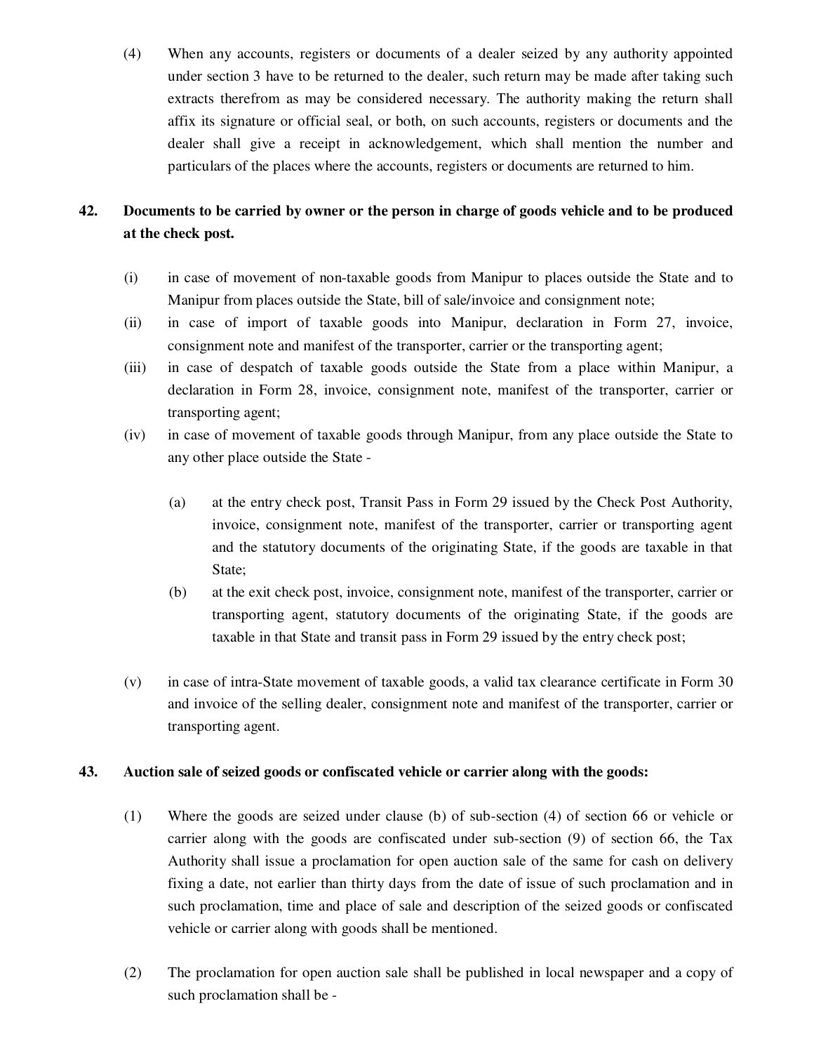(4) When any accounts, registers or documents of a dealer seized by any authority appointed under section 3 have to be returned to the dealer, such return may be made after taking such extracts therefrom as may be considered necessary. The authority making the return shall affix its signature or official seal, or both, on such accounts, registers or documents and the dealer shall give a receipt in acknowledgement, which shall mention the number and particulars of the places where the accounts, registers or documents are returned to him.

**42. Documents to be carried by owner or the person in charge of goods vehicle and to be produced at the check post.**

(i) in case of movement of non-taxable goods from Manipur to places outside the State and to Manipur from places outside the State, bill of sale/invoice and consignment note;

(ii) in case of import of taxable goods into Manipur, declaration in Form 27, invoice, consignment note and manifest of the transporter, carrier or the transporting agent;

(iii) in case of despatch of taxable goods outside the State from a place within Manipur, a declaration in Form 28, invoice, consignment note, manifest of the transporter, carrier or transporting agent;

(iv) in case of movement of taxable goods through Manipur, from any place outside the State to any other place outside the State -

(a) at the entry check post, Transit Pass in Form 29 issued by the Check Post Authority, invoice, consignment note, manifest of the transporter, carrier or transporting agent and the statutory documents of the originating State, if the goods are taxable in that State;

(b) at the exit check post, invoice, consignment note, manifest of the transporter, carrier or transporting agent, statutory documents of the originating State, if the goods are taxable in that State and transit pass in Form 29 issued by the entry check post;

(v) in case of intra-State movement of taxable goods, a valid tax clearance certificate in Form 30 and invoice of the selling dealer, consignment note and manifest of the transporter, carrier or transporting agent.

**43. Auction sale of seized goods or confiscated vehicle or carrier along with the goods:**

(1) Where the goods are seized under clause (b) of sub-section (4) of section 66 or vehicle or carrier along with the goods are confiscated under sub-section (9) of section 66, the Tax Authority shall issue a proclamation for open auction sale of the same for cash on delivery fixing a date, not earlier than thirty days from the date of issue of such proclamation and in such proclamation, time and place of sale and description of the seized goods or confiscated vehicle or carrier along with goods shall be mentioned.

(2) The proclamation for open auction sale shall be published in local newspaper and a copy of such proclamation shall be -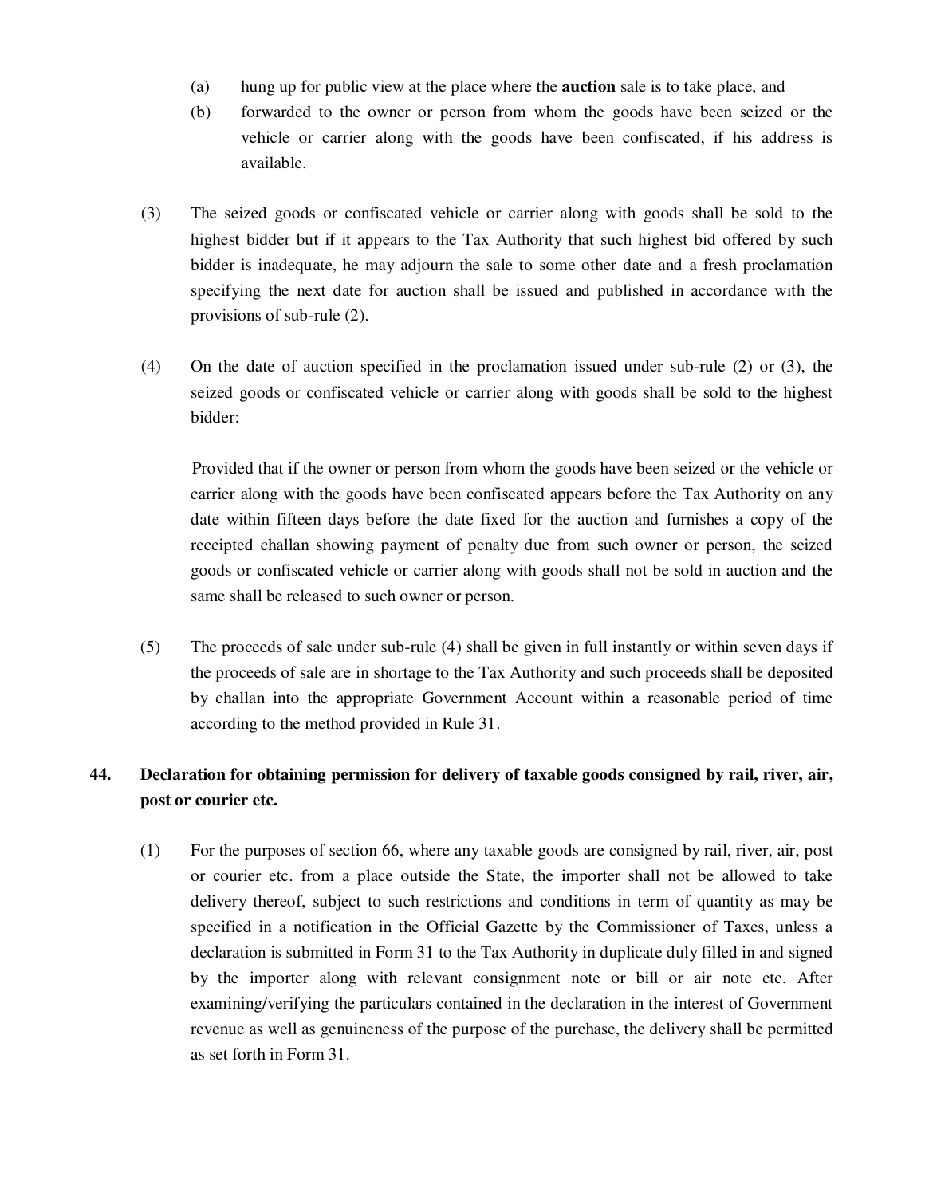(a) hung up for public view at the place where the **auction** sale is to take place, and

(b) forwarded to the owner or person from whom the goods have been seized or the vehicle or carrier along with the goods have been confiscated, if his address is available.

(3) The seized goods or confiscated vehicle or carrier along with goods shall be sold to the highest bidder but if it appears to the Tax Authority that such highest bid offered by such bidder is inadequate, he may adjourn the sale to some other date and a fresh proclamation specifying the next date for auction shall be issued and published in accordance with the provisions of sub-rule (2).

(4) On the date of auction specified in the proclamation issued under sub-rule (2) or (3), the seized goods or confiscated vehicle or carrier along with goods shall be sold to the highest bidder:

Provided that if the owner or person from whom the goods have been seized or the vehicle or carrier along with the goods have been confiscated appears before the Tax Authority on any date within fifteen days before the date fixed for the auction and furnishes a copy of the receipted challan showing payment of penalty due from such owner or person, the seized goods or confiscated vehicle or carrier along with goods shall not be sold in auction and the same shall be released to such owner or person.

(5) The proceeds of sale under sub-rule (4) shall be given in full instantly or within seven days if the proceeds of sale are in shortage to the Tax Authority and such proceeds shall be deposited by challan into the appropriate Government Account within a reasonable period of time according to the method provided in Rule 31.

**44. Declaration for obtaining permission for delivery of taxable goods consigned by rail, river, air, post or courier etc.**

(1) For the purposes of section 66, where any taxable goods are consigned by rail, river, air, post or courier etc. from a place outside the State, the importer shall not be allowed to take delivery thereof, subject to such restrictions and conditions in term of quantity as may be specified in a notification in the Official Gazette by the Commissioner of Taxes, unless a declaration is submitted in Form 31 to the Tax Authority in duplicate duly filled in and signed by the importer along with relevant consignment note or bill or air note etc. After examining/verifying the particulars contained in the declaration in the interest of Government revenue as well as genuineness of the purpose of the purchase, the delivery shall be permitted as set forth in Form 31.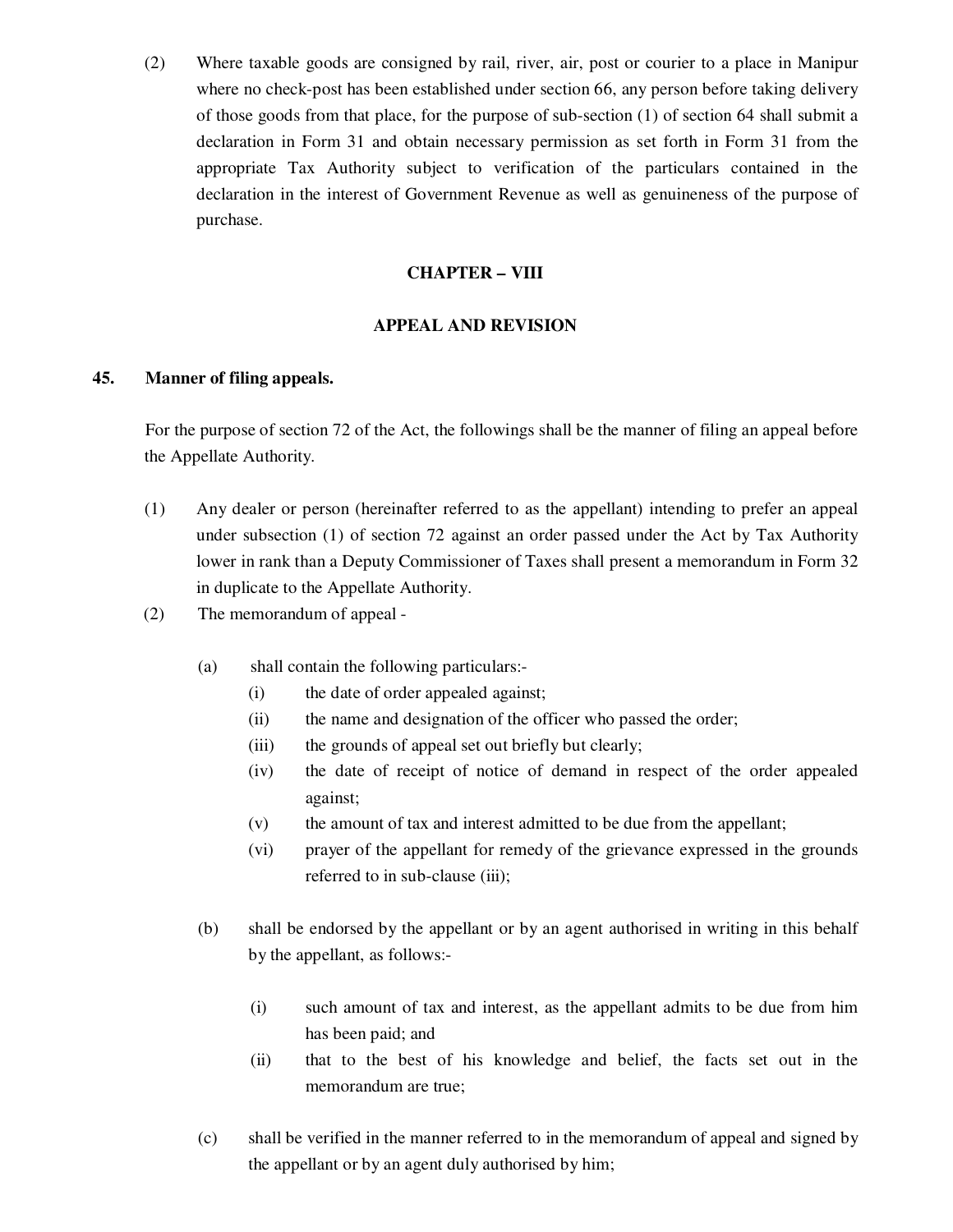(2) Where taxable goods are consigned by rail, river, air, post or courier to a place in Manipur where no check-post has been established under section 66, any person before taking delivery of those goods from that place, for the purpose of sub-section (1) of section 64 shall submit a declaration in Form 31 and obtain necessary permission as set forth in Form 31 from the appropriate Tax Authority subject to verification of the particulars contained in the declaration in the interest of Government Revenue as well as genuineness of the purpose of purchase.

## CHAPTER – VIII

## APPEAL AND REVISION

### 45. Manner of filing appeals.

For the purpose of section 72 of the Act, the followings shall be the manner of filing an appeal before the Appellate Authority.

(1) Any dealer or person (hereinafter referred to as the appellant) intending to prefer an appeal under subsection (1) of section 72 against an order passed under the Act by Tax Authority lower in rank than a Deputy Commissioner of Taxes shall present a memorandum in Form 32 in duplicate to the Appellate Authority.

(2) The memorandum of appeal -

(a) shall contain the following particulars:-

(i) the date of order appealed against;

(ii) the name and designation of the officer who passed the order;

(iii) the grounds of appeal set out briefly but clearly;

(iv) the date of receipt of notice of demand in respect of the order appealed against;

(v) the amount of tax and interest admitted to be due from the appellant;

(vi) prayer of the appellant for remedy of the grievance expressed in the grounds referred to in sub-clause (iii);

(b) shall be endorsed by the appellant or by an agent authorised in writing in this behalf by the appellant, as follows:-

(i) such amount of tax and interest, as the appellant admits to be due from him has been paid; and

(ii) that to the best of his knowledge and belief, the facts set out in the memorandum are true;

(c) shall be verified in the manner referred to in the memorandum of appeal and signed by the appellant or by an agent duly authorised by him;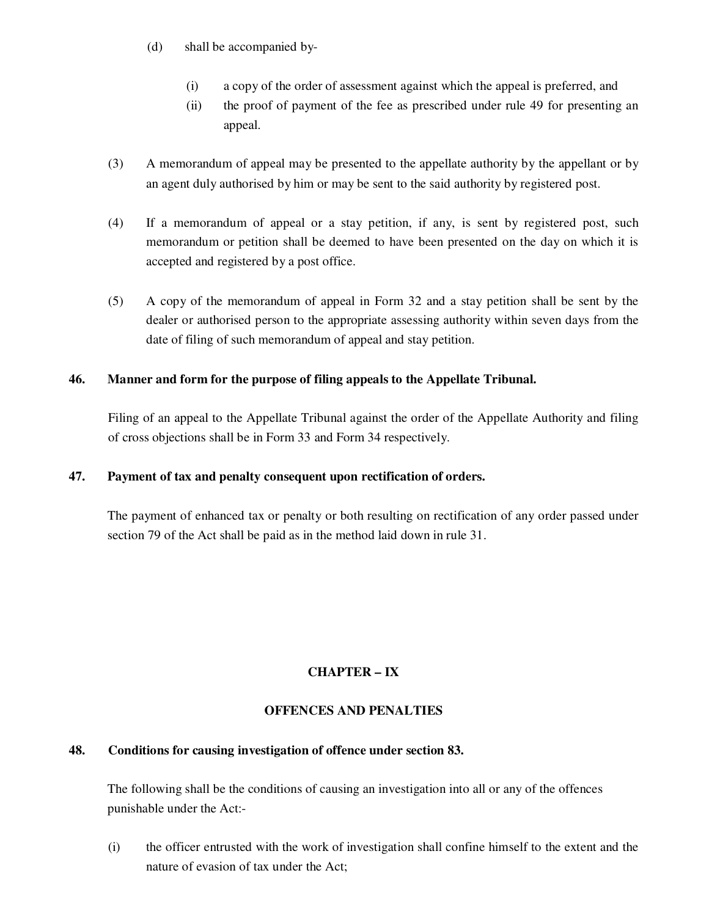(d) shall be accompanied by-

 (i) a copy of the order of assessment against which the appeal is preferred, and
 (ii) the proof of payment of the fee as prescribed under rule 49 for presenting an appeal.

(3) A memorandum of appeal may be presented to the appellate authority by the appellant or by an agent duly authorised by him or may be sent to the said authority by registered post.

(4) If a memorandum of appeal or a stay petition, if any, is sent by registered post, such memorandum or petition shall be deemed to have been presented on the day on which it is accepted and registered by a post office.

(5) A copy of the memorandum of appeal in Form 32 and a stay petition shall be sent by the dealer or authorised person to the appropriate assessing authority within seven days from the date of filing of such memorandum of appeal and stay petition.

**46. Manner and form for the purpose of filing appeals to the Appellate Tribunal.**

Filing of an appeal to the Appellate Tribunal against the order of the Appellate Authority and filing of cross objections shall be in Form 33 and Form 34 respectively.

**47. Payment of tax and penalty consequent upon rectification of orders.**

The payment of enhanced tax or penalty or both resulting on rectification of any order passed under section 79 of the Act shall be paid as in the method laid down in rule 31.

## CHAPTER – IX

## OFFENCES AND PENALTIES

**48. Conditions for causing investigation of offence under section 83.**

The following shall be the conditions of causing an investigation into all or any of the offences punishable under the Act:-

(i) the officer entrusted with the work of investigation shall confine himself to the extent and the nature of evasion of tax under the Act;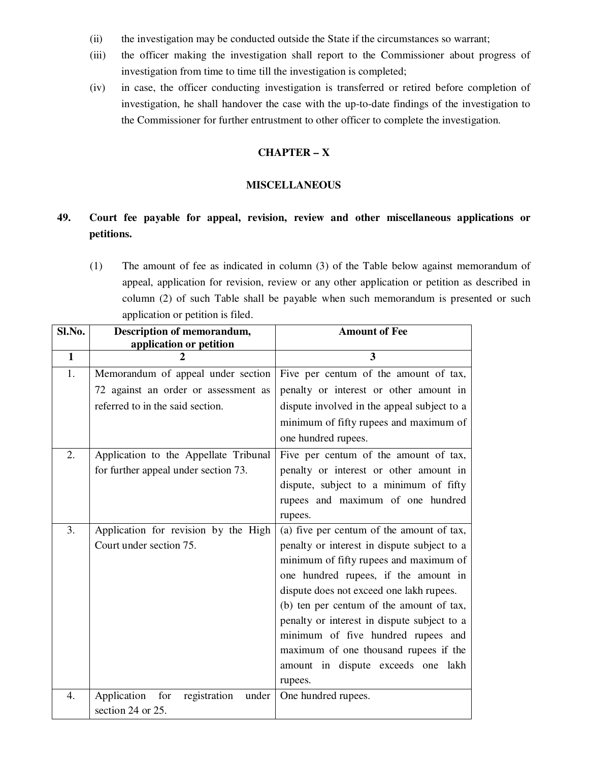(ii) the investigation may be conducted outside the State if the circumstances so warrant;

(iii) the officer making the investigation shall report to the Commissioner about progress of investigation from time to time till the investigation is completed;

(iv) in case, the officer conducting investigation is transferred or retired before completion of investigation, he shall handover the case with the up-to-date findings of the investigation to the Commissioner for further entrustment to other officer to complete the investigation.

## CHAPTER – X

## MISCELLANEOUS

### 49. Court fee payable for appeal, revision, review and other miscellaneous applications or petitions.

(1) The amount of fee as indicated in column (3) of the Table below against memorandum of appeal, application for revision, review or any other application or petition as described in column (2) of such Table shall be payable when such memorandum is presented or such application or petition is filed.

| Sl.No. | Description of memorandum, application or petition | Amount of Fee |
|---|---|---|
| 1 | 2 | 3 |
| 1. | Memorandum of appeal under section 72 against an order or assessment as referred to in the said section. | Five per centum of the amount of tax, penalty or interest or other amount in dispute involved in the appeal subject to a minimum of fifty rupees and maximum of one hundred rupees. |
| 2. | Application to the Appellate Tribunal for further appeal under section 73. | Five per centum of the amount of tax, penalty or interest or other amount in dispute, subject to a minimum of fifty rupees and maximum of one hundred rupees. |
| 3. | Application for revision by the High Court under section 75. | (a) five per centum of the amount of tax, penalty or interest in dispute subject to a minimum of fifty rupees and maximum of one hundred rupees, if the amount in dispute does not exceed one lakh rupees.<br>(b) ten per centum of the amount of tax, penalty or interest in dispute subject to a minimum of five hundred rupees and maximum of one thousand rupees if the amount in dispute exceeds one lakh rupees. |
| 4. | Application for registration under section 24 or 25. | One hundred rupees. |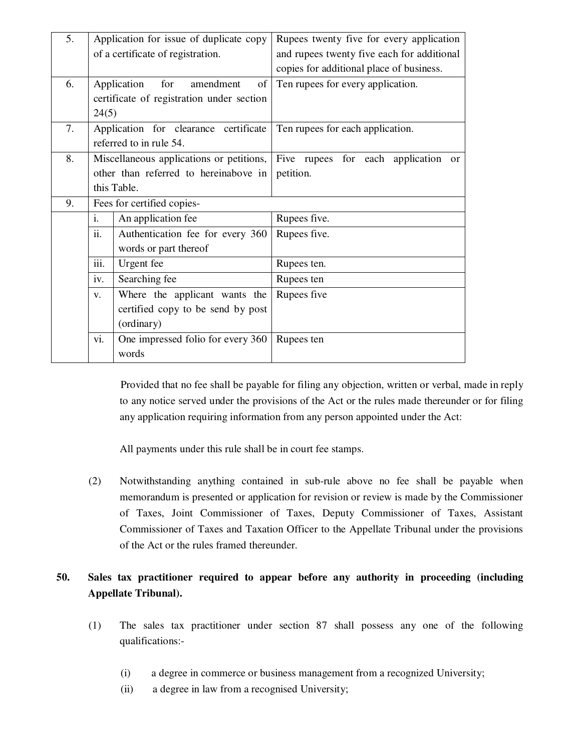| | | |
|---|---|---|
| 5. | Application for issue of duplicate copy of a certificate of registration. | Rupees twenty five for every application and rupees twenty five each for additional copies for additional place of business. |
| 6. | Application for amendment of certificate of registration under section 24(5) | Ten rupees for every application. |
| 7. | Application for clearance certificate referred to in rule 54. | Ten rupees for each application. |
| 8. | Miscellaneous applications or petitions, other than referred to hereinabove in this Table. | Five rupees for each application or petition. |
| 9. | Fees for certified copies- | |
| | i. An application fee | Rupees five. |
| | ii. Authentication fee for every 360 words or part thereof | Rupees five. |
| | iii. Urgent fee | Rupees ten. |
| | iv. Searching fee | Rupees ten |
| | v. Where the applicant wants the certified copy to be send by post (ordinary) | Rupees five |
| | vi. One impressed folio for every 360 words | Rupees ten |

Provided that no fee shall be payable for filing any objection, written or verbal, made in reply to any notice served under the provisions of the Act or the rules made thereunder or for filing any application requiring information from any person appointed under the Act:

All payments under this rule shall be in court fee stamps.

(2) Notwithstanding anything contained in sub-rule above no fee shall be payable when memorandum is presented or application for revision or review is made by the Commissioner of Taxes, Joint Commissioner of Taxes, Deputy Commissioner of Taxes, Assistant Commissioner of Taxes and Taxation Officer to the Appellate Tribunal under the provisions of the Act or the rules framed thereunder.

**50. Sales tax practitioner required to appear before any authority in proceeding (including Appellate Tribunal).**

(1) The sales tax practitioner under section 87 shall possess any one of the following qualifications:-

(i) a degree in commerce or business management from a recognized University;

(ii) a degree in law from a recognised University;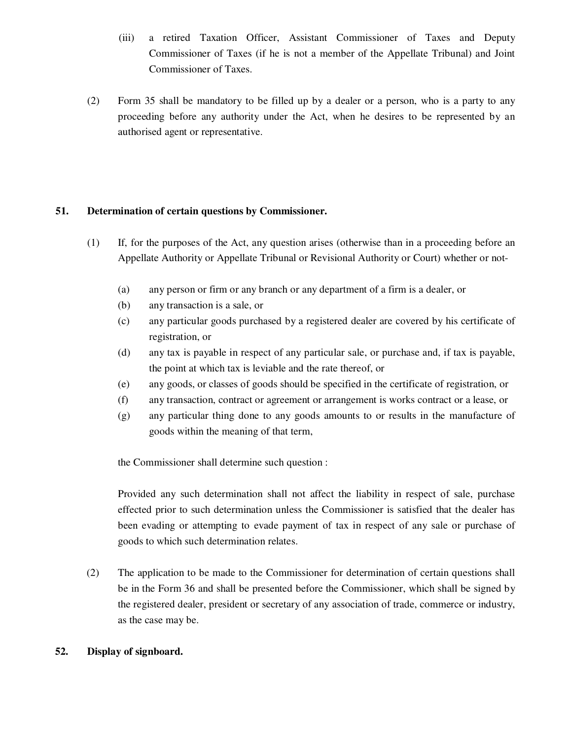(iii) a retired Taxation Officer, Assistant Commissioner of Taxes and Deputy Commissioner of Taxes (if he is not a member of the Appellate Tribunal) and Joint Commissioner of Taxes.

(2) Form 35 shall be mandatory to be filled up by a dealer or a person, who is a party to any proceeding before any authority under the Act, when he desires to be represented by an authorised agent or representative.

**51. Determination of certain questions by Commissioner.**

(1) If, for the purposes of the Act, any question arises (otherwise than in a proceeding before an Appellate Authority or Appellate Tribunal or Revisional Authority or Court) whether or not-

(a) any person or firm or any branch or any department of a firm is a dealer, or
(b) any transaction is a sale, or
(c) any particular goods purchased by a registered dealer are covered by his certificate of registration, or
(d) any tax is payable in respect of any particular sale, or purchase and, if tax is payable, the point at which tax is leviable and the rate thereof, or
(e) any goods, or classes of goods should be specified in the certificate of registration, or
(f) any transaction, contract or agreement or arrangement is works contract or a lease, or
(g) any particular thing done to any goods amounts to or results in the manufacture of goods within the meaning of that term,

the Commissioner shall determine such question :

Provided any such determination shall not affect the liability in respect of sale, purchase effected prior to such determination unless the Commissioner is satisfied that the dealer has been evading or attempting to evade payment of tax in respect of any sale or purchase of goods to which such determination relates.

(2) The application to be made to the Commissioner for determination of certain questions shall be in the Form 36 and shall be presented before the Commissioner, which shall be signed by the registered dealer, president or secretary of any association of trade, commerce or industry, as the case may be.

**52. Display of signboard.**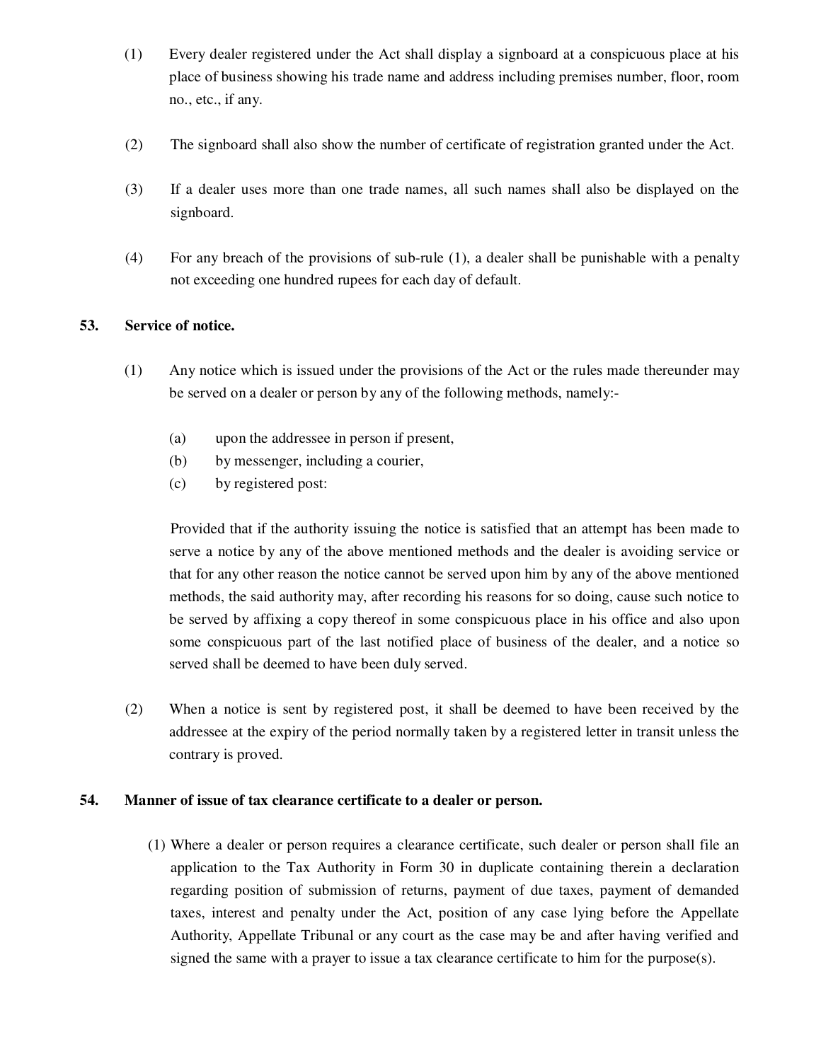(1) Every dealer registered under the Act shall display a signboard at a conspicuous place at his place of business showing his trade name and address including premises number, floor, room no., etc., if any.

(2) The signboard shall also show the number of certificate of registration granted under the Act.

(3) If a dealer uses more than one trade names, all such names shall also be displayed on the signboard.

(4) For any breach of the provisions of sub-rule (1), a dealer shall be punishable with a penalty not exceeding one hundred rupees for each day of default.

**53. Service of notice.**

(1) Any notice which is issued under the provisions of the Act or the rules made thereunder may be served on a dealer or person by any of the following methods, namely:-

(a) upon the addressee in person if present,
(b) by messenger, including a courier,
(c) by registered post:

Provided that if the authority issuing the notice is satisfied that an attempt has been made to serve a notice by any of the above mentioned methods and the dealer is avoiding service or that for any other reason the notice cannot be served upon him by any of the above mentioned methods, the said authority may, after recording his reasons for so doing, cause such notice to be served by affixing a copy thereof in some conspicuous place in his office and also upon some conspicuous part of the last notified place of business of the dealer, and a notice so served shall be deemed to have been duly served.

(2) When a notice is sent by registered post, it shall be deemed to have been received by the addressee at the expiry of the period normally taken by a registered letter in transit unless the contrary is proved.

**54. Manner of issue of tax clearance certificate to a dealer or person.**

(1) Where a dealer or person requires a clearance certificate, such dealer or person shall file an application to the Tax Authority in Form 30 in duplicate containing therein a declaration regarding position of submission of returns, payment of due taxes, payment of demanded taxes, interest and penalty under the Act, position of any case lying before the Appellate Authority, Appellate Tribunal or any court as the case may be and after having verified and signed the same with a prayer to issue a tax clearance certificate to him for the purpose(s).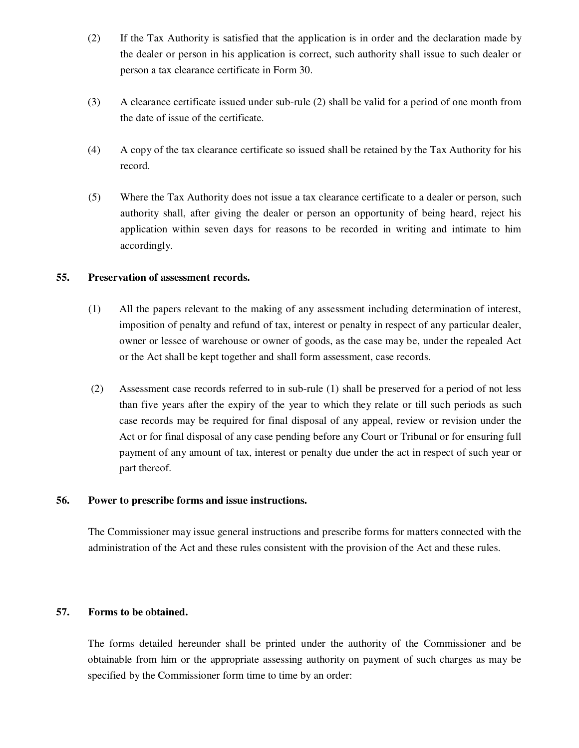(2) If the Tax Authority is satisfied that the application is in order and the declaration made by the dealer or person in his application is correct, such authority shall issue to such dealer or person a tax clearance certificate in Form 30.

(3) A clearance certificate issued under sub-rule (2) shall be valid for a period of one month from the date of issue of the certificate.

(4) A copy of the tax clearance certificate so issued shall be retained by the Tax Authority for his record.

(5) Where the Tax Authority does not issue a tax clearance certificate to a dealer or person, such authority shall, after giving the dealer or person an opportunity of being heard, reject his application within seven days for reasons to be recorded in writing and intimate to him accordingly.

**55. Preservation of assessment records.**

(1) All the papers relevant to the making of any assessment including determination of interest, imposition of penalty and refund of tax, interest or penalty in respect of any particular dealer, owner or lessee of warehouse or owner of goods, as the case may be, under the repealed Act or the Act shall be kept together and shall form assessment, case records.

(2) Assessment case records referred to in sub-rule (1) shall be preserved for a period of not less than five years after the expiry of the year to which they relate or till such periods as such case records may be required for final disposal of any appeal, review or revision under the Act or for final disposal of any case pending before any Court or Tribunal or for ensuring full payment of any amount of tax, interest or penalty due under the act in respect of such year or part thereof.

**56. Power to prescribe forms and issue instructions.**

The Commissioner may issue general instructions and prescribe forms for matters connected with the administration of the Act and these rules consistent with the provision of the Act and these rules.

**57. Forms to be obtained.**

The forms detailed hereunder shall be printed under the authority of the Commissioner and be obtainable from him or the appropriate assessing authority on payment of such charges as may be specified by the Commissioner form time to time by an order: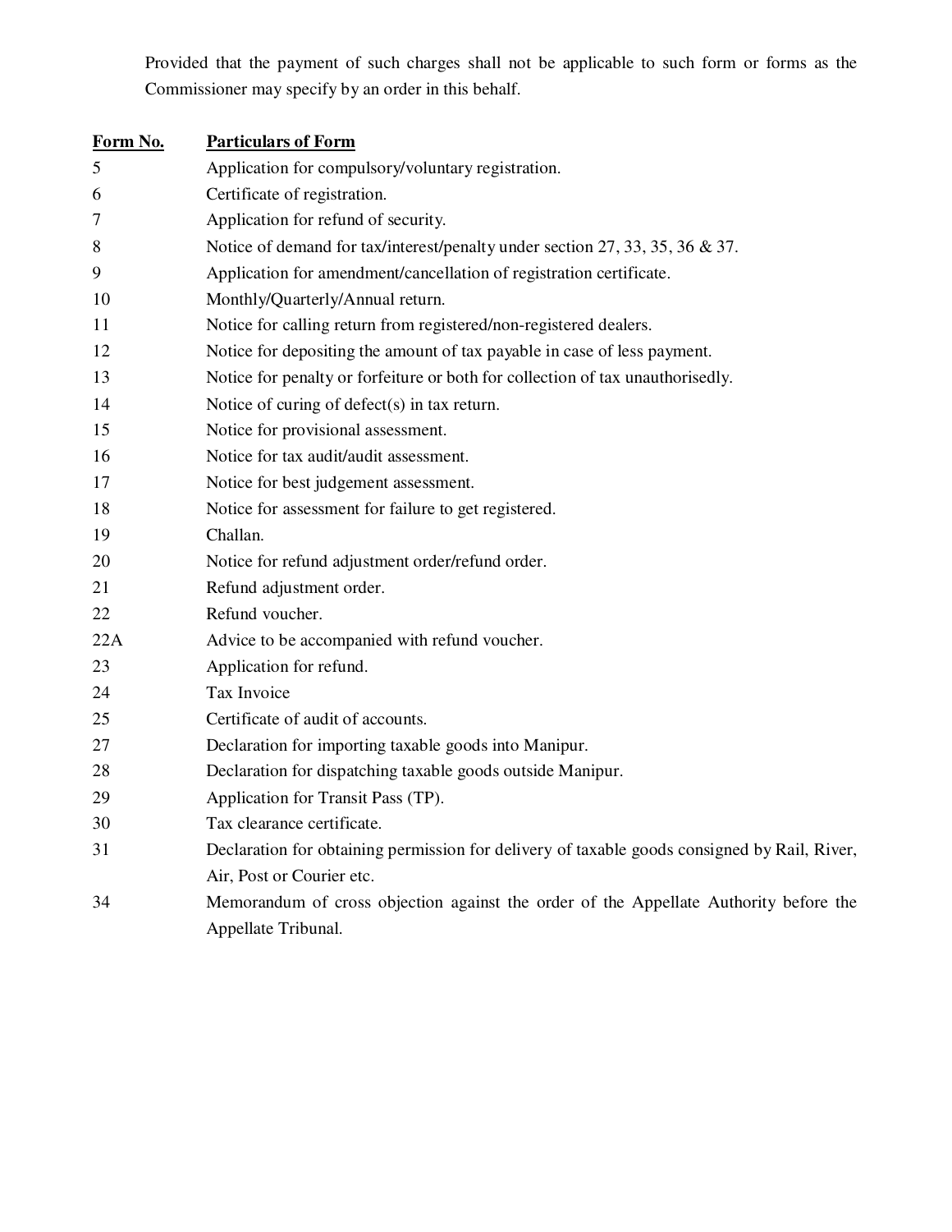Provided that the payment of such charges shall not be applicable to such form or forms as the Commissioner may specify by an order in this behalf.

| Form No. | Particulars of Form |
|---|---|
| 5 | Application for compulsory/voluntary registration. |
| 6 | Certificate of registration. |
| 7 | Application for refund of security. |
| 8 | Notice of demand for tax/interest/penalty under section 27, 33, 35, 36 & 37. |
| 9 | Application for amendment/cancellation of registration certificate. |
| 10 | Monthly/Quarterly/Annual return. |
| 11 | Notice for calling return from registered/non-registered dealers. |
| 12 | Notice for depositing the amount of tax payable in case of less payment. |
| 13 | Notice for penalty or forfeiture or both for collection of tax unauthorisedly. |
| 14 | Notice of curing of defect(s) in tax return. |
| 15 | Notice for provisional assessment. |
| 16 | Notice for tax audit/audit assessment. |
| 17 | Notice for best judgement assessment. |
| 18 | Notice for assessment for failure to get registered. |
| 19 | Challan. |
| 20 | Notice for refund adjustment order/refund order. |
| 21 | Refund adjustment order. |
| 22 | Refund voucher. |
| 22A | Advice to be accompanied with refund voucher. |
| 23 | Application for refund. |
| 24 | Tax Invoice |
| 25 | Certificate of audit of accounts. |
| 27 | Declaration for importing taxable goods into Manipur. |
| 28 | Declaration for dispatching taxable goods outside Manipur. |
| 29 | Application for Transit Pass (TP). |
| 30 | Tax clearance certificate. |
| 31 | Declaration for obtaining permission for delivery of taxable goods consigned by Rail, River, Air, Post or Courier etc. |
| 34 | Memorandum of cross objection against the order of the Appellate Authority before the Appellate Tribunal. |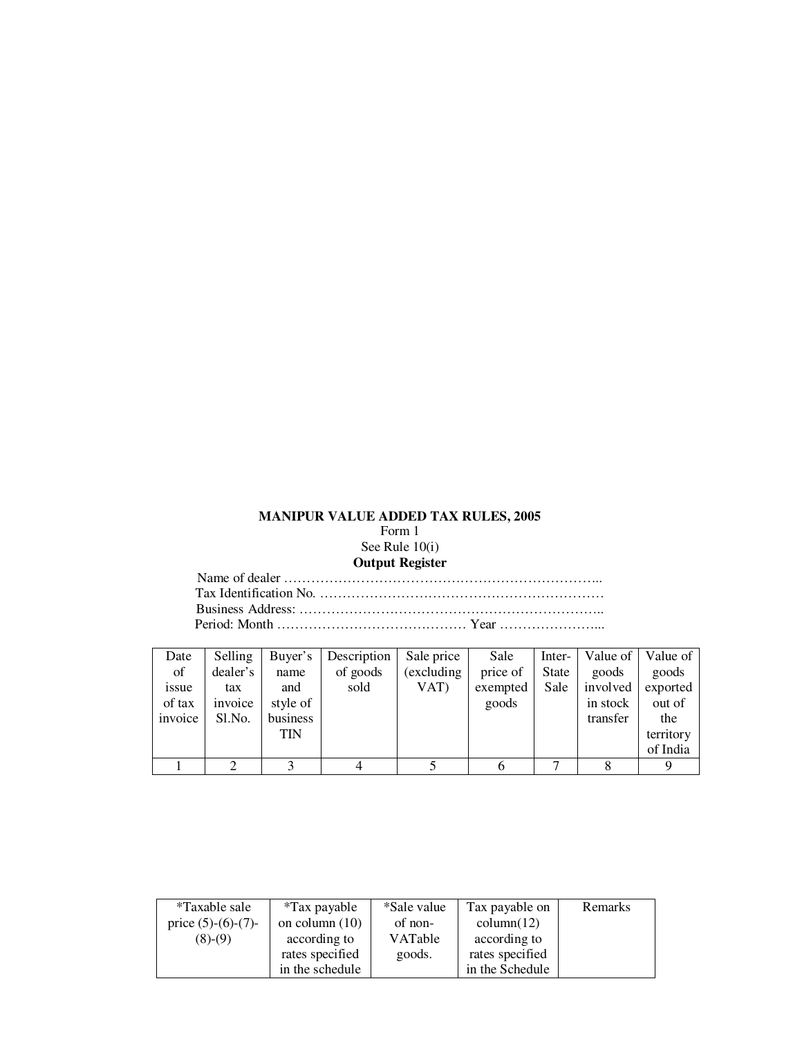**MANIPUR VALUE ADDED TAX RULES, 2005**

Form 1

See Rule 10(i)

**Output Register**

Name of dealer ………………………………………………………………..

Tax Identification No. …………………………………………………………

Business Address: ……………………………………………………………..

Period: Month …………………………………… Year …………………...

| Date of issue of tax invoice | Selling dealer's tax invoice Sl.No. | Buyer's name and style of business TIN | Description of goods sold | Sale price (excluding VAT) | Sale price of exempted goods | Inter-State Sale | Value of goods involved in stock transfer | Value of goods exported out of the territory of India | *Taxable sale price (5)-(6)-(7)-(8)-(9) | *Tax payable on column (10) according to rates specified in the schedule | *Sale value of non-VATable goods. | Tax payable on column(12) according to rates specified in the Schedule | Remarks |
|---|---|---|---|---|---|---|---|---|---|---|---|---|---|
| 1 | 2 | 3 | 4 | 5 | 6 | 7 | 8 | 9 | | | | | |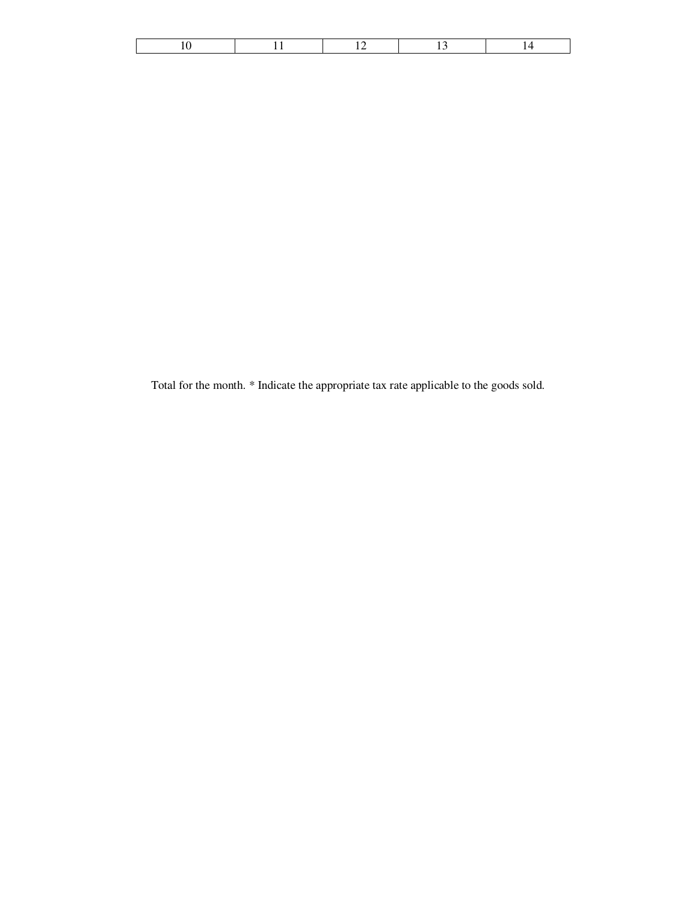| 10 | 11 | 12 | 13 | 14 |
| --- | --- | --- | --- | --- |

Total for the month. * Indicate the appropriate tax rate applicable to the goods sold.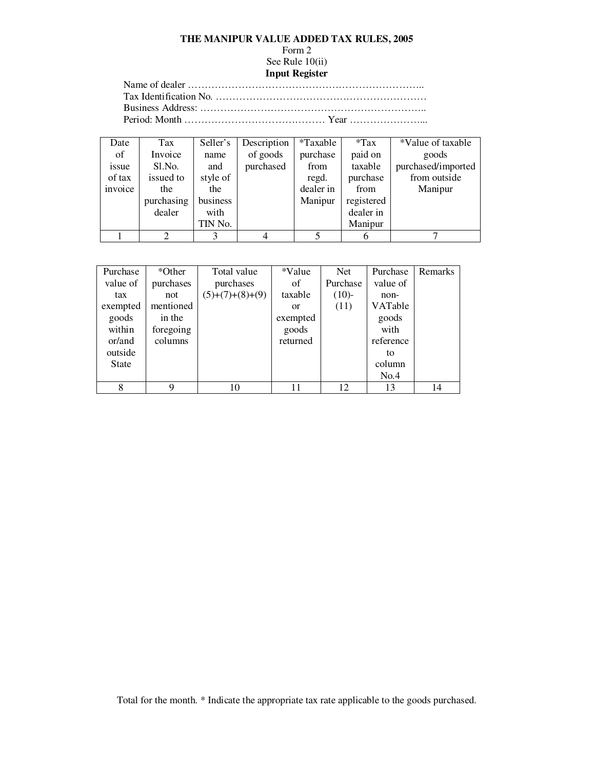**THE MANIPUR VALUE ADDED TAX RULES, 2005**

Form 2

See Rule 10(ii)

**Input Register**

Name of dealer ………………………………………………………………..

Tax Identification No. ………………………………………………………

Business Address: …………………………………………………………..

Period: Month …………………………………… Year …………………...

| Date of issue of tax invoice | Tax Invoice Sl.No. issued to the purchasing dealer | Seller's name and style of the business with TIN No. | Description of goods purchased | *Taxable purchase from regd. dealer in Manipur | *Tax paid on taxable purchase from registered dealer in Manipur | *Value of taxable goods purchased/imported from outside Manipur |
|---|---|---|---|---|---|---|
| 1 | 2 | 3 | 4 | 5 | 6 | 7 |

| Purchase value of tax exempted goods within or/and outside State | *Other purchases not mentioned in the foregoing columns | Total value purchases (5)+(7)+(8)+(9) | *Value of taxable or exempted goods returned | Net Purchase (10)-(11) | Purchase value of non-VATable goods with reference to column No.4 | Remarks |
|---|---|---|---|---|---|---|
| 8 | 9 | 10 | 11 | 12 | 13 | 14 |

Total for the month. * Indicate the appropriate tax rate applicable to the goods purchased.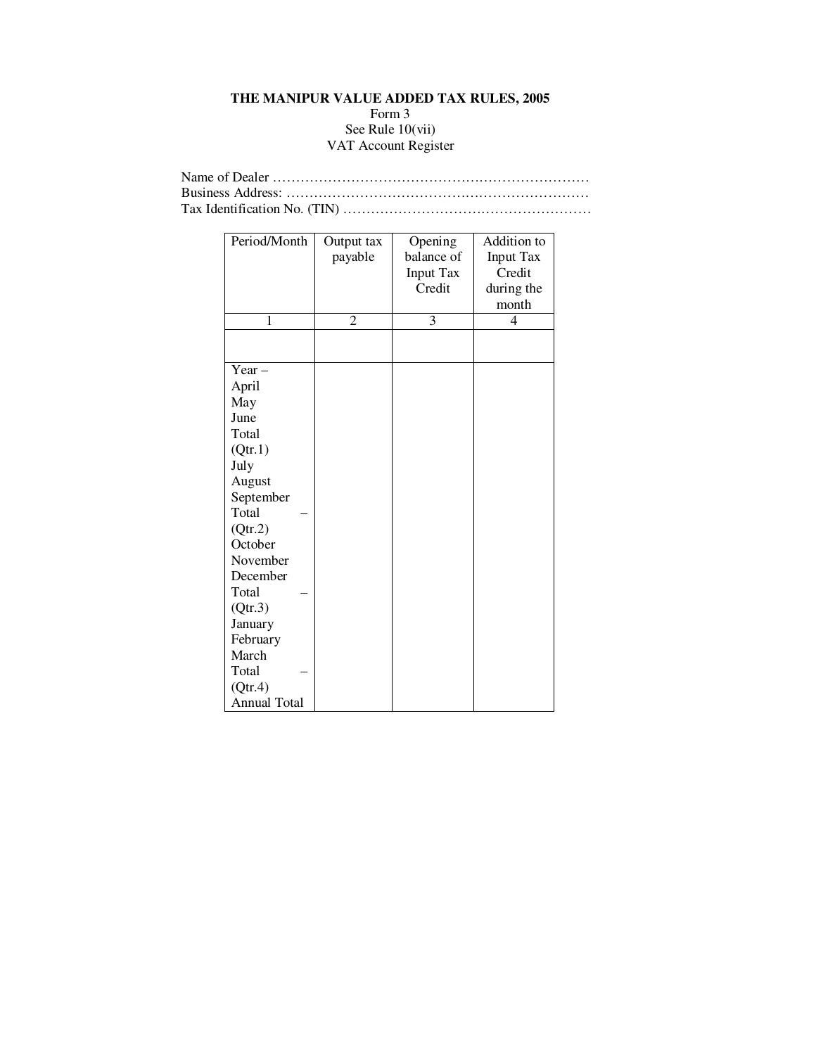**THE MANIPUR VALUE ADDED TAX RULES, 2005**

Form 3

See Rule 10(vii)

VAT Account Register

Name of Dealer ……………………………………………………………

Business Address: …………………………………………………………

Tax Identification No. (TIN) ………………………………………………

| Period/Month | Output tax payable | Opening balance of Input Tax Credit | Addition to Input Tax Credit during the month |
|---|---|---|---|
| 1 | 2 | 3 | 4 |
| | | | |
| Year – | | | |
| April | | | |
| May | | | |
| June | | | |
| Total (Qtr.1) | | | |
| July | | | |
| August | | | |
| September | | | |
| Total – (Qtr.2) | | | |
| October | | | |
| November | | | |
| December | | | |
| Total – (Qtr.3) | | | |
| January | | | |
| February | | | |
| March | | | |
| Total – (Qtr.4) | | | |
| Annual Total | | | |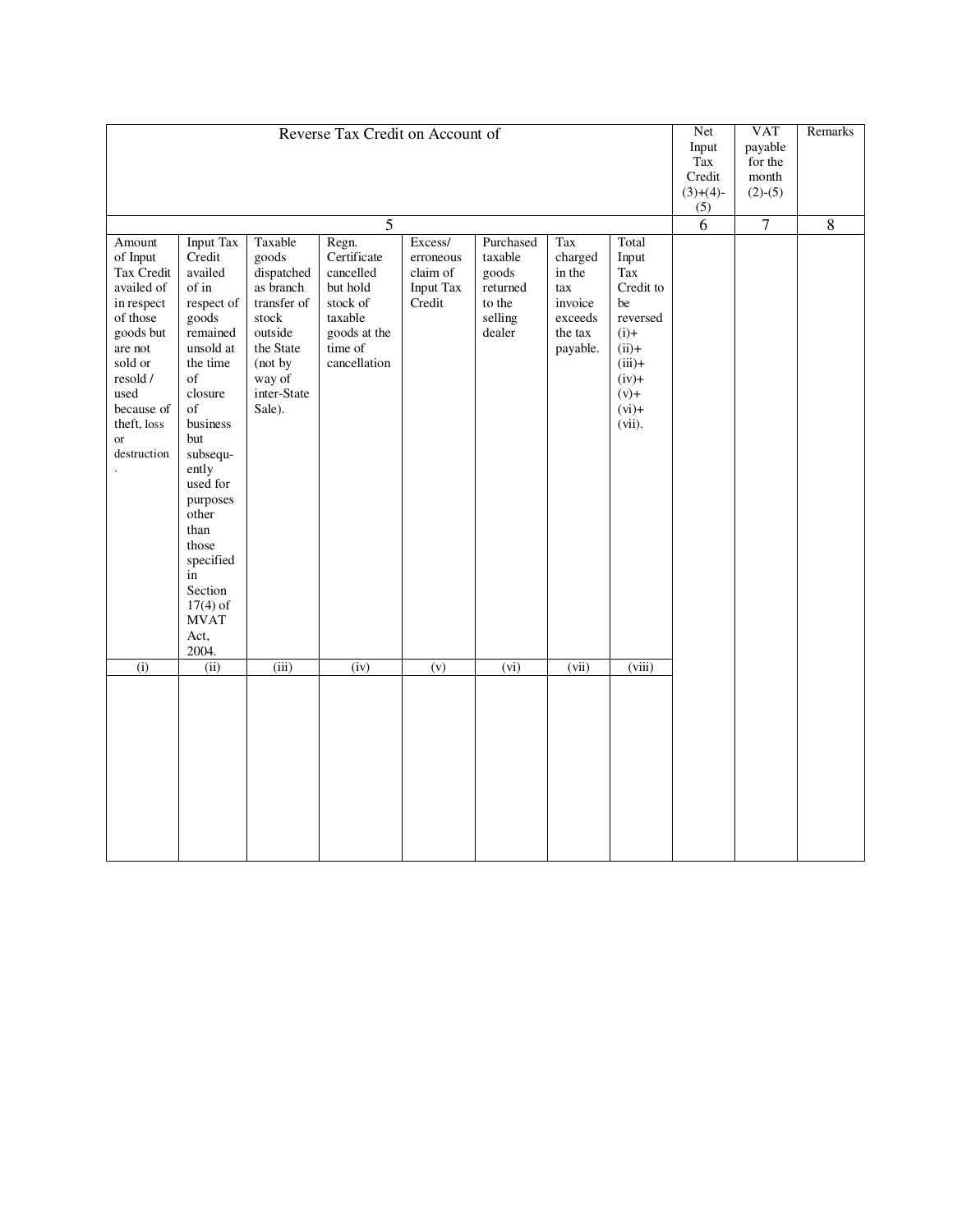| Reverse Tax Credit on Account of | | | | | | | | Net Input Tax Credit (3)+(4)-(5) | VAT payable for the month (2)-(5) | Remarks |
|---|---|---|---|---|---|---|---|---|---|---|
| 5 | | | | | | | | 6 | 7 | 8 |
| Amount of Input Tax Credit availed of in respect of those goods but are not sold or resold / used because of theft, loss or destruction. | Input Tax Credit availed of in respect of goods remained unsold at the time of closure of business but subsequently used for purposes other than those specified in Section 17(4) of MVAT Act, 2004. | Taxable goods dispatched as branch transfer of stock outside the State (not by way of inter-State Sale). | Regn. Certificate cancelled but hold stock of taxable goods at the time of cancellation | Excess/ erroneous claim of Input Tax Credit | Purchased taxable goods returned to the selling dealer | Tax charged in the tax invoice exceeds the tax payable. | Total Input Tax Credit to be reversed (i)+ (ii)+ (iii)+ (iv)+ (v)+ (vi)+ (vii). | | | |
| (i) | (ii) | (iii) | (iv) | (v) | (vi) | (vii) | (viii) | | | |
| | | | | | | | | | | |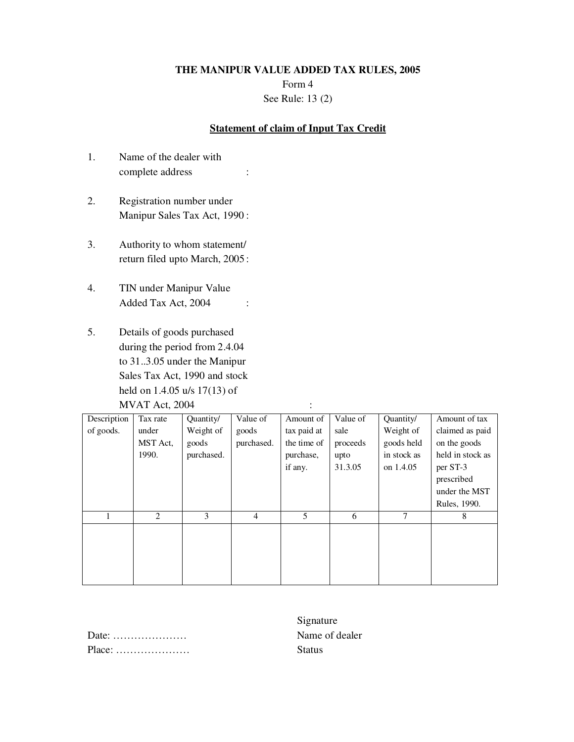**THE MANIPUR VALUE ADDED TAX RULES, 2005**

Form 4

See Rule: 13 (2)

**Statement of claim of Input Tax Credit**

1. Name of the dealer with complete address :

2. Registration number under Manipur Sales Tax Act, 1990 :

3. Authority to whom statement/ return filed upto March, 2005 :

4. TIN under Manipur Value Added Tax Act, 2004 :

5. Details of goods purchased during the period from 2.4.04 to 31..3.05 under the Manipur Sales Tax Act, 1990 and stock held on 1.4.05 u/s 17(13) of MVAT Act, 2004 :

| Description of goods. | Tax rate under MST Act, 1990. | Quantity/ Weight of goods purchased. | Value of goods purchased. | Amount of tax paid at the time of purchase, if any. | Value of sale proceeds upto 31.3.05 | Quantity/ Weight of goods held in stock as on 1.4.05 | Amount of tax claimed as paid on the goods held in stock as per ST-3 prescribed under the MST Rules, 1990. |
|---|---|---|---|---|---|---|---|
| 1 | 2 | 3 | 4 | 5 | 6 | 7 | 8 |
| | | | | | | | |

Signature

Date: …………………

Name of dealer

Place: …………………

Status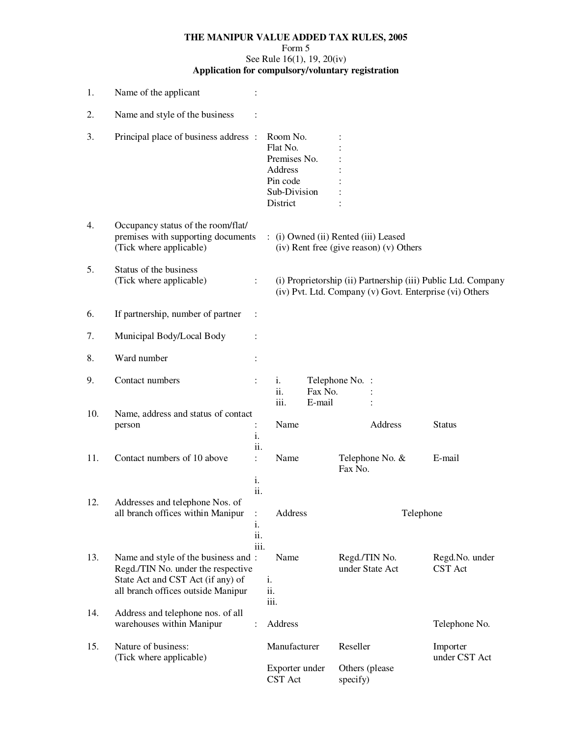**THE MANIPUR VALUE ADDED TAX RULES, 2005**

Form 5

See Rule 16(1), 19, 20(iv)

**Application for compulsory/voluntary registration**

1. Name of the applicant :

2. Name and style of the business :

3. Principal place of business address :
   - Room No. :
   - Flat No. :
   - Premises No. :
   - Address :
   - Pin code :
   - Sub-Division :
   - District :

4. Occupancy status of the room/flat/ premises with supporting documents (Tick where applicable) : (i) Owned (ii) Rented (iii) Leased (iv) Rent free (give reason) (v) Others

5. Status of the business (Tick where applicable) : (i) Proprietorship (ii) Partnership (iii) Public Ltd. Company (iv) Pvt. Ltd. Company (v) Govt. Enterprise (vi) Others

6. If partnership, number of partner :

7. Municipal Body/Local Body :

8. Ward number :

9. Contact numbers :
   - i. Telephone No. :
   - ii. Fax No. :
   - iii. E-mail :

10. Name, address and status of contact person :

| | Name | Address | Status |
|---|---|---|---|
| i. | | | |
| ii. | | | |

11. Contact numbers of 10 above :

| | Name | Telephone No. & Fax No. | E-mail |
|---|---|---|---|
| i. | | | |
| ii. | | | |

12. Addresses and telephone Nos. of all branch offices within Manipur :

| | Address | Telephone |
|---|---|---|
| i. | | |
| ii. | | |
| iii. | | |

13. Name and style of the business and Regd./TIN No. under the respective State Act and CST Act (if any) of all branch offices outside Manipur :

| | Name | Regd./TIN No. under State Act | Regd.No. under CST Act |
|---|---|---|---|
| i. | | | |
| ii. | | | |
| iii. | | | |

14. Address and telephone nos. of all warehouses within Manipur :

| Address | Telephone No. |
|---|---|
| | |

15. Nature of business: (Tick where applicable)

| | | |
|---|---|---|
| Manufacturer | Reseller | Importer under CST Act |
| Exporter under CST Act | Others (please specify) | |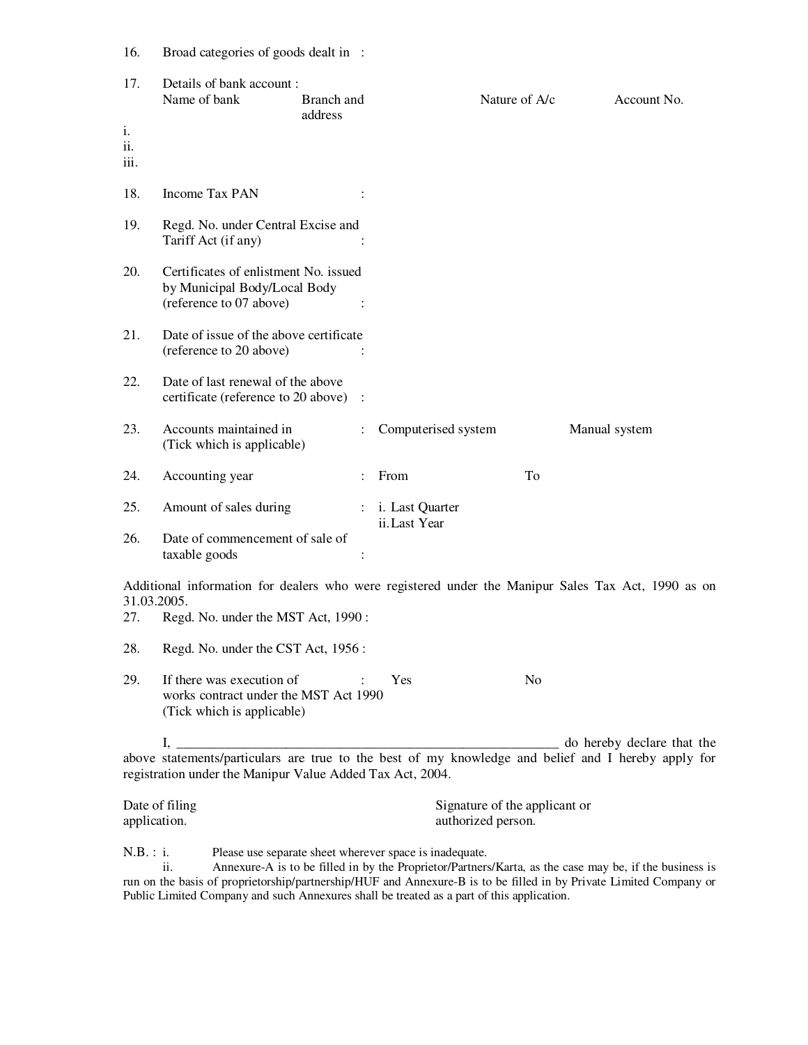16. Broad categories of goods dealt in :

17. Details of bank account :

| | Name of bank | Branch and address | Nature of A/c | Account No. |
|---|---|---|---|---|
| i. | | | | |
| ii. | | | | |
| iii. | | | | |

18. Income Tax PAN :

19. Regd. No. under Central Excise and Tariff Act (if any) :

20. Certificates of enlistment No. issued by Municipal Body/Local Body (reference to 07 above) :

21. Date of issue of the above certificate (reference to 20 above) :

22. Date of last renewal of the above certificate (reference to 20 above) :

23. Accounts maintained in (Tick which is applicable) : Computerised system    Manual system

24. Accounting year : From    To

25. Amount of sales during : i. Last Quarter
    ii. Last Year

26. Date of commencement of sale of taxable goods :

Additional information for dealers who were registered under the Manipur Sales Tax Act, 1990 as on 31.03.2005.

27. Regd. No. under the MST Act, 1990 :

28. Regd. No. under the CST Act, 1956 :

29. If there was execution of works contract under the MST Act 1990 (Tick which is applicable) : Yes    No

I, ________________________________________________________ do hereby declare that the above statements/particulars are true to the best of my knowledge and belief and I hereby apply for registration under the Manipur Value Added Tax Act, 2004.

Date of filing application.

Signature of the applicant or authorized person.

N.B. : i. Please use separate sheet wherever space is inadequate.

ii. Annexure-A is to be filled in by the Proprietor/Partners/Karta, as the case may be, if the business is run on the basis of proprietorship/partnership/HUF and Annexure-B is to be filled in by Private Limited Company or Public Limited Company and such Annexures shall be treated as a part of this application.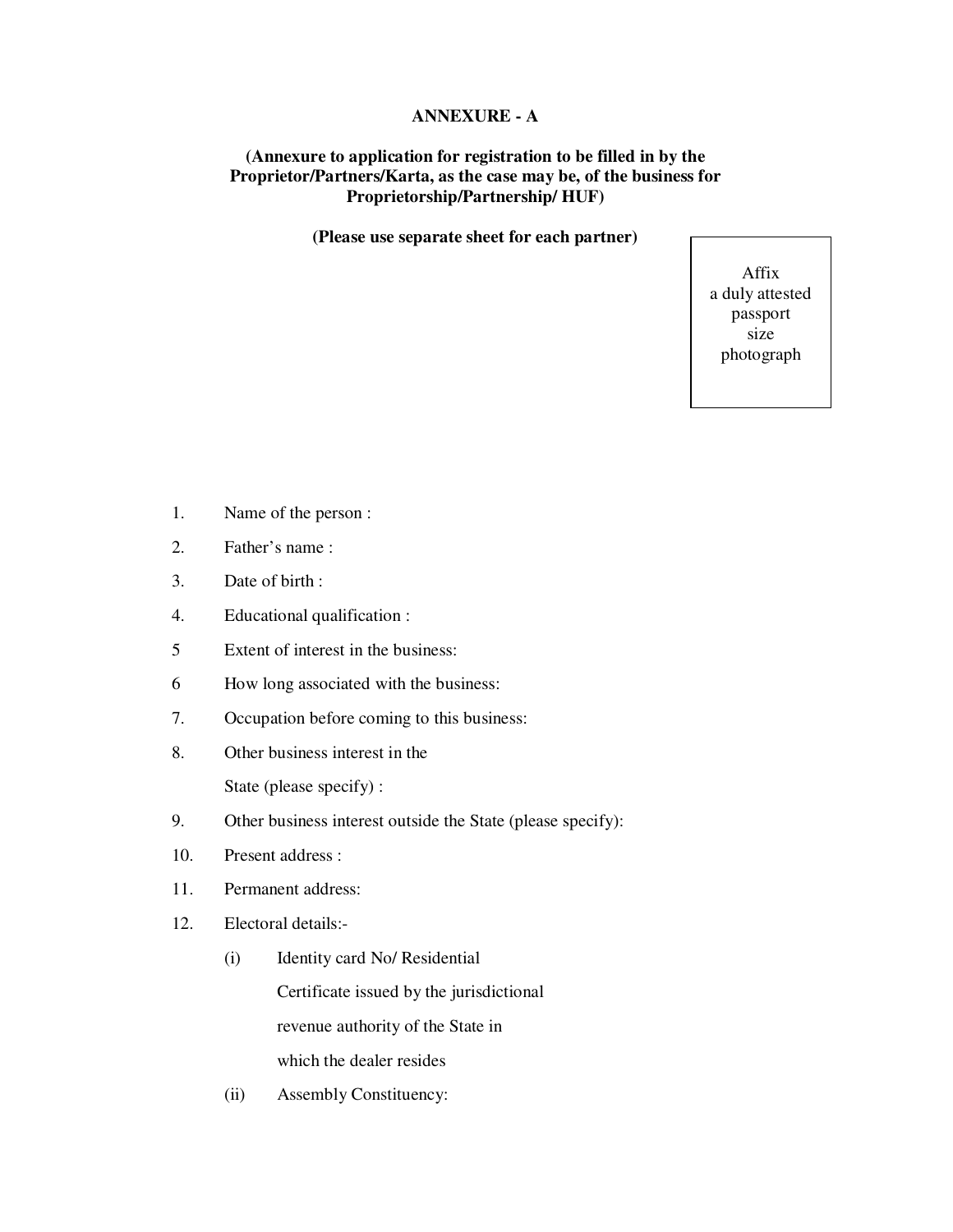**ANNEXURE - A**

**(Annexure to application for registration to be filled in by the Proprietor/Partners/Karta, as the case may be, of the business for Proprietorship/Partnership/ HUF)**

**(Please use separate sheet for each partner)**

Affix a duly attested passport size photograph

1. Name of the person :
2. Father's name :
3. Date of birth :
4. Educational qualification :
5. Extent of interest in the business:
6. How long associated with the business:
7. Occupation before coming to this business:
8. Other business interest in the State (please specify) :
9. Other business interest outside the State (please specify):
10. Present address :
11. Permanent address:
12. Electoral details:-
    - (i) Identity card No/ Residential Certificate issued by the jurisdictional revenue authority of the State in which the dealer resides
    - (ii) Assembly Constituency: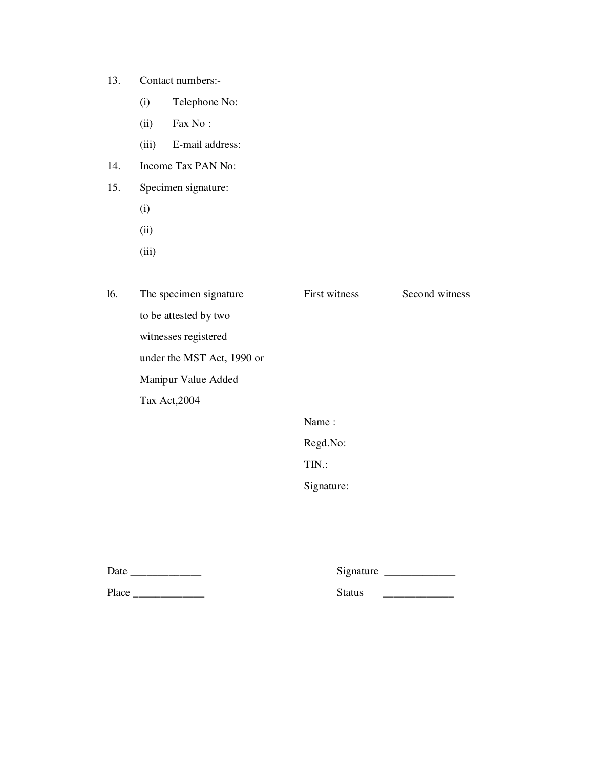13. Contact numbers:-
    - (i) Telephone No:
    - (ii) Fax No :
    - (iii) E-mail address:
14. Income Tax PAN No:
15. Specimen signature:
    - (i)
    - (ii)
    - (iii)

| l6. | The specimen signature to be attested by two witnesses registered under the MST Act, 1990 or Manipur Value Added Tax Act,2004 | First witness | Second witness |
|---|---|---|---|
| | | Name : | |
| | | Regd.No: | |
| | | TIN.: | |
| | | Signature: | |

Date _____________ Signature _____________

Place _____________ Status _____________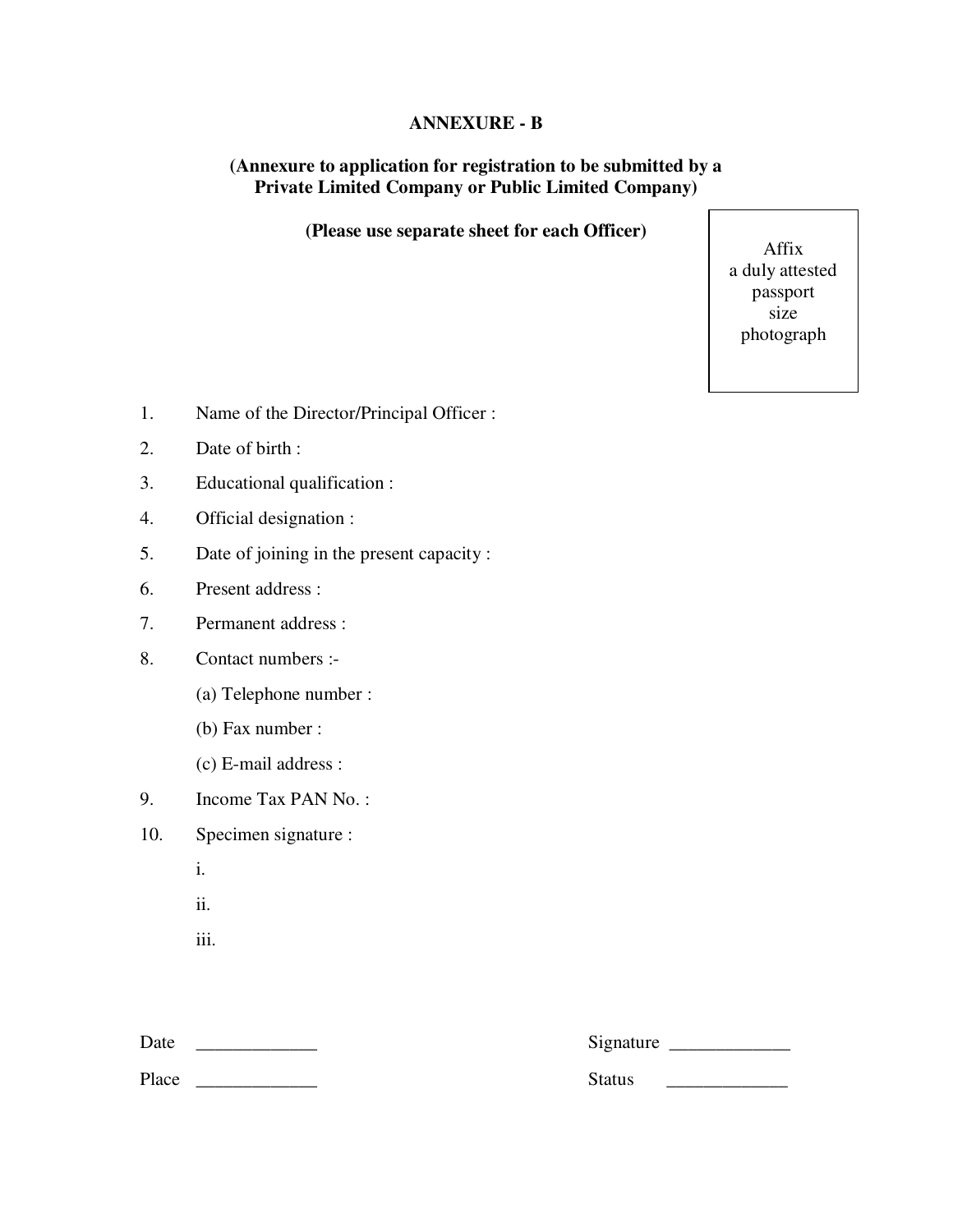## ANNEXURE - B

**(Annexure to application for registration to be submitted by a Private Limited Company or Public Limited Company)**

**(Please use separate sheet for each Officer)**

Affix a duly attested passport size photograph

1. Name of the Director/Principal Officer :
2. Date of birth :
3. Educational qualification :
4. Official designation :
5. Date of joining in the present capacity :
6. Present address :
7. Permanent address :
8. Contact numbers :-

   (a) Telephone number :

   (b) Fax number :

   (c) E-mail address :
9. Income Tax PAN No. :
10. Specimen signature :

    i.

    ii.

    iii.

Date _____________ Signature _____________

Place _____________ Status _____________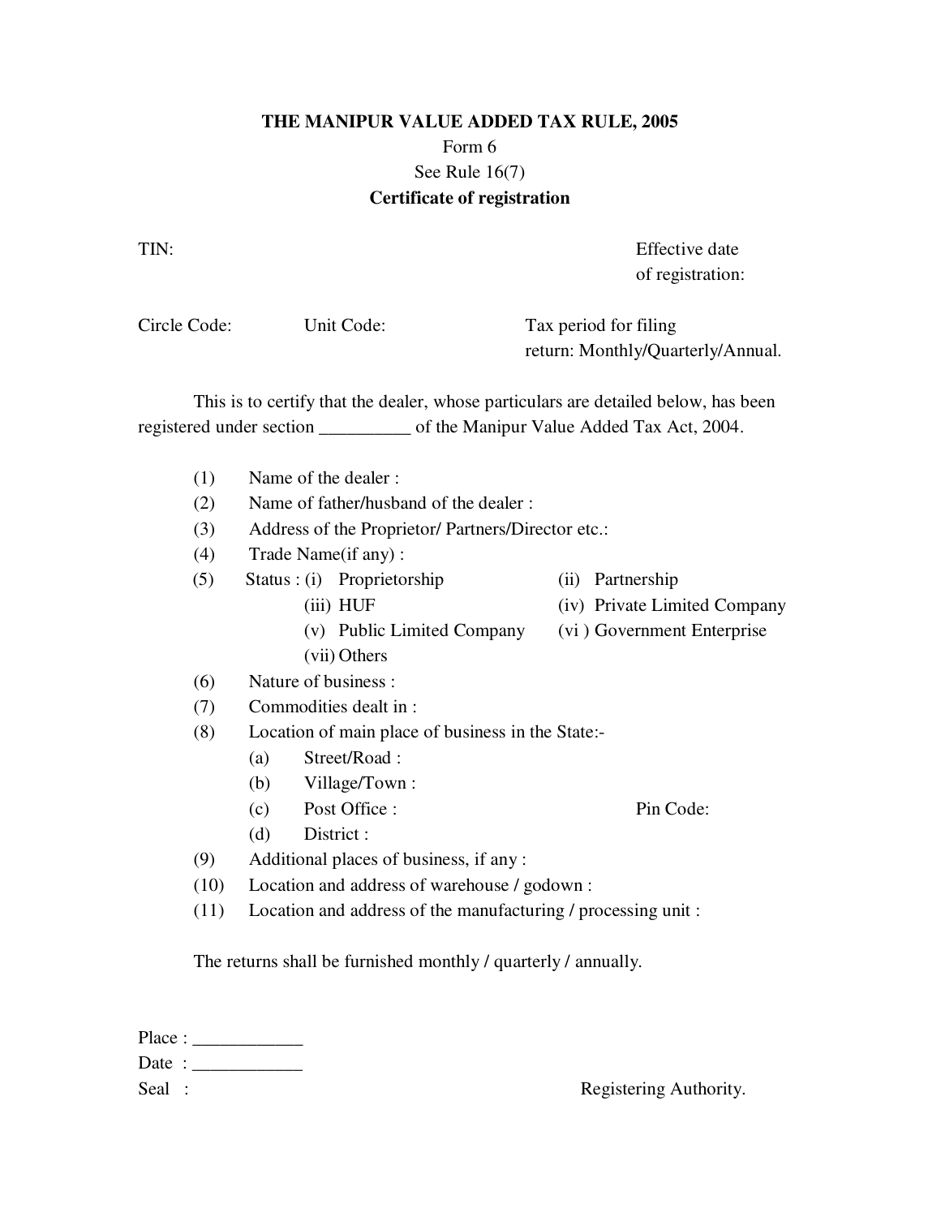## THE MANIPUR VALUE ADDED TAX RULE, 2005

Form 6

See Rule 16(7)

**Certificate of registration**

TIN: Effective date of registration:

Circle Code: Unit Code: Tax period for filing return: Monthly/Quarterly/Annual.

This is to certify that the dealer, whose particulars are detailed below, has been registered under section __________ of the Manipur Value Added Tax Act, 2004.

(1) Name of the dealer :

(2) Name of father/husband of the dealer :

(3) Address of the Proprietor/ Partners/Director etc.:

(4) Trade Name(if any) :

(5) Status : (i) Proprietorship (ii) Partnership
(iii) HUF (iv) Private Limited Company
(v) Public Limited Company (vi ) Government Enterprise
(vii) Others

(6) Nature of business :

(7) Commodities dealt in :

(8) Location of main place of business in the State:-
(a) Street/Road :
(b) Village/Town :
(c) Post Office : Pin Code:
(d) District :

(9) Additional places of business, if any :

(10) Location and address of warehouse / godown :

(11) Location and address of the manufacturing / processing unit :

The returns shall be furnished monthly / quarterly / annually.

Place : ____________

Date : ____________

Seal : Registering Authority.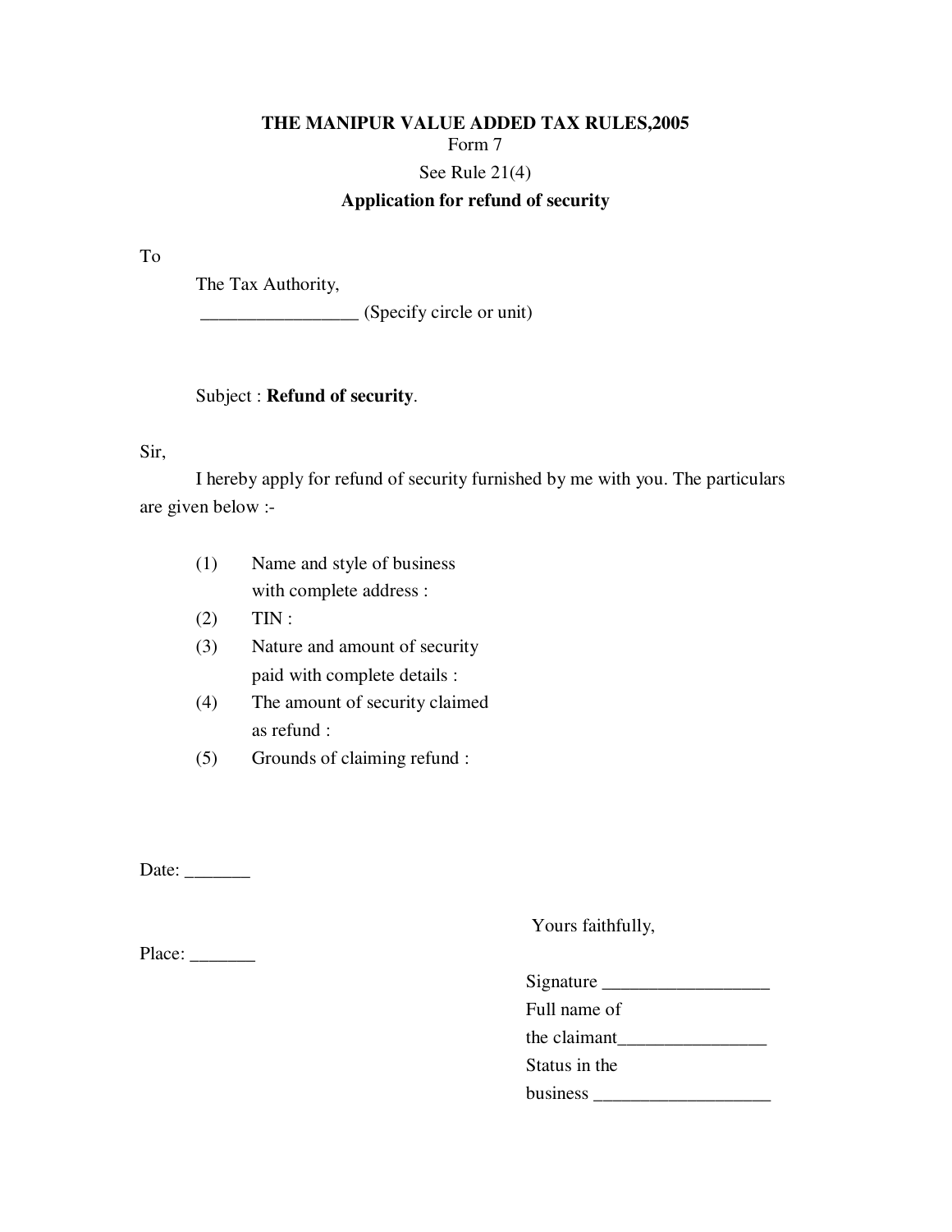**THE MANIPUR VALUE ADDED TAX RULES,2005**

Form 7

See Rule 21(4)

**Application for refund of security**

To

The Tax Authority,

_________________ (Specify circle or unit)

Subject : **Refund of security**.

Sir,

I hereby apply for refund of security furnished by me with you. The particulars are given below :-

(1) Name and style of business with complete address :

(2) TIN :

(3) Nature and amount of security paid with complete details :

(4) The amount of security claimed as refund :

(5) Grounds of claiming refund :

Date: _______

Place: _______

Yours faithfully,

Signature __________________

Full name of the claimant________________

Status in the business ___________________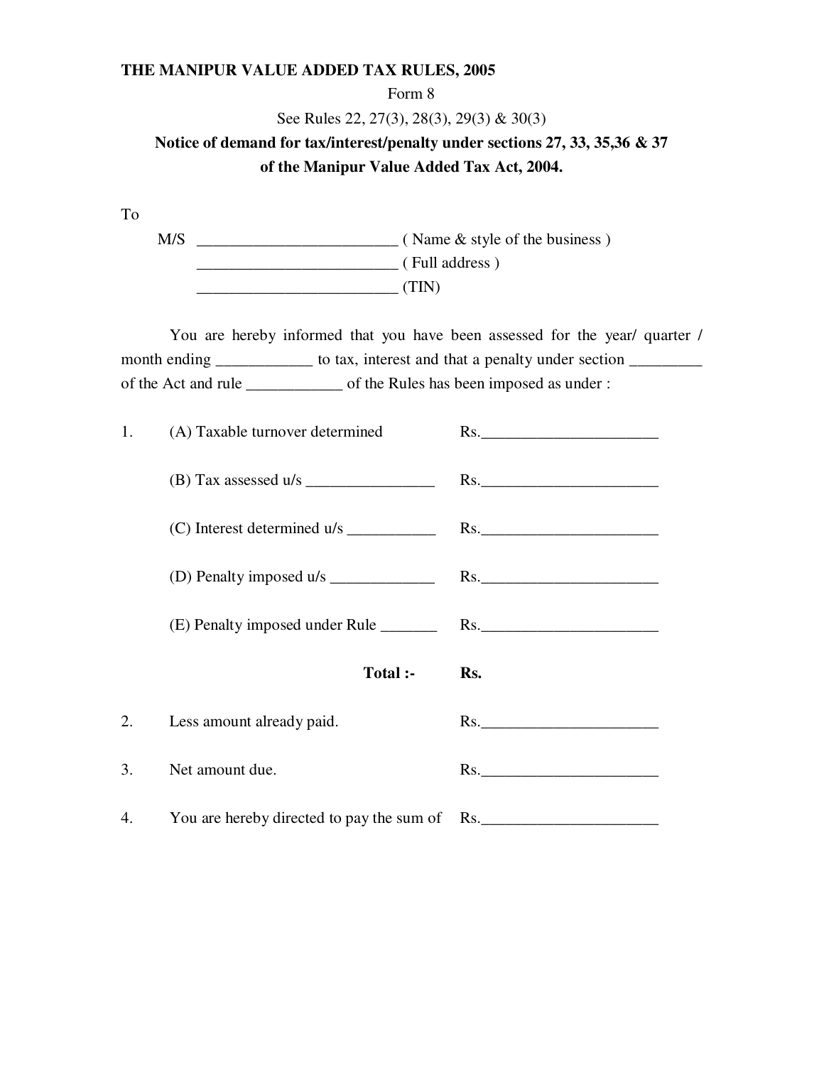**THE MANIPUR VALUE ADDED TAX RULES, 2005**

Form 8

See Rules 22, 27(3), 28(3), 29(3) & 30(3)

**Notice of demand for tax/interest/penalty under sections 27, 33, 35,36 & 37 of the Manipur Value Added Tax Act, 2004.**

To

M/S _________________________ ( Name & style of the business )

_________________________ ( Full address )

_________________________ (TIN)

You are hereby informed that you have been assessed for the year/ quarter / month ending ____________ to tax, interest and that a penalty under section _________ of the Act and rule ____________ of the Rules has been imposed as under :

1. (A) Taxable turnover determined Rs.______________________

   (B) Tax assessed u/s ________________ Rs.______________________

   (C) Interest determined u/s ___________ Rs.______________________

   (D) Penalty imposed u/s _____________ Rs.______________________

   (E) Penalty imposed under Rule _______ Rs.______________________

   **Total :- Rs.**

2. Less amount already paid. Rs.______________________

3. Net amount due. Rs.______________________

4. You are hereby directed to pay the sum of Rs.______________________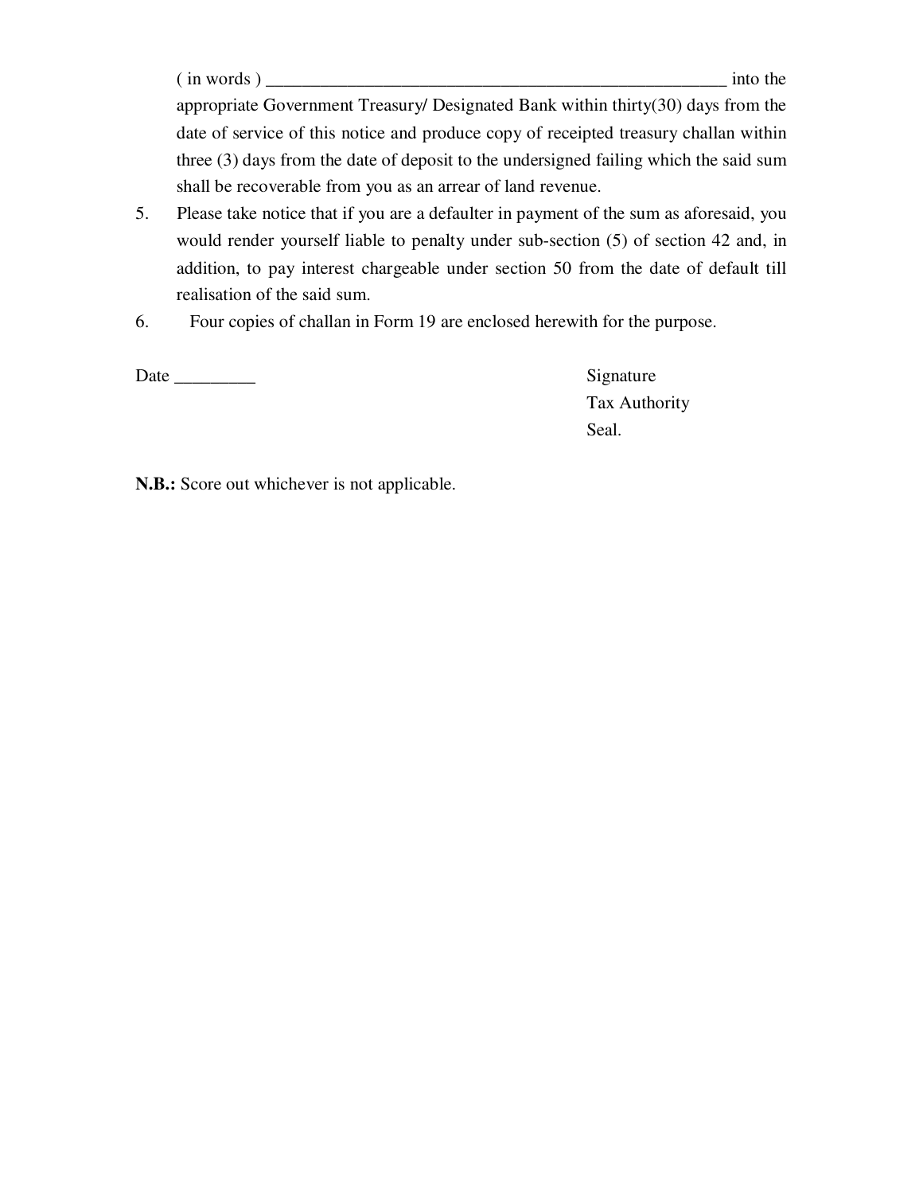( in words ) _____________________________________________________ into the appropriate Government Treasury/ Designated Bank within thirty(30) days from the date of service of this notice and produce copy of receipted treasury challan within three (3) days from the date of deposit to the undersigned failing which the said sum shall be recoverable from you as an arrear of land revenue.

5. Please take notice that if you are a defaulter in payment of the sum as aforesaid, you would render yourself liable to penalty under sub-section (5) of section 42 and, in addition, to pay interest chargeable under section 50 from the date of default till realisation of the said sum.

6. Four copies of challan in Form 19 are enclosed herewith for the purpose.

Date _________

Signature
Tax Authority
Seal.

**N.B.:** Score out whichever is not applicable.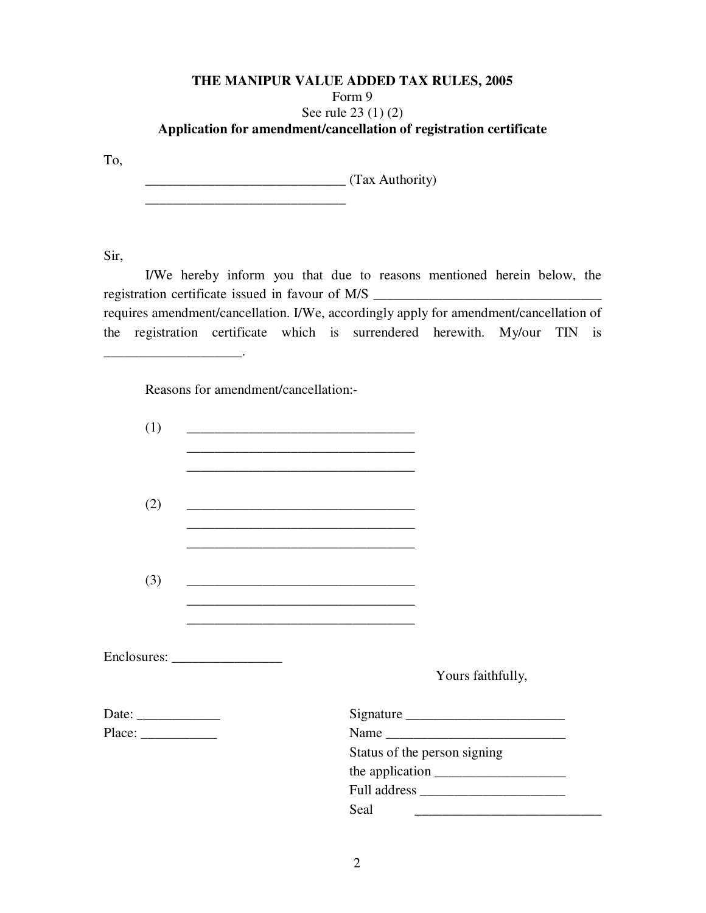**THE MANIPUR VALUE ADDED TAX RULES, 2005**

Form 9

See rule 23 (1) (2)

**Application for amendment/cancellation of registration certificate**

To,

_____________________________ (Tax Authority)

_____________________________

Sir,

I/We hereby inform you that due to reasons mentioned herein below, the registration certificate issued in favour of M/S _________________________________ requires amendment/cancellation. I/We, accordingly apply for amendment/cancellation of the registration certificate which is surrendered herewith. My/our TIN is ____________________.

Reasons for amendment/cancellation:-

(1) _________________________________
_________________________________
_________________________________

(2) _________________________________
_________________________________
_________________________________

(3) _________________________________
_________________________________
_________________________________

Enclosures: ________________

Yours faithfully,

Date: ____________

Place: ___________

Signature _______________________

Name __________________________

Status of the person signing the application ___________________

Full address _____________________

Seal ___________________________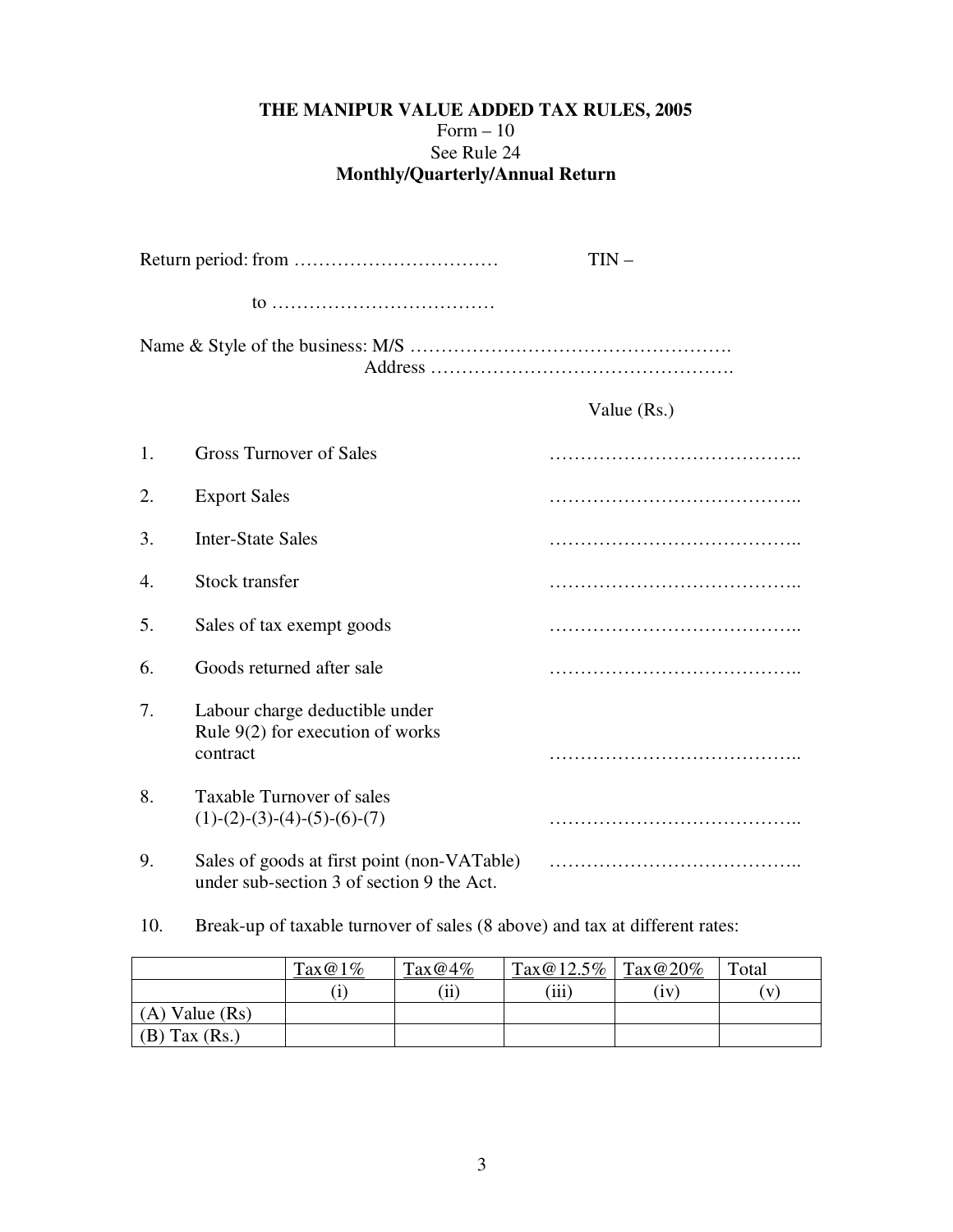**THE MANIPUR VALUE ADDED TAX RULES, 2005**

Form – 10

See Rule 24

**Monthly/Quarterly/Annual Return**

Return period: from …………………………… TIN –

to ………………………………

Name & Style of the business: M/S …………………………………………….

Address ………………………………………….

Value (Rs.)

1. Gross Turnover of Sales …………………………………..
2. Export Sales …………………………………..
3. Inter-State Sales …………………………………..
4. Stock transfer …………………………………..
5. Sales of tax exempt goods …………………………………..
6. Goods returned after sale …………………………………..
7. Labour charge deductible under Rule 9(2) for execution of works contract …………………………………..
8. Taxable Turnover of sales (1)-(2)-(3)-(4)-(5)-(6)-(7) …………………………………..
9. Sales of goods at first point (non-VATable) under sub-section 3 of section 9 the Act. …………………………………..
10. Break-up of taxable turnover of sales (8 above) and tax at different rates:

| | Tax@1% | Tax@4% | Tax@12.5% | Tax@20% | Total |
|---|---|---|---|---|---|
| | (i) | (ii) | (iii) | (iv) | (v) |
| (A) Value (Rs) | | | | | |
| (B) Tax (Rs.) | | | | | |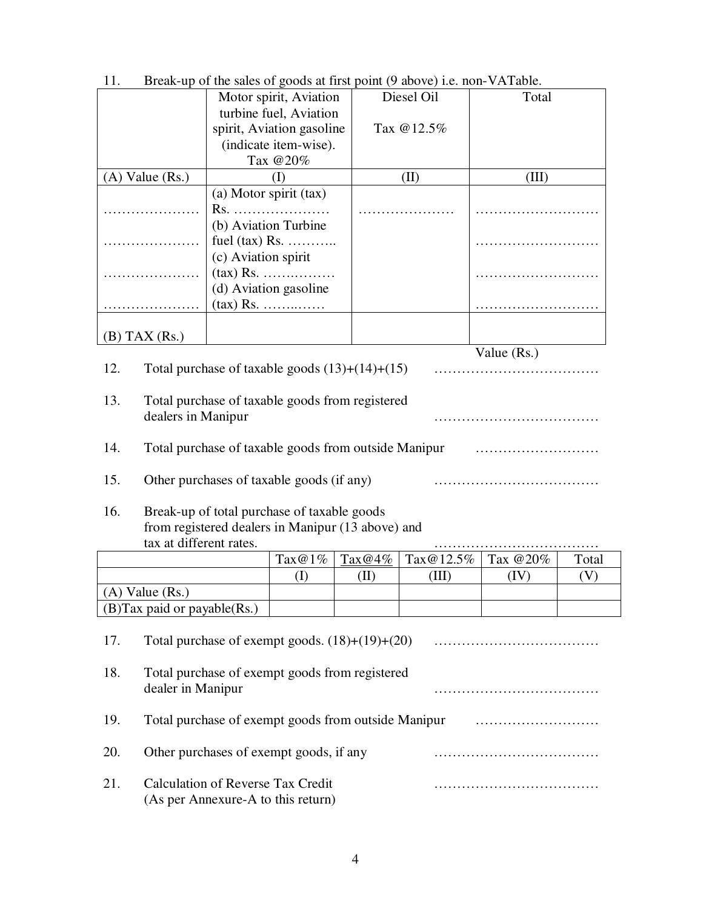11. Break-up of the sales of goods at first point (9 above) i.e. non-VATable.

| | Motor spirit, Aviation turbine fuel, Aviation spirit, Aviation gasoline (indicate item-wise). Tax @20% | Diesel Oil Tax @12.5% | Total |
|---|---|---|---|
| (A) Value (Rs.) | (I) | (II) | (III) |
| ………………… | (a) Motor spirit (tax) Rs. ………………… | ………………… | ……………………… |
| ………………… | (b) Aviation Turbine fuel (tax) Rs. ……….. | | ……………………… |
| ………………… | (c) Aviation spirit (tax) Rs. ……..……… | | ……………………… |
| ………………… | (d) Aviation gasoline (tax) Rs. ……..…… | | ……………………… |
| (B) TAX (Rs.) | | | |

Value (Rs.)

12. Total purchase of taxable goods (13)+(14)+(15) ………………………………

13. Total purchase of taxable goods from registered dealers in Manipur ………………………………

14. Total purchase of taxable goods from outside Manipur ………………………

15. Other purchases of taxable goods (if any) ………………………………

16. Break-up of total purchase of taxable goods from registered dealers in Manipur (13 above) and tax at different rates. ………………………………

| | Tax@1% | Tax@4% | Tax@12.5% | Tax @20% | Total |
|---|---|---|---|---|---|
| | (I) | (II) | (III) | (IV) | (V) |
| (A) Value (Rs.) | | | | | |
| (B)Tax paid or payable(Rs.) | | | | | |

17. Total purchase of exempt goods. (18)+(19)+(20) ………………………………

18. Total purchase of exempt goods from registered dealer in Manipur ………………………………

19. Total purchase of exempt goods from outside Manipur ………………………

20. Other purchases of exempt goods, if any ………………………………

21. Calculation of Reverse Tax Credit (As per Annexure-A to this return) ………………………………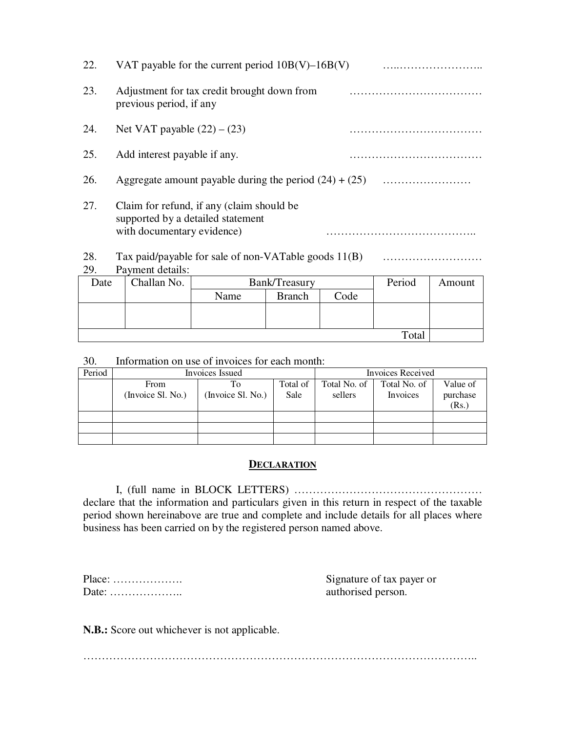22. VAT payable for the current period 10B(V)–16B(V) …..…………………..

23. Adjustment for tax credit brought down from previous period, if any ………………………………

24. Net VAT payable (22) – (23) ………………………………

25. Add interest payable if any. ………………………………

26. Aggregate amount payable during the period (24) + (25) ……………………

27. Claim for refund, if any (claim should be supported by a detailed statement with documentary evidence) …………………………………..

28. Tax paid/payable for sale of non-VATable goods 11(B) ………………………

29. Payment details:

| Date | Challan No. | Bank/Treasury | | | Period | Amount |
|---|---|---|---|---|---|---|
| | | Name | Branch | Code | | |
| | | | | | | |
| | | | | | Total | |

30. Information on use of invoices for each month:

| Period | Invoices Issued | | | Invoices Received | | |
|---|---|---|---|---|---|---|
| | From (Invoice Sl. No.) | To (Invoice Sl. No.) | Total of Sale | Total No. of sellers | Total No. of Invoices | Value of purchase (Rs.) |
| | | | | | | |
| | | | | | | |
| | | | | | | |

**DECLARATION**

I, (full name in BLOCK LETTERS) …………………………………………… declare that the information and particulars given in this return in respect of the taxable period shown hereinabove are true and complete and include details for all places where business has been carried on by the registered person named above.

Place: ……………….

Date: ………………..

Signature of tax payer or authorised person.

**N.B.:** Score out whichever is not applicable.

………………………………………………………………………………………………..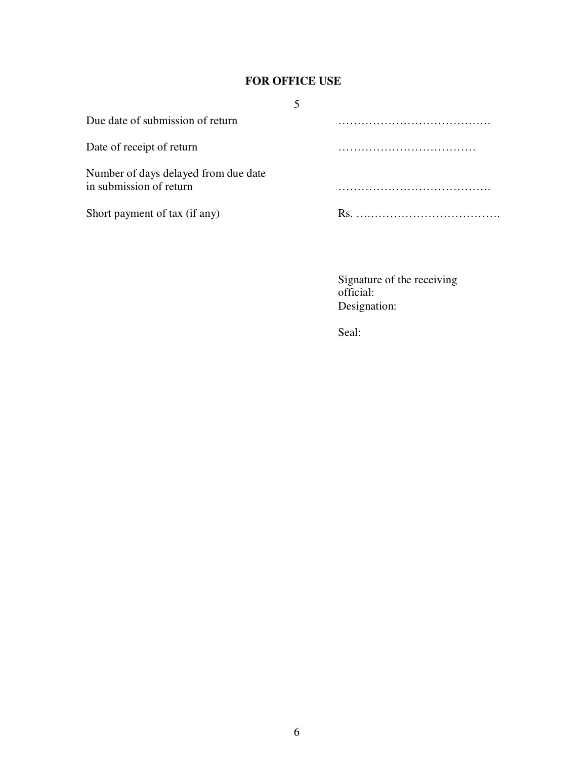**FOR OFFICE USE**

5

| | |
|---|---|
| Due date of submission of return | ………………………………… |
| Date of receipt of return | ……………………………… |
| Number of days delayed from due date in submission of return | ………………………………… |
| Short payment of tax (if any) | Rs. ….……………………………. |

Signature of the receiving official:
Designation:

Seal: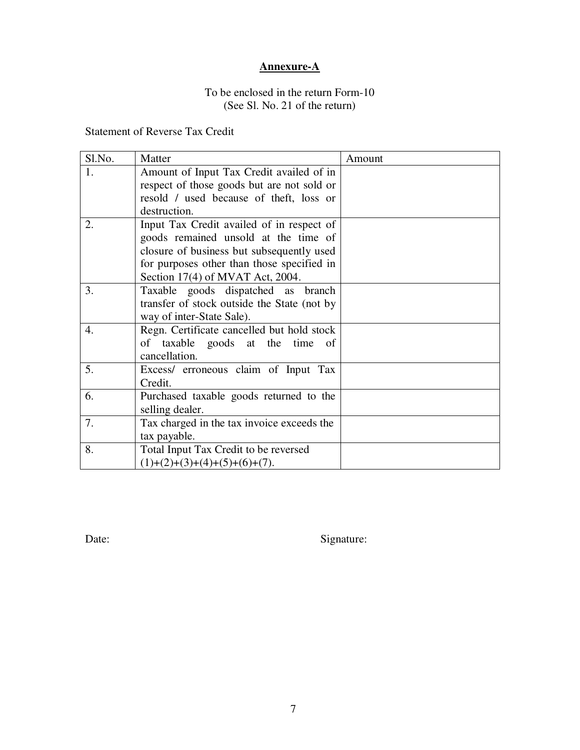## Annexure-A

To be enclosed in the return Form-10
(See Sl. No. 21 of the return)

Statement of Reverse Tax Credit

| Sl.No. | Matter | Amount |
|---|---|---|
| 1. | Amount of Input Tax Credit availed of in respect of those goods but are not sold or resold / used because of theft, loss or destruction. | |
| 2. | Input Tax Credit availed of in respect of goods remained unsold at the time of closure of business but subsequently used for purposes other than those specified in Section 17(4) of MVAT Act, 2004. | |
| 3. | Taxable goods dispatched as branch transfer of stock outside the State (not by way of inter-State Sale). | |
| 4. | Regn. Certificate cancelled but hold stock of taxable goods at the time of cancellation. | |
| 5. | Excess/ erroneous claim of Input Tax Credit. | |
| 6. | Purchased taxable goods returned to the selling dealer. | |
| 7. | Tax charged in the tax invoice exceeds the tax payable. | |
| 8. | Total Input Tax Credit to be reversed (1)+(2)+(3)+(4)+(5)+(6)+(7). | |

Date: Signature: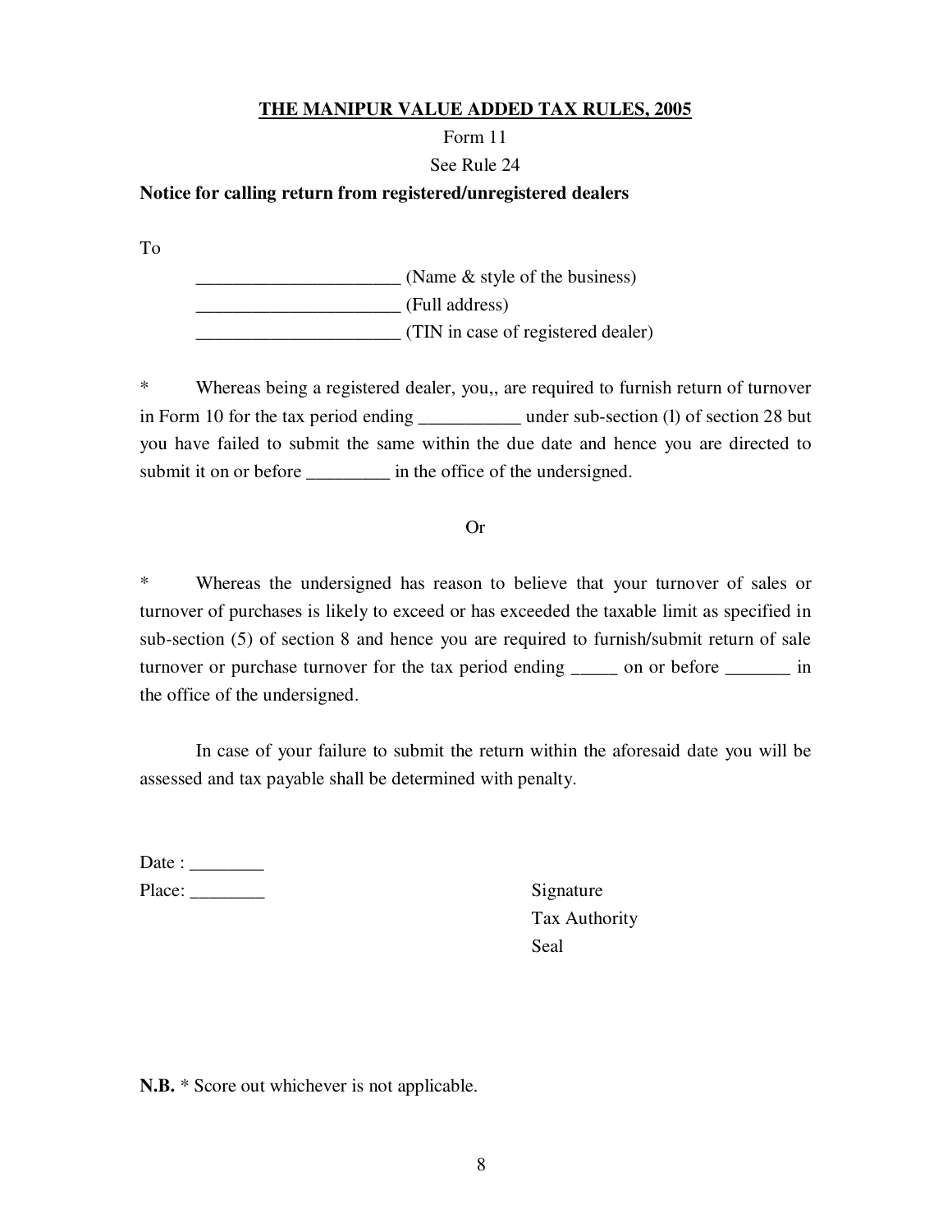**THE MANIPUR VALUE ADDED TAX RULES, 2005**

Form 11

See Rule 24

**Notice for calling return from registered/unregistered dealers**

To

______________________ (Name & style of the business)
______________________ (Full address)
______________________ (TIN in case of registered dealer)

* Whereas being a registered dealer, you,, are required to furnish return of turnover in Form 10 for the tax period ending ___________ under sub-section (l) of section 28 but you have failed to submit the same within the due date and hence you are directed to submit it on or before _________ in the office of the undersigned.

Or

* Whereas the undersigned has reason to believe that your turnover of sales or turnover of purchases is likely to exceed or has exceeded the taxable limit as specified in sub-section (5) of section 8 and hence you are required to furnish/submit return of sale turnover or purchase turnover for the tax period ending _____ on or before _______ in the office of the undersigned.

In case of your failure to submit the return within the aforesaid date you will be assessed and tax payable shall be determined with penalty.

Date : ________
Place: ________

Signature
Tax Authority
Seal

**N.B.** * Score out whichever is not applicable.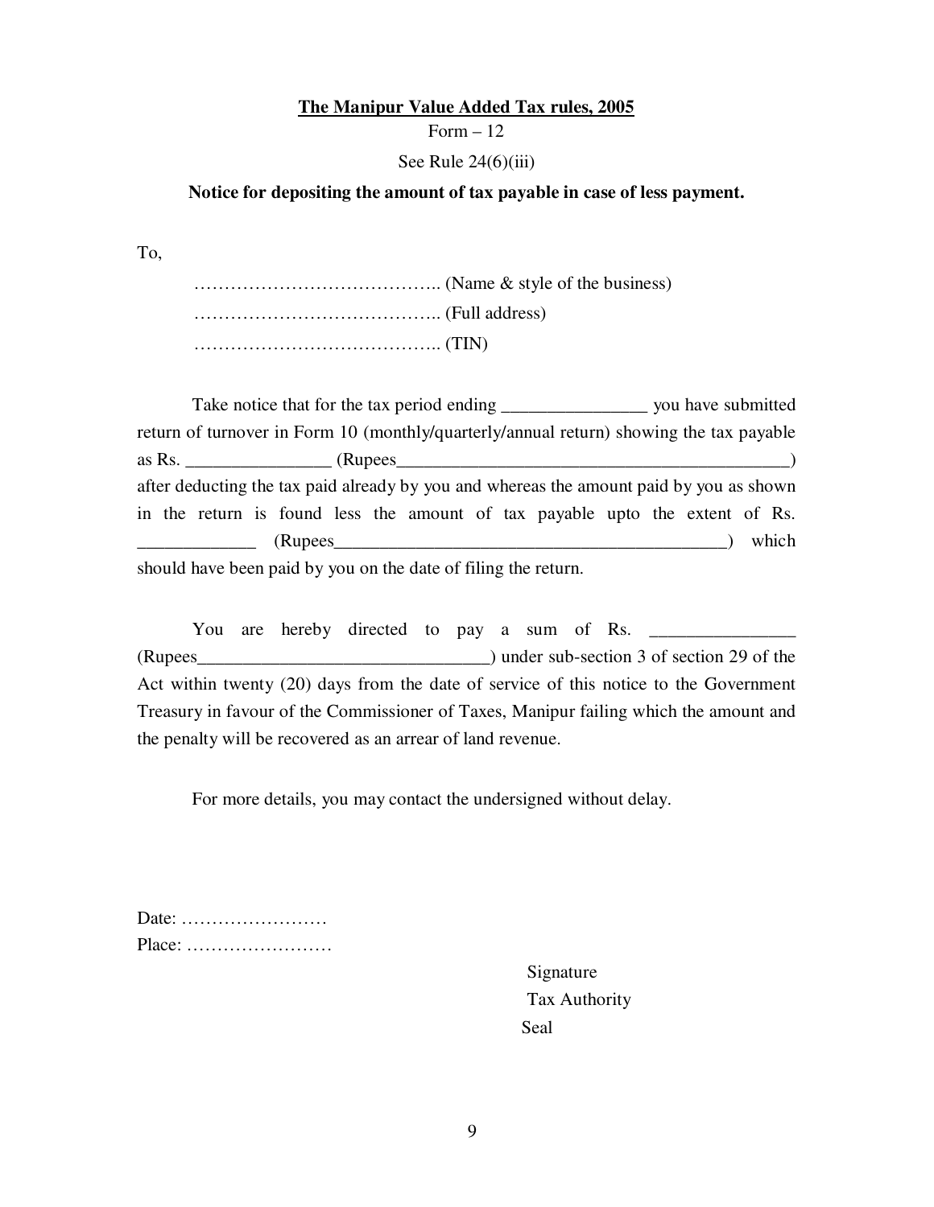**The Manipur Value Added Tax rules, 2005**

Form – 12

See Rule 24(6)(iii)

**Notice for depositing the amount of tax payable in case of less payment.**

To,

…………………………………. (Name & style of the business)
…………………………………. (Full address)
…………………………………. (TIN)

Take notice that for the tax period ending ________________ you have submitted return of turnover in Form 10 (monthly/quarterly/annual return) showing the tax payable as Rs. ________________ (Rupees_____________________________________________) after deducting the tax paid already by you and whereas the amount paid by you as shown in the return is found less the amount of tax payable upto the extent of Rs. _____________ (Rupees_____________________________________________) which should have been paid by you on the date of filing the return.

You are hereby directed to pay a sum of Rs. ________________ (Rupees_________________________________) under sub-section 3 of section 29 of the Act within twenty (20) days from the date of service of this notice to the Government Treasury in favour of the Commissioner of Taxes, Manipur failing which the amount and the penalty will be recovered as an arrear of land revenue.

For more details, you may contact the undersigned without delay.

Date: ……………………
Place: ……………………

Signature
Tax Authority
Seal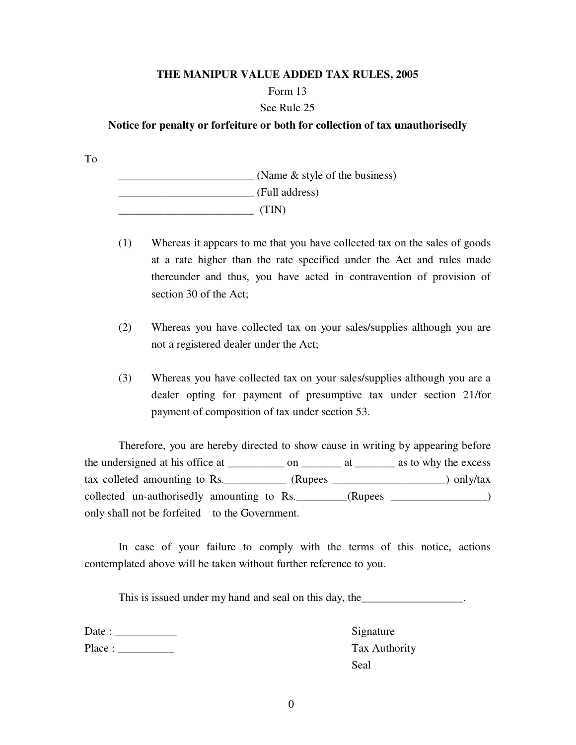**THE MANIPUR VALUE ADDED TAX RULES, 2005**

Form 13

See Rule 25

**Notice for penalty or forfeiture or both for collection of tax unauthorisedly**

To

________________________ (Name & style of the business)

________________________ (Full address)

________________________ (TIN)

(1) Whereas it appears to me that you have collected tax on the sales of goods at a rate higher than the rate specified under the Act and rules made thereunder and thus, you have acted in contravention of provision of section 30 of the Act;

(2) Whereas you have collected tax on your sales/supplies although you are not a registered dealer under the Act;

(3) Whereas you have collected tax on your sales/supplies although you are a dealer opting for payment of presumptive tax under section 21/for payment of composition of tax under section 53.

Therefore, you are hereby directed to show cause in writing by appearing before the undersigned at his office at __________ on _______ at _______ as to why the excess tax colleted amounting to Rs.___________ (Rupees ____________________) only/tax collected un-authorisedly amounting to Rs._________(Rupees _________________) only shall not be forfeited to the Government.

In case of your failure to comply with the terms of this notice, actions contemplated above will be taken without further reference to you.

This is issued under my hand and seal on this day, the__________________.

Date : ___________

Place : __________

Signature

Tax Authority

Seal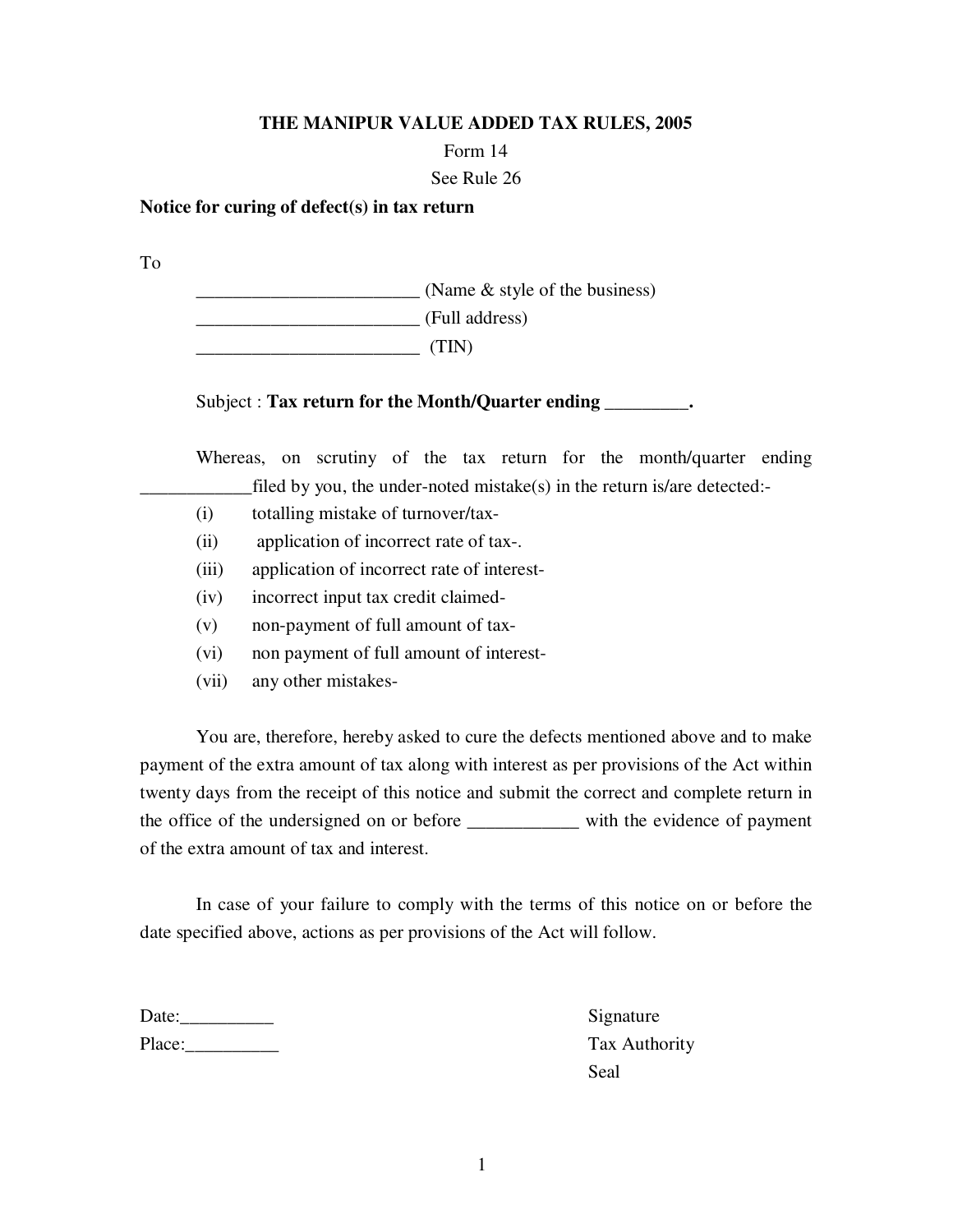# THE MANIPUR VALUE ADDED TAX RULES, 2005

Form 14

See Rule 26

**Notice for curing of defect(s) in tax return**

To

________________________ (Name & style of the business)
________________________ (Full address)
________________________ (TIN)

Subject : **Tax return for the Month/Quarter ending _________.**

Whereas, on scrutiny of the tax return for the month/quarter ending ____________filed by you, the under-noted mistake(s) in the return is/are detected:-

(i) totalling mistake of turnover/tax-
(ii) application of incorrect rate of tax-.
(iii) application of incorrect rate of interest-
(iv) incorrect input tax credit claimed-
(v) non-payment of full amount of tax-
(vi) non payment of full amount of interest-
(vii) any other mistakes-

You are, therefore, hereby asked to cure the defects mentioned above and to make payment of the extra amount of tax along with interest as per provisions of the Act within twenty days from the receipt of this notice and submit the correct and complete return in the office of the undersigned on or before ____________ with the evidence of payment of the extra amount of tax and interest.

In case of your failure to comply with the terms of this notice on or before the date specified above, actions as per provisions of the Act will follow.

Date:__________
Place:__________

Signature
Tax Authority
Seal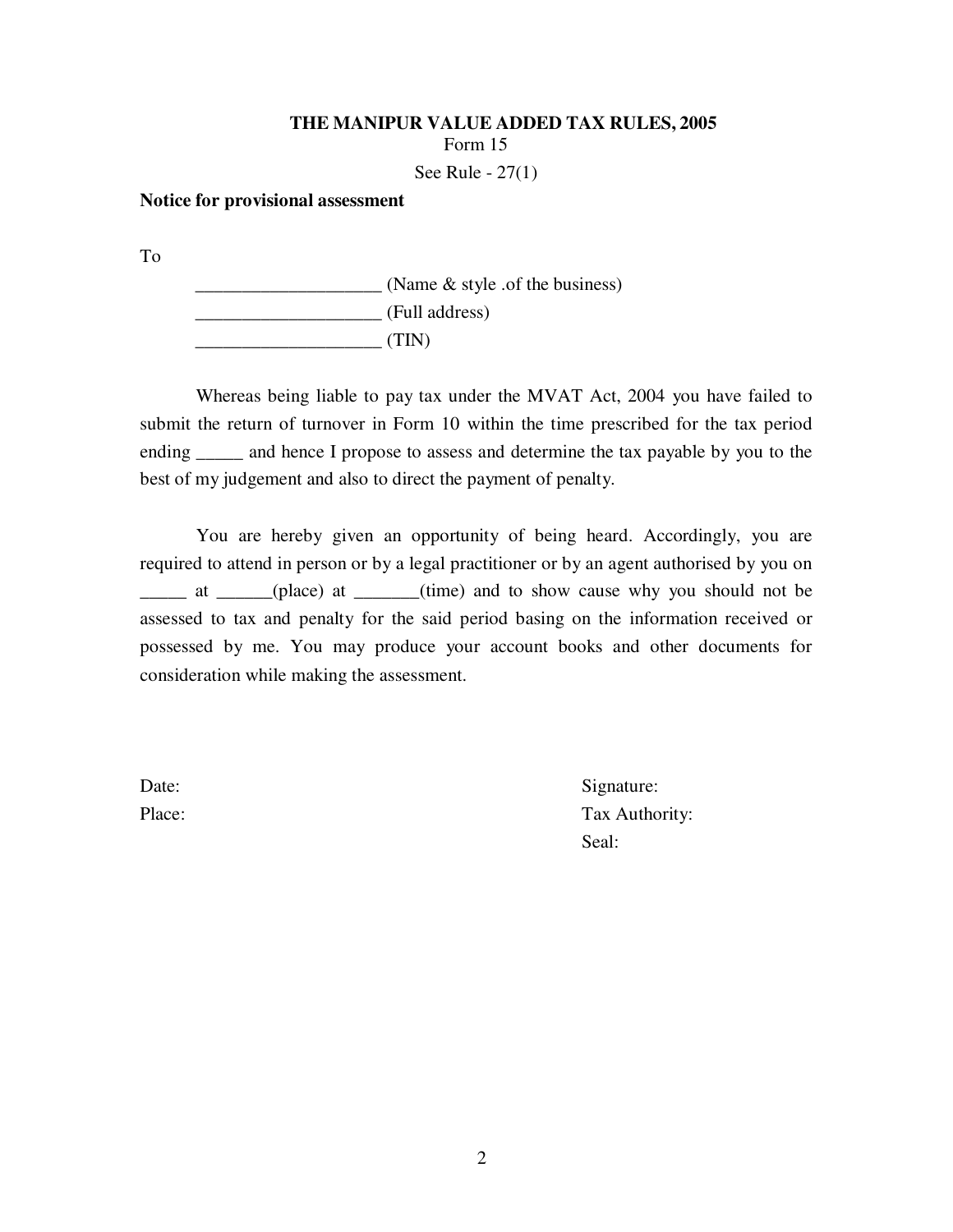**THE MANIPUR VALUE ADDED TAX RULES, 2005**

Form 15

See Rule - 27(1)

**Notice for provisional assessment**

To

____________________ (Name & style .of the business)

____________________ (Full address)

____________________ (TIN)

Whereas being liable to pay tax under the MVAT Act, 2004 you have failed to submit the return of turnover in Form 10 within the time prescribed for the tax period ending _____ and hence I propose to assess and determine the tax payable by you to the best of my judgement and also to direct the payment of penalty.

You are hereby given an opportunity of being heard. Accordingly, you are required to attend in person or by a legal practitioner or by an agent authorised by you on _____ at ______(place) at _______(time) and to show cause why you should not be assessed to tax and penalty for the said period basing on the information received or possessed by me. You may produce your account books and other documents for consideration while making the assessment.

Date:

Place:

Signature:

Tax Authority:

Seal: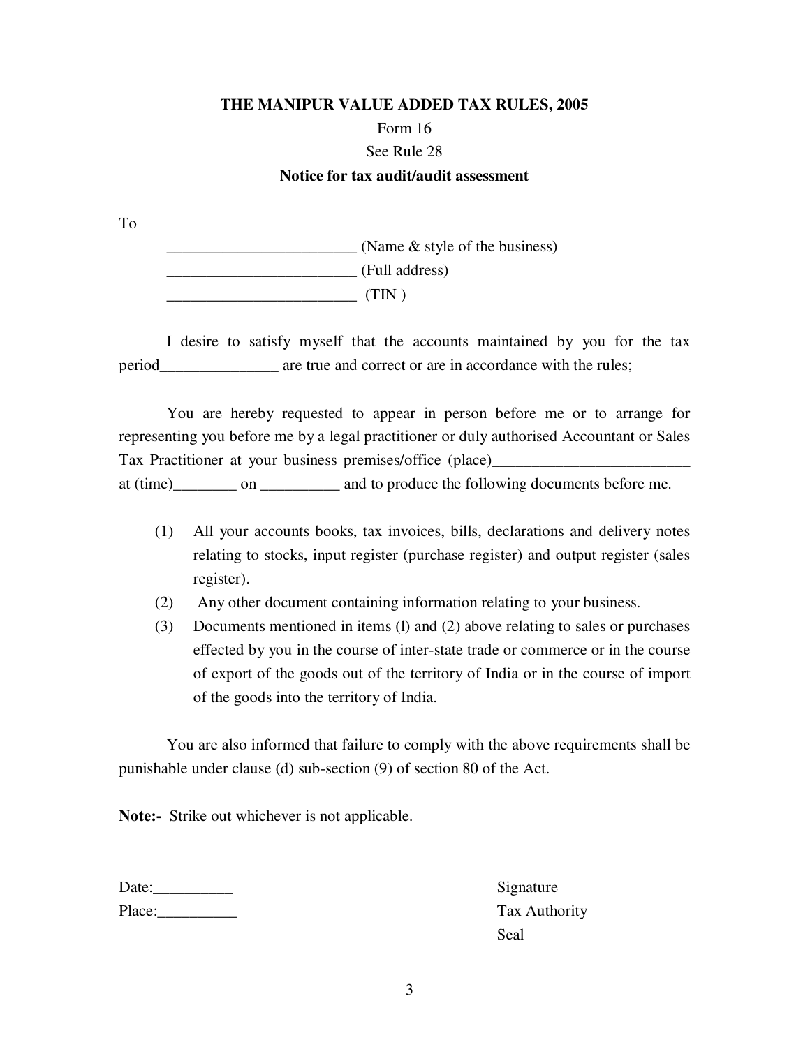**THE MANIPUR VALUE ADDED TAX RULES, 2005**

Form 16

See Rule 28

**Notice for tax audit/audit assessment**

To

________________________ (Name & style of the business)

________________________ (Full address)

________________________ (TIN )

I desire to satisfy myself that the accounts maintained by you for the tax period_______________ are true and correct or are in accordance with the rules;

You are hereby requested to appear in person before me or to arrange for representing you before me by a legal practitioner or duly authorised Accountant or Sales Tax Practitioner at your business premises/office (place)_________________________ at (time)________ on __________ and to produce the following documents before me.

(1) All your accounts books, tax invoices, bills, declarations and delivery notes relating to stocks, input register (purchase register) and output register (sales register).

(2) Any other document containing information relating to your business.

(3) Documents mentioned in items (l) and (2) above relating to sales or purchases effected by you in the course of inter-state trade or commerce or in the course of export of the goods out of the territory of India or in the course of import of the goods into the territory of India.

You are also informed that failure to comply with the above requirements shall be punishable under clause (d) sub-section (9) of section 80 of the Act.

**Note:-** Strike out whichever is not applicable.

Date:__________

Place:__________

Signature

Tax Authority

Seal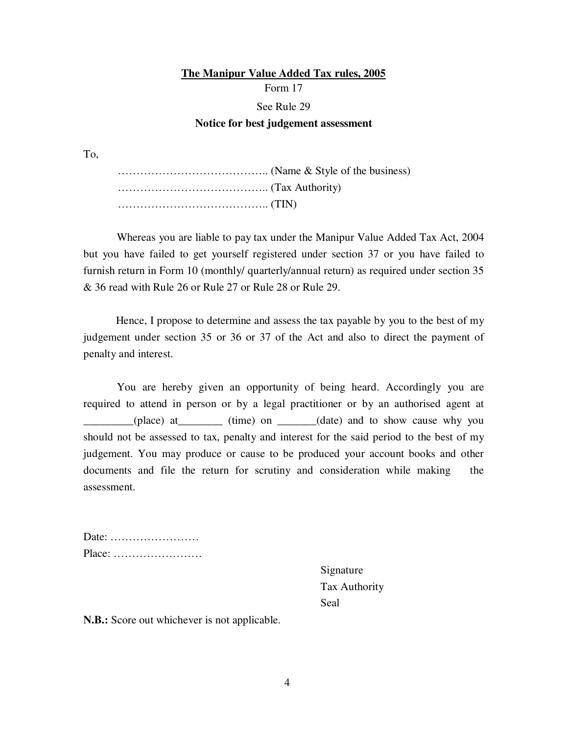# The Manipur Value Added Tax rules, 2005

Form 17

See Rule 29

**Notice for best judgement assessment**

To,

…………………………………….. (Name & Style of the business)
…………………………………….. (Tax Authority)
…………………………………….. (TIN)

Whereas you are liable to pay tax under the Manipur Value Added Tax Act, 2004 but you have failed to get yourself registered under section 37 or you have failed to furnish return in Form 10 (monthly/ quarterly/annual return) as required under section 35 & 36 read with Rule 26 or Rule 27 or Rule 28 or Rule 29.

Hence, I propose to determine and assess the tax payable by you to the best of my judgement under section 35 or 36 or 37 of the Act and also to direct the payment of penalty and interest.

You are hereby given an opportunity of being heard. Accordingly you are required to attend in person or by a legal practitioner or by an authorised agent at _________(place) at________ (time) on _______(date) and to show cause why you should not be assessed to tax, penalty and interest for the said period to the best of my judgement. You may produce or cause to be produced your account books and other documents and file the return for scrutiny and consideration while making the assessment.

Date: ……………………

Place: ……………………

Signature
Tax Authority
Seal

**N.B.:** Score out whichever is not applicable.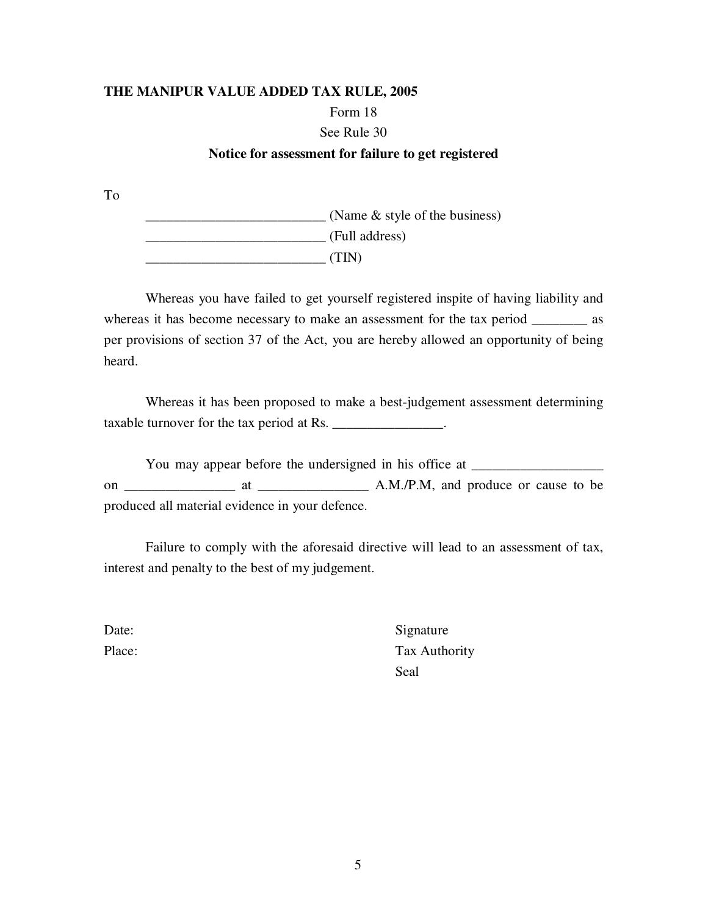**THE MANIPUR VALUE ADDED TAX RULE, 2005**

Form 18

See Rule 30

**Notice for assessment for failure to get registered**

To

__________________________ (Name & style of the business)
__________________________ (Full address)
__________________________ (TIN)

Whereas you have failed to get yourself registered inspite of having liability and whereas it has become necessary to make an assessment for the tax period ________ as per provisions of section 37 of the Act, you are hereby allowed an opportunity of being heard.

Whereas it has been proposed to make a best-judgement assessment determining taxable turnover for the tax period at Rs. ________________.

You may appear before the undersigned in his office at ___________________ on ________________ at ________________ A.M./P.M, and produce or cause to be produced all material evidence in your defence.

Failure to comply with the aforesaid directive will lead to an assessment of tax, interest and penalty to the best of my judgement.

Date: Signature

Place: Tax Authority

Seal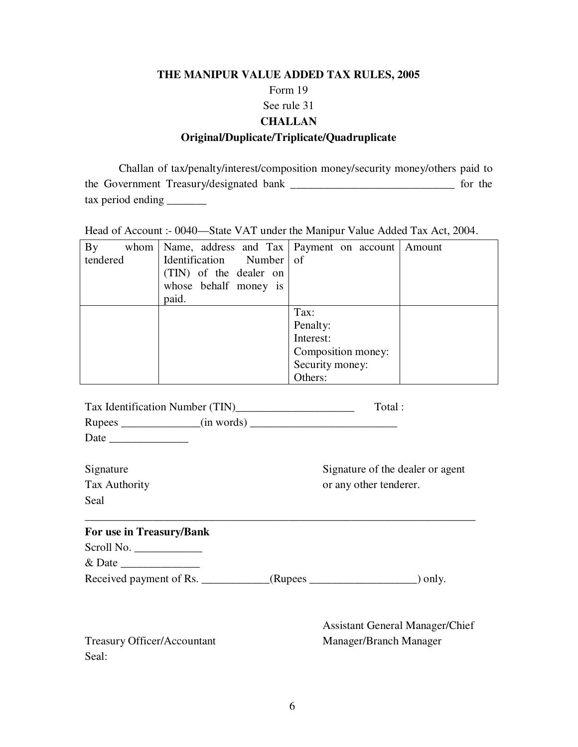**THE MANIPUR VALUE ADDED TAX RULES, 2005**

Form 19

See rule 31

**CHALLAN**

**Original/Duplicate/Triplicate/Quadruplicate**

Challan of tax/penalty/interest/composition money/security money/others paid to the Government Treasury/designated bank _____________________________ for the tax period ending _______

Head of Account :- 0040—State VAT under the Manipur Value Added Tax Act, 2004.

| By whom tendered | Name, address and Tax Identification Number (TIN) of the dealer on whose behalf money is paid. | Payment on account of | Amount |
|---|---|---|---|
| | | Tax:<br>Penalty:<br>Interest:<br>Composition money:<br>Security money:<br>Others: | |

Tax Identification Number (TIN)_____________________ Total :

Rupees ______________(in words) __________________________

Date ______________

Signature
Tax Authority
Seal

Signature of the dealer or agent
or any other tenderer.

---

**For use in Treasury/Bank**

Scroll No. ____________

& Date ______________

Received payment of Rs. ____________(Rupees ___________________) only.

Treasury Officer/Accountant
Seal:

Assistant General Manager/Chief Manager/Branch Manager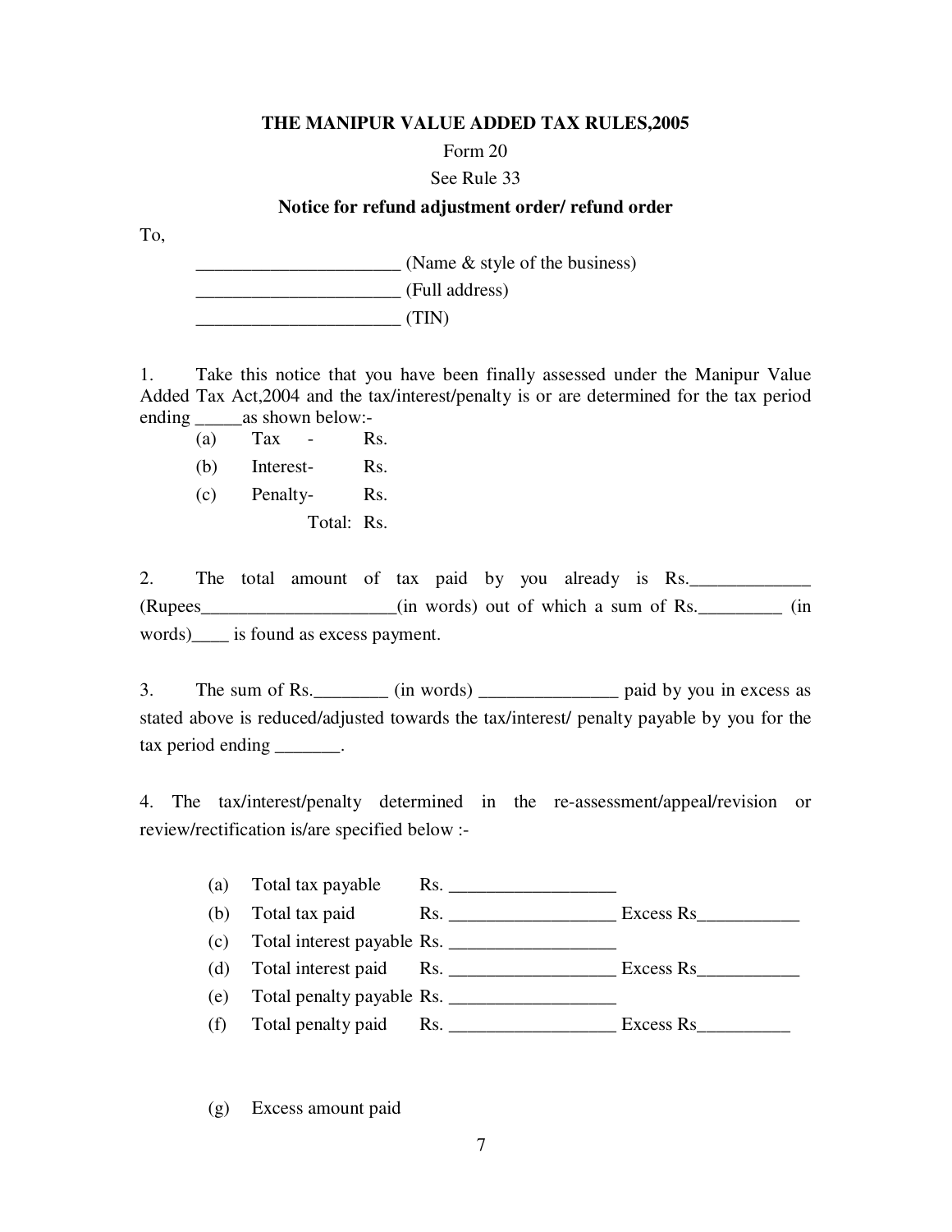**THE MANIPUR VALUE ADDED TAX RULES,2005**

Form 20

See Rule 33

**Notice for refund adjustment order/ refund order**

To,

______________________ (Name & style of the business)
______________________ (Full address)
______________________ (TIN)

1. Take this notice that you have been finally assessed under the Manipur Value Added Tax Act,2004 and the tax/interest/penalty is or are determined for the tax period ending _____as shown below:-

(a) Tax - Rs.
(b) Interest- Rs.
(c) Penalty- Rs.
Total: Rs.

2. The total amount of tax paid by you already is Rs._____________ (Rupees_____________________(in words) out of which a sum of Rs._________ (in words)____ is found as excess payment.

3. The sum of Rs.________ (in words) _______________ paid by you in excess as stated above is reduced/adjusted towards the tax/interest/ penalty payable by you for the tax period ending _______.

4. The tax/interest/penalty determined in the re-assessment/appeal/revision or review/rectification is/are specified below :-

(a) Total tax payable Rs. __________________
(b) Total tax paid Rs. __________________ Excess Rs___________
(c) Total interest payable Rs. __________________
(d) Total interest paid Rs. __________________ Excess Rs___________
(e) Total penalty payable Rs. __________________
(f) Total penalty paid Rs. __________________ Excess Rs__________

(g) Excess amount paid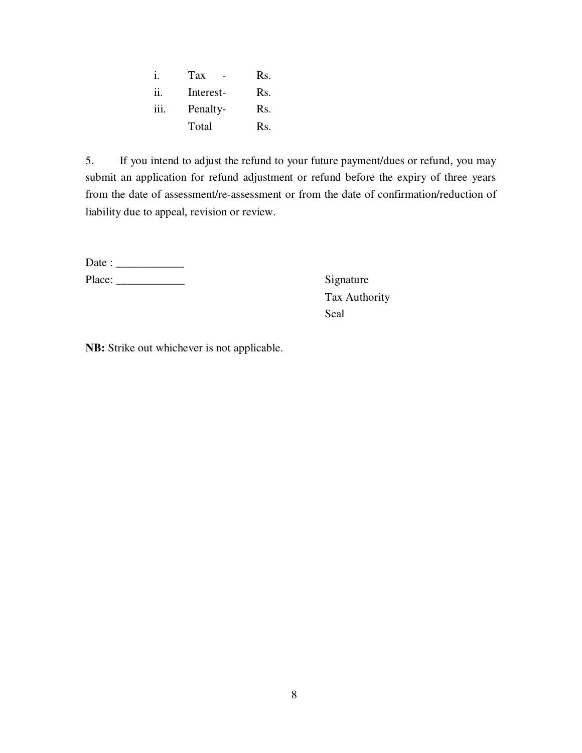| | | |
|---|---|---|
| i. | Tax - | Rs. |
| ii. | Interest- | Rs. |
| iii. | Penalty- | Rs. |
| | Total | Rs. |

5. If you intend to adjust the refund to your future payment/dues or refund, you may submit an application for refund adjustment or refund before the expiry of three years from the date of assessment/re-assessment or from the date of confirmation/reduction of liability due to appeal, revision or review.

Date : ____________

Place: ____________

Signature

Tax Authority

Seal

**NB:** Strike out whichever is not applicable.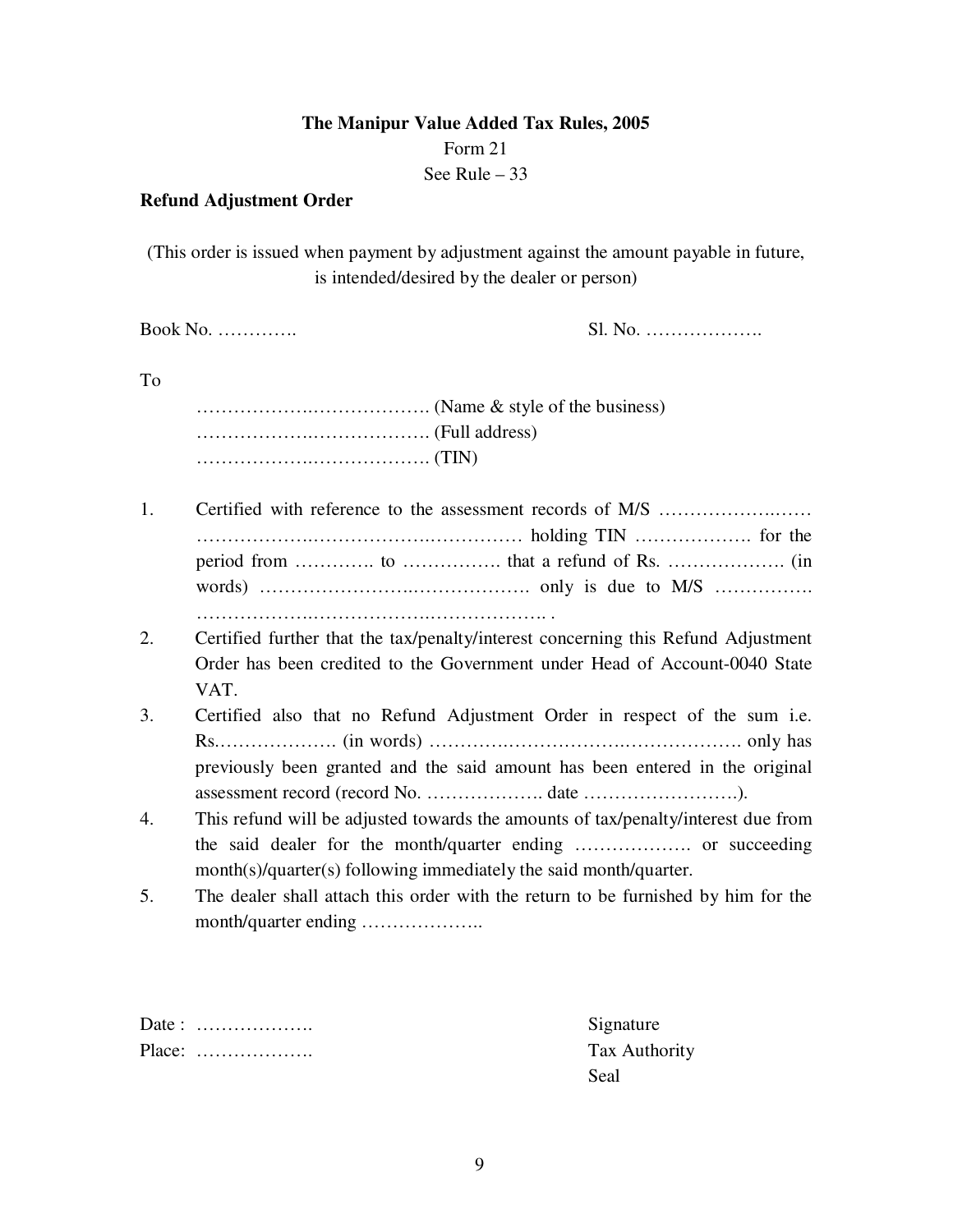**The Manipur Value Added Tax Rules, 2005**

Form 21

See Rule – 33

**Refund Adjustment Order**

(This order is issued when payment by adjustment against the amount payable in future, is intended/desired by the dealer or person)

Book No. ………….                                                    Sl. No. ……………….

To

………………..………………. (Name & style of the business)
………………..………………. (Full address)
………………..………………. (TIN)

1. Certified with reference to the assessment records of M/S …………………..…… ………………..……………….…………… holding TIN ………………. for the period from ………….. to ……………. that a refund of Rs. ………………. (in words) ……………………..………………. only is due to M/S ……………. …………………..……………….………………. .
2. Certified further that the tax/penalty/interest concerning this Refund Adjustment Order has been credited to the Government under Head of Account-0040 State VAT.
3. Certified also that no Refund Adjustment Order in respect of the sum i.e. Rs.………………. (in words) …………..……………….………………. only has previously been granted and the said amount has been entered in the original assessment record (record No. ………………. date …………………….).
4. This refund will be adjusted towards the amounts of tax/penalty/interest due from the said dealer for the month/quarter ending ………………. or succeeding month(s)/quarter(s) following immediately the said month/quarter.
5. The dealer shall attach this order with the return to be furnished by him for the month/quarter ending ………………..

Date : ……………….                                                    Signature
Place: ……………….                                                    Tax Authority
                                                                                        Seal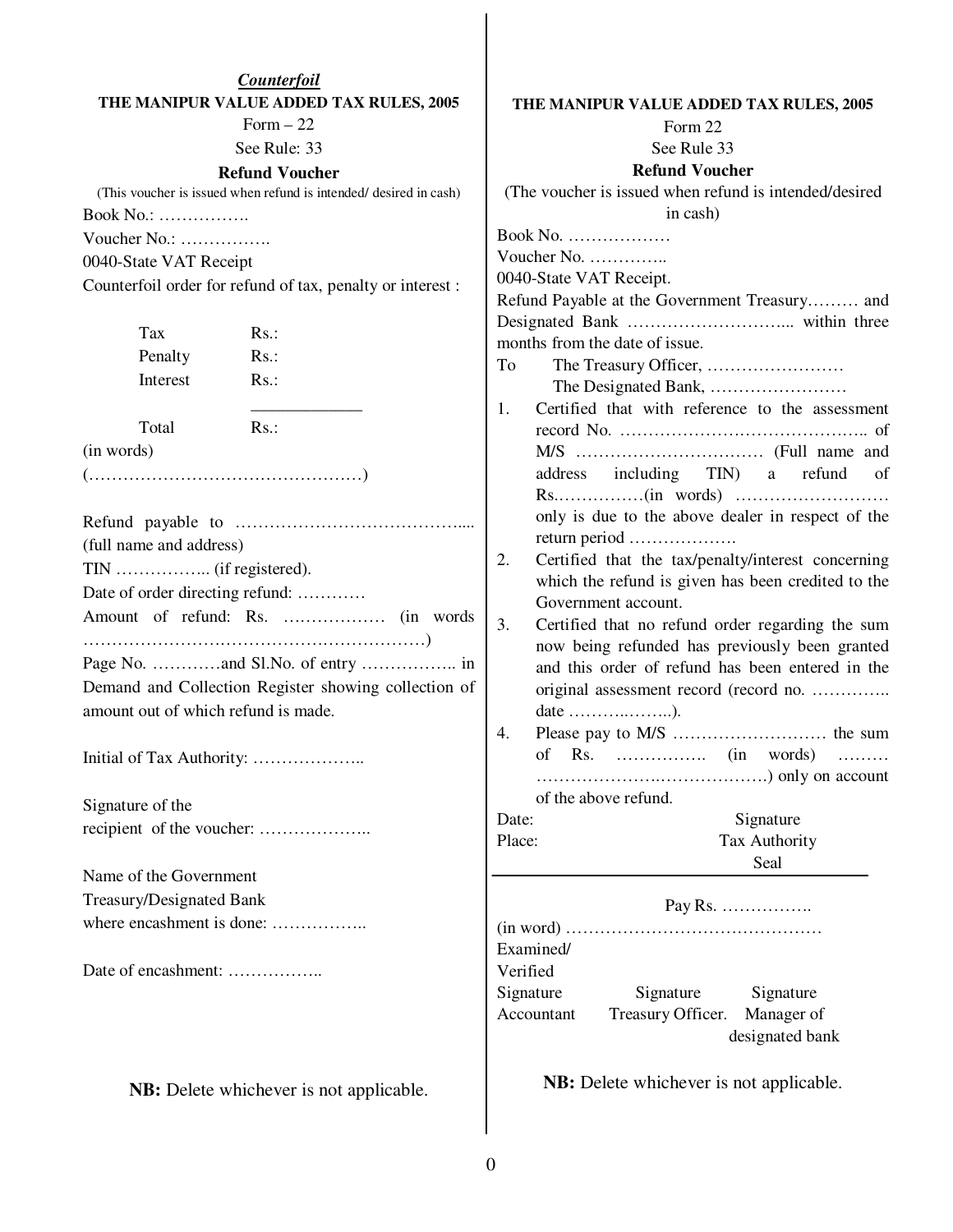*Counterfoil*

**THE MANIPUR VALUE ADDED TAX RULES, 2005**

Form – 22

See Rule: 33

**Refund Voucher**

(This voucher is issued when refund is intended/ desired in cash)

Book No.: …………….

Voucher No.: …………….

0040-State VAT Receipt

Counterfoil order for refund of tax, penalty or interest :

| | |
|---|---|
| Tax | Rs.: |
| Penalty | Rs.: |
| Interest | Rs.: |
| Total | Rs.: |

(in words)

(…………………………………………)

Refund payable to …………………………………..... (full name and address)

TIN …………….. (if registered).

Date of order directing refund: …………

Amount of refund: Rs. ……………… (in words ……………………………………………………)

Page No. …………and Sl.No. of entry …………….. in Demand and Collection Register showing collection of amount out of which refund is made.

Initial of Tax Authority: ………………..

Signature of the recipient of the voucher: ………………..

Name of the Government Treasury/Designated Bank where encashment is done: ……………..

Date of encashment: ……………..

**NB:** Delete whichever is not applicable.

---

**THE MANIPUR VALUE ADDED TAX RULES, 2005**

Form 22

See Rule 33

**Refund Voucher**

(The voucher is issued when refund is intended/desired in cash)

Book No. ………………

Voucher No. …………..

0040-State VAT Receipt.

Refund Payable at the Government Treasury……… and Designated Bank ……………………….. within three months from the date of issue.

To The Treasury Officer, ……………………

The Designated Bank, ……………………

1. Certified that with reference to the assessment record No. …………………………………….. of M/S …………………………… (Full name and address including TIN) a refund of Rs.……………(in words) ……………………… only is due to the above dealer in respect of the return period ……………….
2. Certified that the tax/penalty/interest concerning which the refund is given has been credited to the Government account.
3. Certified that no refund order regarding the sum now being refunded has previously been granted and this order of refund has been entered in the original assessment record (record no. ………….. date ……….……..).
4. Please pay to M/S ……………………… the sum of Rs. ……………. (in words) ……… ………………….……………….) only on account of the above refund.

Date: Signature

Place: Tax Authority

Seal

---

Pay Rs. …………….

(in word) ………………………………………

Examined/ Verified

| Signature Accountant | Signature Treasury Officer. | Signature Manager of designated bank |
|---|---|---|

**NB:** Delete whichever is not applicable.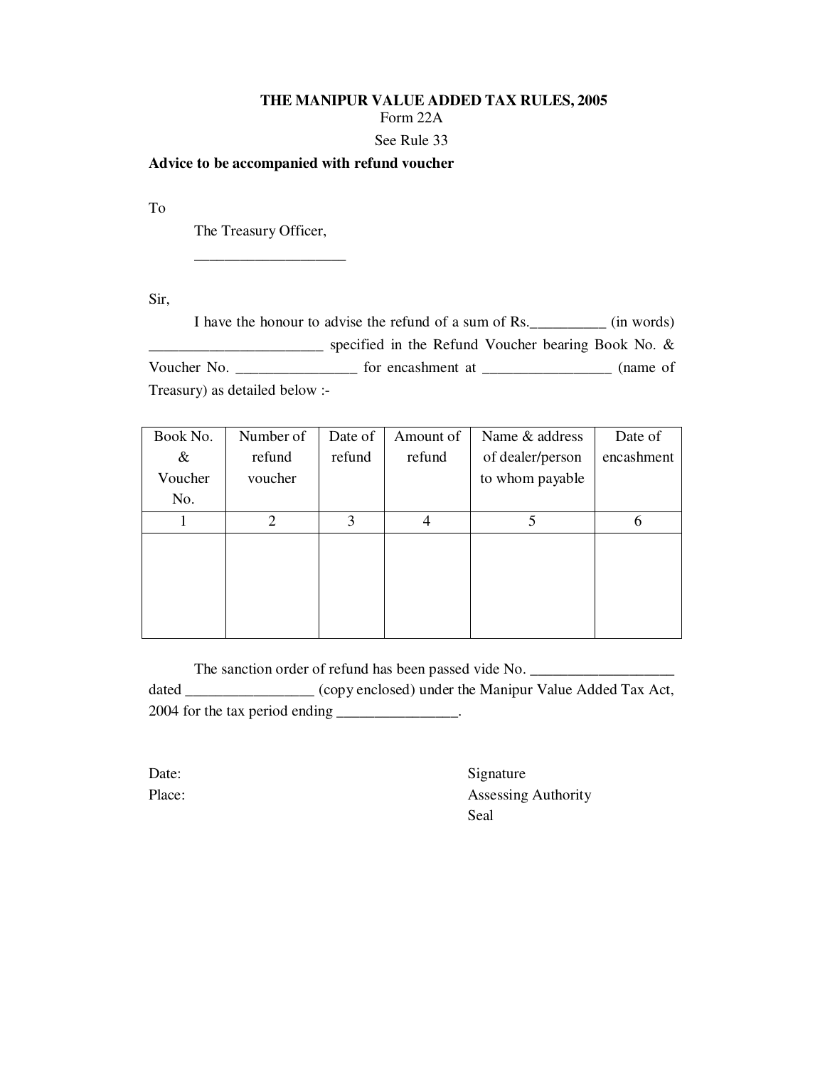# THE MANIPUR VALUE ADDED TAX RULES, 2005

Form 22A

See Rule 33

**Advice to be accompanied with refund voucher**

To

The Treasury Officer,

____________________

Sir,

I have the honour to advise the refund of a sum of Rs.__________ (in words) _______________________ specified in the Refund Voucher bearing Book No. & Voucher No. ________________ for encashment at _________________ (name of Treasury) as detailed below :-

| Book No. & Voucher No. | Number of refund voucher | Date of refund | Amount of refund | Name & address of dealer/person to whom payable | Date of encashment |
|---|---|---|---|---|---|
| 1 | 2 | 3 | 4 | 5 | 6 |
| | | | | | |

The sanction order of refund has been passed vide No. ___________________ dated _________________ (copy enclosed) under the Manipur Value Added Tax Act, 2004 for the tax period ending ________________.

Date:

Place:

Signature

Assessing Authority

Seal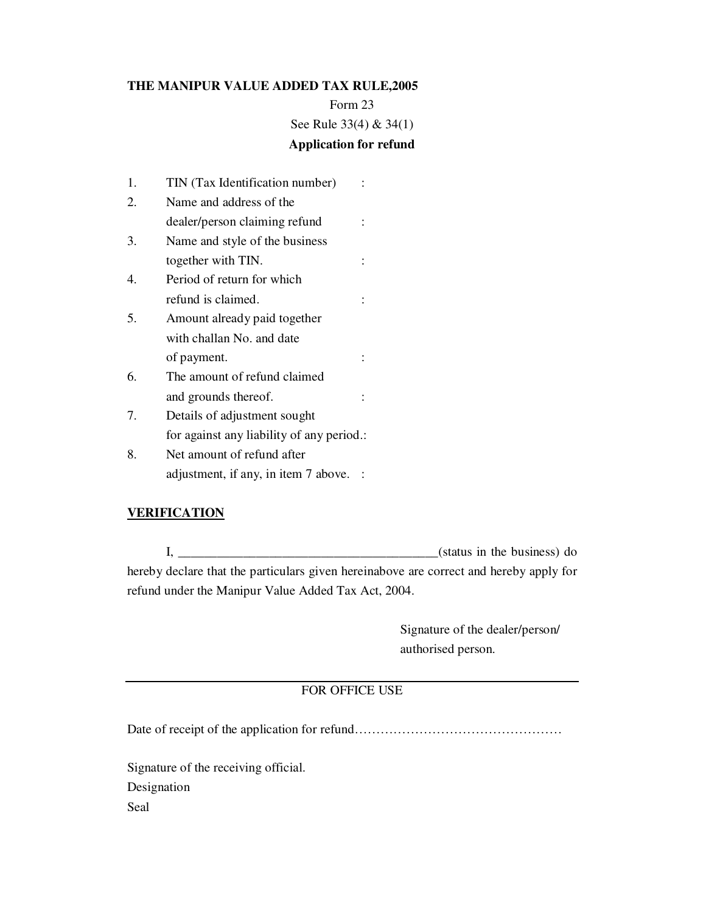**THE MANIPUR VALUE ADDED TAX RULE,2005**

Form 23

See Rule 33(4) & 34(1)

**Application for refund**

1. TIN (Tax Identification number) :
2. Name and address of the dealer/person claiming refund :
3. Name and style of the business together with TIN. :
4. Period of return for which refund is claimed. :
5. Amount already paid together with challan No. and date of payment. :
6. The amount of refund claimed and grounds thereof. :
7. Details of adjustment sought for against any liability of any period.:
8. Net amount of refund after adjustment, if any, in item 7 above. :

**VERIFICATION**

I, ________________________________________(status in the business) do hereby declare that the particulars given hereinabove are correct and hereby apply for refund under the Manipur Value Added Tax Act, 2004.

Signature of the dealer/person/
authorised person.

---

FOR OFFICE USE

Date of receipt of the application for refund…………………………………………

Signature of the receiving official.
Designation
Seal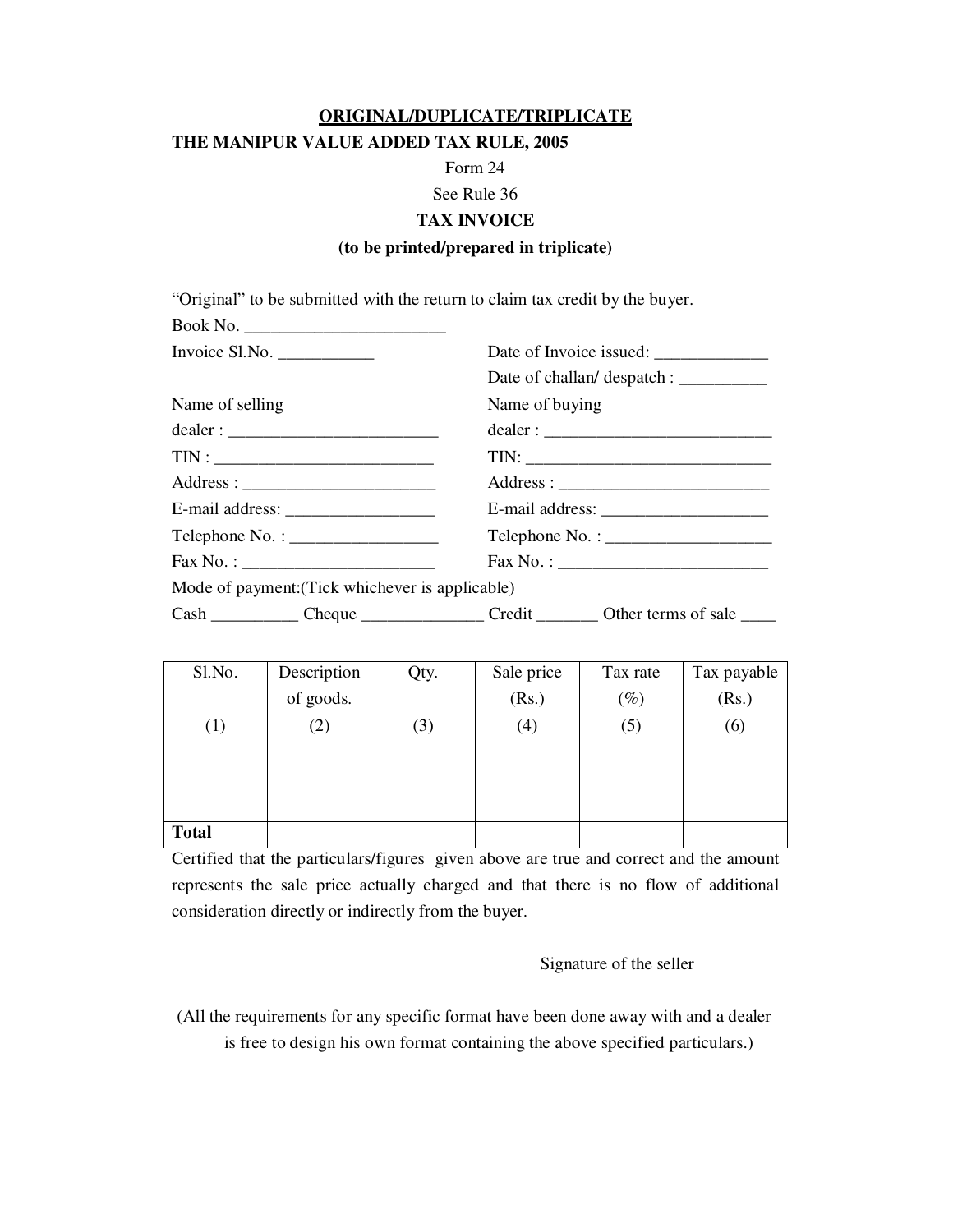**ORIGINAL/DUPLICATE/TRIPLICATE**

**THE MANIPUR VALUE ADDED TAX RULE, 2005**

Form 24

See Rule 36

**TAX INVOICE**

**(to be printed/prepared in triplicate)**

“Original” to be submitted with the return to claim tax credit by the buyer.

Book No. _______________________

Invoice Sl.No. ___________

Date of Invoice issued: _____________

Date of challan/ despatch : __________

Name of selling dealer : ________________________

TIN : _________________________

Address : ______________________

E-mail address: _________________

Telephone No. : _________________

Fax No. : ______________________

Name of buying dealer : __________________________

TIN: ____________________________

Address : ________________________

E-mail address: ___________________

Telephone No. : ___________________

Fax No. : ________________________

Mode of payment:(Tick whichever is applicable)

Cash __________ Cheque ______________ Credit _______ Other terms of sale ____

| Sl.No. | Description of goods. | Qty. | Sale price (Rs.) | Tax rate (%) | Tax payable (Rs.) |
|---|---|---|---|---|---|
| (1) | (2) | (3) | (4) | (5) | (6) |
| | | | | | |
| **Total** | | | | | |

Certified that the particulars/figures given above are true and correct and the amount represents the sale price actually charged and that there is no flow of additional consideration directly or indirectly from the buyer.

Signature of the seller

(All the requirements for any specific format have been done away with and a dealer is free to design his own format containing the above specified particulars.)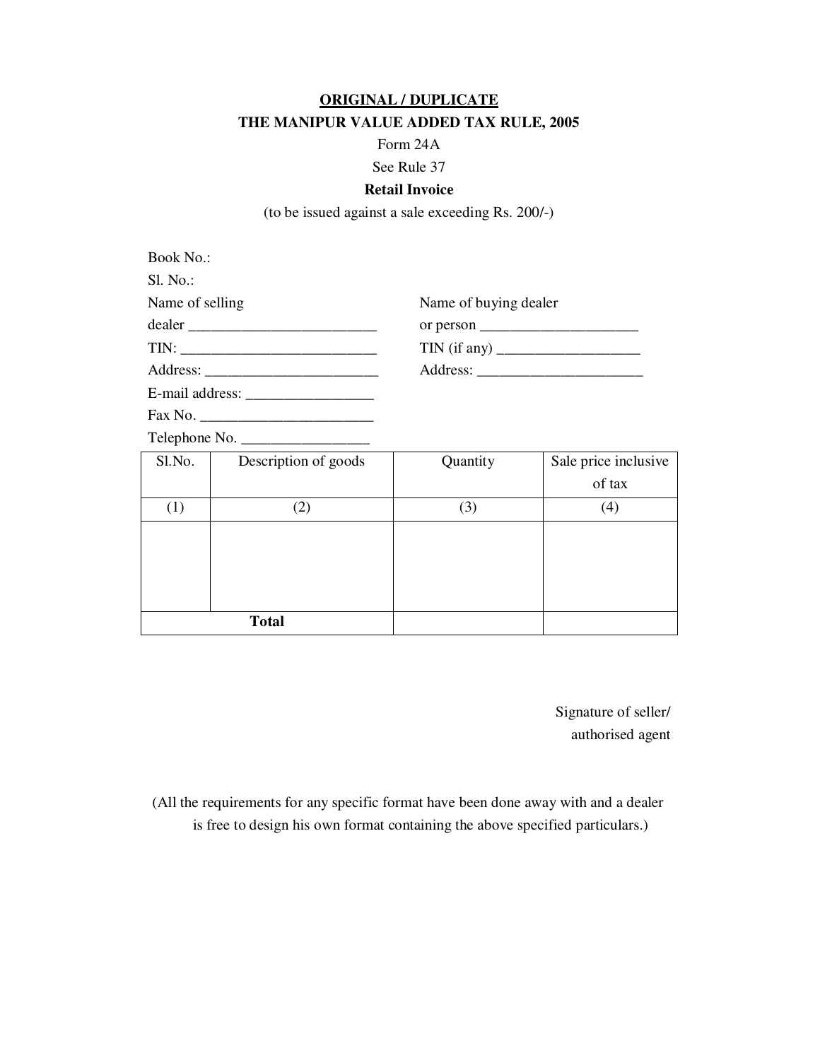**ORIGINAL / DUPLICATE**

**THE MANIPUR VALUE ADDED TAX RULE, 2005**

Form 24A

See Rule 37

**Retail Invoice**

(to be issued against a sale exceeding Rs. 200/-)

Book No.:

Sl. No.:

Name of selling dealer _________________________

TIN: __________________________

Address: _______________________

E-mail address: _________________

Fax No. _______________________

Telephone No. ________________

Name of buying dealer or person ____________________

TIN (if any) __________________

Address: ______________________

| Sl.No. | Description of goods | Quantity | Sale price inclusive of tax |
|---|---|---|---|
| (1) | (2) | (3) | (4) |
| | | | |
| **Total** | | | |

Signature of seller/
authorised agent

(All the requirements for any specific format have been done away with and a dealer is free to design his own format containing the above specified particulars.)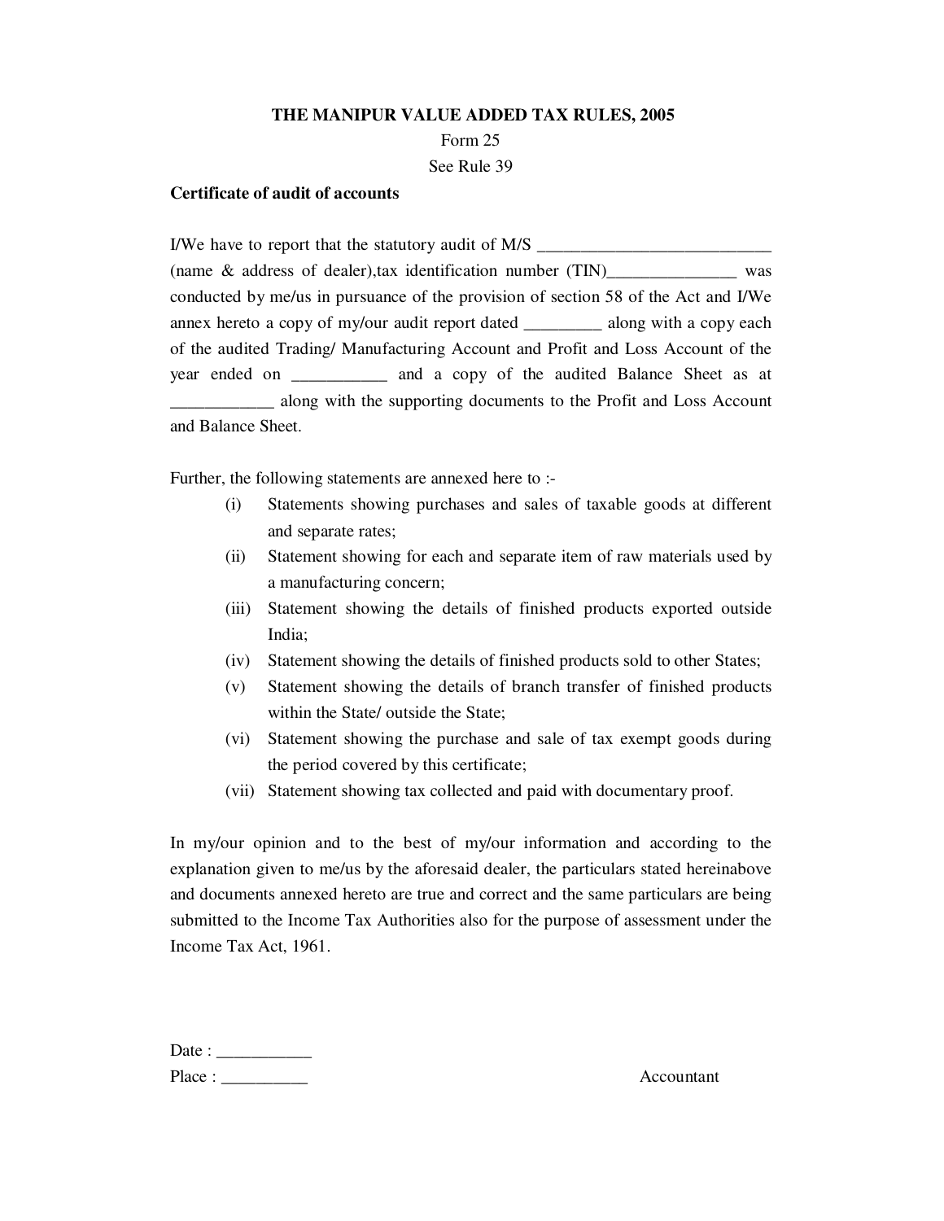# THE MANIPUR VALUE ADDED TAX RULES, 2005

Form 25

See Rule 39

**Certificate of audit of accounts**

I/We have to report that the statutory audit of M/S ___________________________ (name & address of dealer),tax identification number (TIN)_______________ was conducted by me/us in pursuance of the provision of section 58 of the Act and I/We annex hereto a copy of my/our audit report dated _________ along with a copy each of the audited Trading/ Manufacturing Account and Profit and Loss Account of the year ended on ___________ and a copy of the audited Balance Sheet as at ____________ along with the supporting documents to the Profit and Loss Account and Balance Sheet.

Further, the following statements are annexed here to :-

- (i) Statements showing purchases and sales of taxable goods at different and separate rates;
- (ii) Statement showing for each and separate item of raw materials used by a manufacturing concern;
- (iii) Statement showing the details of finished products exported outside India;
- (iv) Statement showing the details of finished products sold to other States;
- (v) Statement showing the details of branch transfer of finished products within the State/ outside the State;
- (vi) Statement showing the purchase and sale of tax exempt goods during the period covered by this certificate;
- (vii) Statement showing tax collected and paid with documentary proof.

In my/our opinion and to the best of my/our information and according to the explanation given to me/us by the aforesaid dealer, the particulars stated hereinabove and documents annexed hereto are true and correct and the same particulars are being submitted to the Income Tax Authorities also for the purpose of assessment under the Income Tax Act, 1961.

Date : ___________

Place : __________ Accountant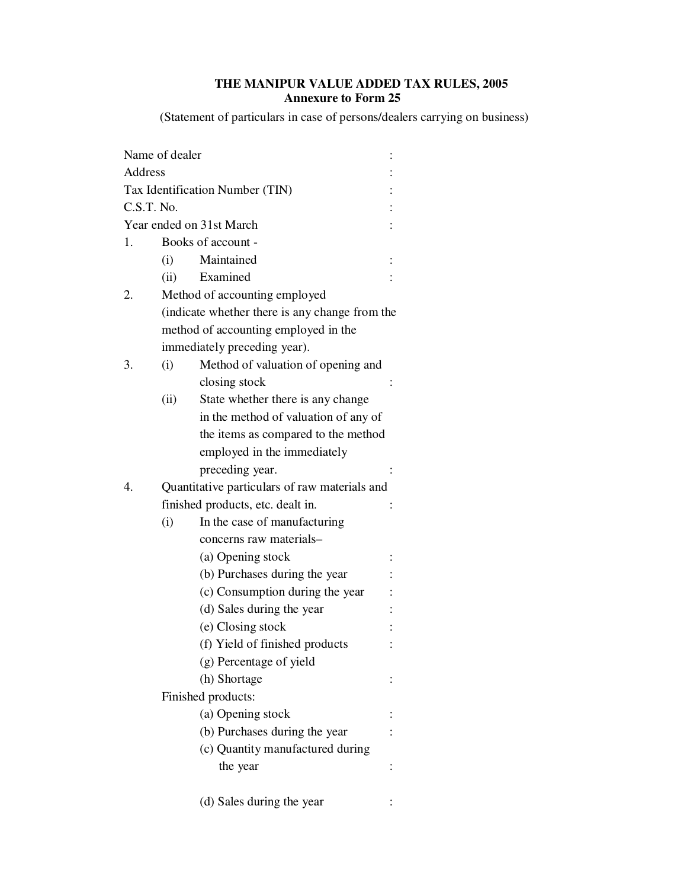## THE MANIPUR VALUE ADDED TAX RULES, 2005

### Annexure to Form 25

(Statement of particulars in case of persons/dealers carrying on business)

Name of dealer :

Address :

Tax Identification Number (TIN) :

C.S.T. No. :

Year ended on 31st March :

1. Books of account -
   - (i) Maintained :
   - (ii) Examined :
2. Method of accounting employed (indicate whether there is any change from the method of accounting employed in the immediately preceding year).
3. (i) Method of valuation of opening and closing stock :

   (ii) State whether there is any change in the method of valuation of any of the items as compared to the method employed in the immediately preceding year. :
4. Quantitative particulars of raw materials and finished products, etc. dealt in. :
   - (i) In the case of manufacturing concerns raw materials–
     - (a) Opening stock :
     - (b) Purchases during the year :
     - (c) Consumption during the year :
     - (d) Sales during the year :
     - (e) Closing stock :
     - (f) Yield of finished products :
     - (g) Percentage of yield
     - (h) Shortage :

   Finished products:
     - (a) Opening stock :
     - (b) Purchases during the year :
     - (c) Quantity manufactured during the year :
     - (d) Sales during the year :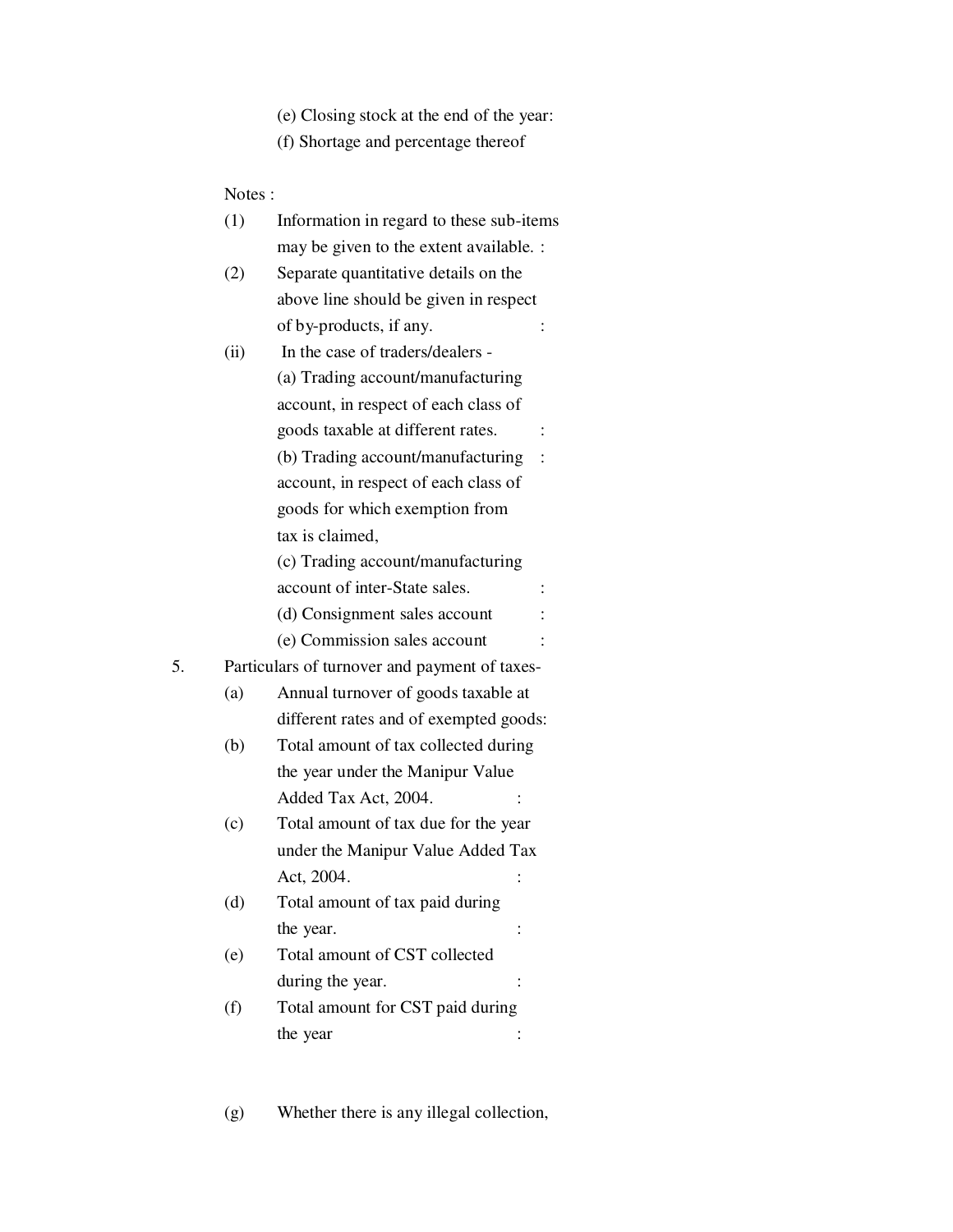(e) Closing stock at the end of the year:

(f) Shortage and percentage thereof

Notes :

(1) Information in regard to these sub-items may be given to the extent available. :

(2) Separate quantitative details on the above line should be given in respect of by-products, if any. :

(ii) In the case of traders/dealers -

(a) Trading account/manufacturing account, in respect of each class of goods taxable at different rates. :

(b) Trading account/manufacturing account, in respect of each class of goods for which exemption from tax is claimed, :

(c) Trading account/manufacturing account of inter-State sales. :

(d) Consignment sales account :

(e) Commission sales account :

5. Particulars of turnover and payment of taxes-

(a) Annual turnover of goods taxable at different rates and of exempted goods:

(b) Total amount of tax collected during the year under the Manipur Value Added Tax Act, 2004. :

(c) Total amount of tax due for the year under the Manipur Value Added Tax Act, 2004. :

(d) Total amount of tax paid during the year. :

(e) Total amount of CST collected during the year. :

(f) Total amount for CST paid during the year :

(g) Whether there is any illegal collection,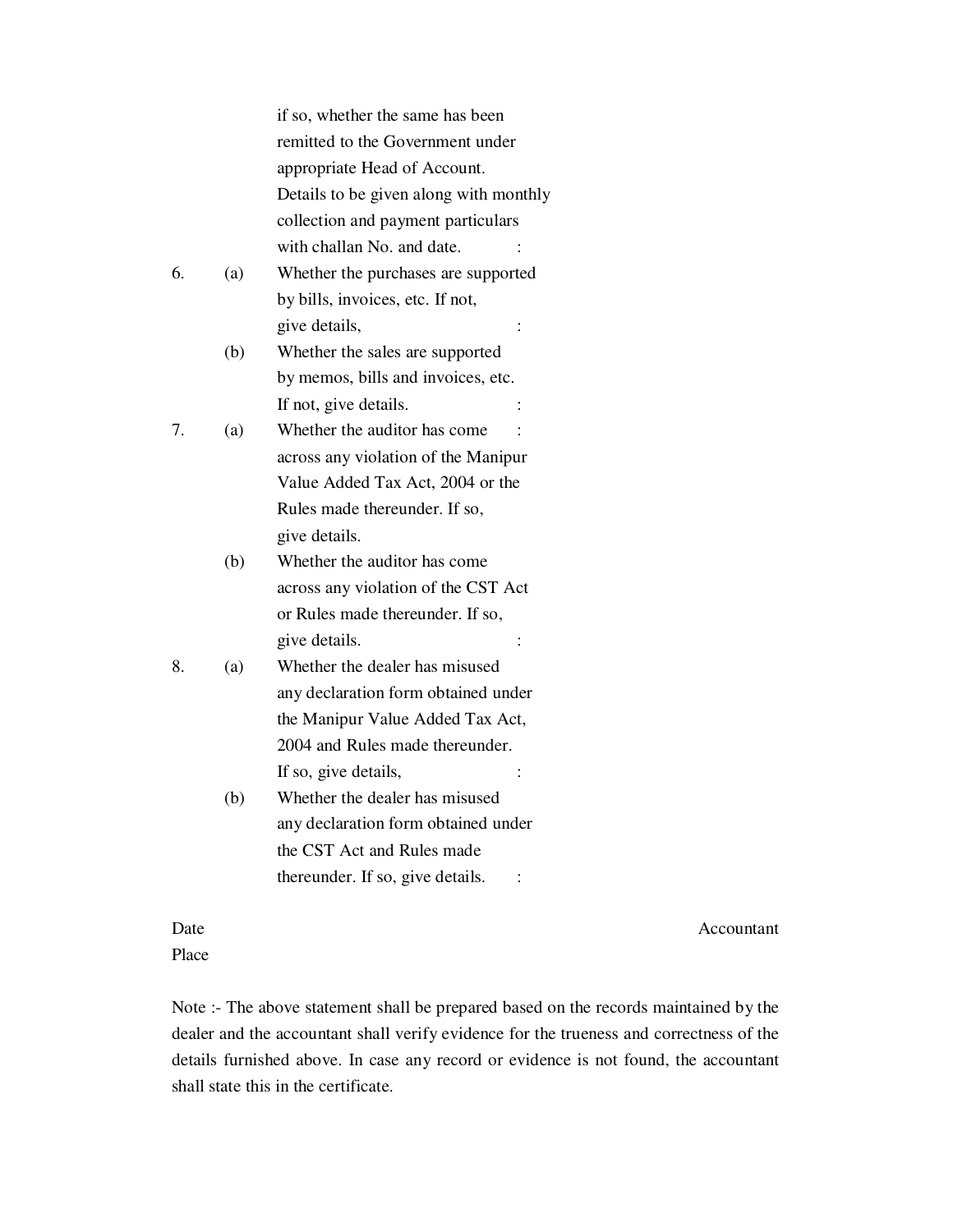if so, whether the same has been remitted to the Government under appropriate Head of Account. Details to be given along with monthly collection and payment particulars with challan No. and date. :

6. (a) Whether the purchases are supported by bills, invoices, etc. If not, give details, :

   (b) Whether the sales are supported by memos, bills and invoices, etc. If not, give details. :

7. (a) Whether the auditor has come : across any violation of the Manipur Value Added Tax Act, 2004 or the Rules made thereunder. If so, give details.

   (b) Whether the auditor has come across any violation of the CST Act or Rules made thereunder. If so, give details. :

8. (a) Whether the dealer has misused any declaration form obtained under the Manipur Value Added Tax Act, 2004 and Rules made thereunder. If so, give details, :

   (b) Whether the dealer has misused any declaration form obtained under the CST Act and Rules made thereunder. If so, give details. :

Date                                                                                                    Accountant

Place

Note :- The above statement shall be prepared based on the records maintained by the dealer and the accountant shall verify evidence for the trueness and correctness of the details furnished above. In case any record or evidence is not found, the accountant shall state this in the certificate.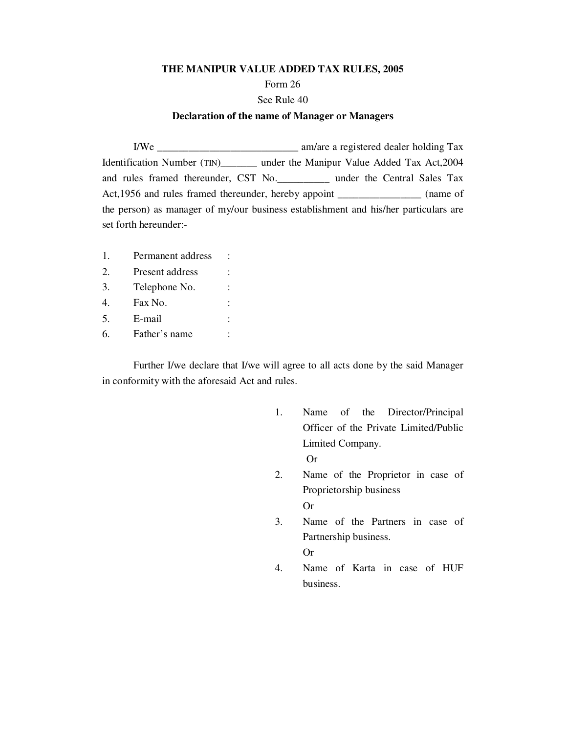**THE MANIPUR VALUE ADDED TAX RULES, 2005**

Form 26

See Rule 40

**Declaration of the name of Manager or Managers**

I/We ___________________________ am/are a registered dealer holding Tax Identification Number (TIN)_______ under the Manipur Value Added Tax Act,2004 and rules framed thereunder, CST No.__________ under the Central Sales Tax Act,1956 and rules framed thereunder, hereby appoint ________________ (name of the person) as manager of my/our business establishment and his/her particulars are set forth hereunder:-

1. Permanent address :
2. Present address :
3. Telephone No. :
4. Fax No. :
5. E-mail :
6. Father's name :

Further I/we declare that I/we will agree to all acts done by the said Manager in conformity with the aforesaid Act and rules.

1. Name of the Director/Principal Officer of the Private Limited/Public Limited Company.

   Or

2. Name of the Proprietor in case of Proprietorship business

   Or

3. Name of the Partners in case of Partnership business.

   Or

4. Name of Karta in case of HUF business.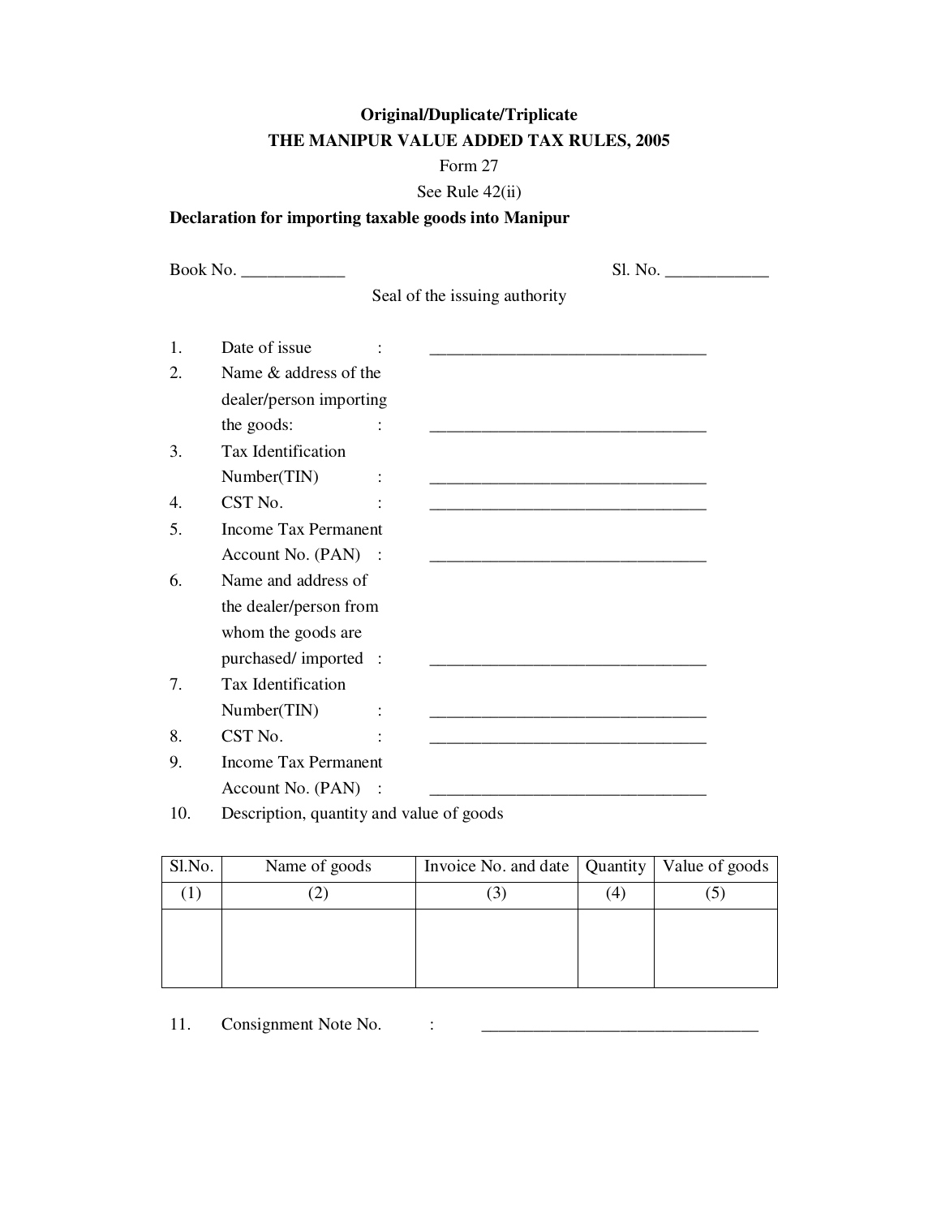**Original/Duplicate/Triplicate**

**THE MANIPUR VALUE ADDED TAX RULES, 2005**

Form 27

See Rule 42(ii)

**Declaration for importing taxable goods into Manipur**

Book No. ____________ Sl. No. ____________

Seal of the issuing authority

1. Date of issue : _________________________________
2. Name & address of the dealer/person importing the goods: : _________________________________
3. Tax Identification Number(TIN) : _________________________________
4. CST No. : _________________________________
5. Income Tax Permanent Account No. (PAN) : _________________________________
6. Name and address of the dealer/person from whom the goods are purchased/ imported : _________________________________
7. Tax Identification Number(TIN) : _________________________________
8. CST No. : _________________________________
9. Income Tax Permanent Account No. (PAN) : _________________________________
10. Description, quantity and value of goods

| Sl.No. | Name of goods | Invoice No. and date | Quantity | Value of goods |
|---|---|---|---|---|
| (1) | (2) | (3) | (4) | (5) |
| | | | | |

11. Consignment Note No. : _________________________________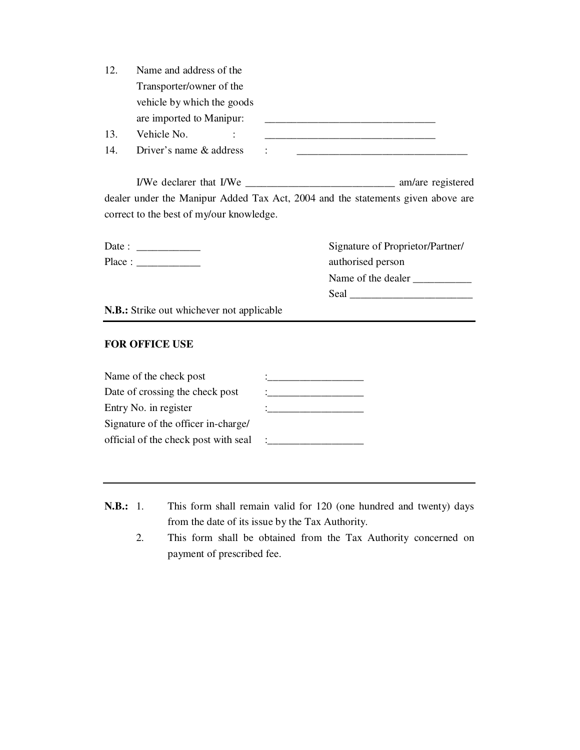12. Name and address of the Transporter/owner of the vehicle by which the goods are imported to Manipur: ________________________________
13. Vehicle No. : ________________________________
14. Driver's name & address : ________________________________

I/We declarer that I/We ____________________________ am/are registered dealer under the Manipur Added Tax Act, 2004 and the statements given above are correct to the best of my/our knowledge.

Date : ____________

Place : ____________

Signature of Proprietor/Partner/ authorised person

Name of the dealer ___________

Seal _______________________

**N.B.:** Strike out whichever not applicable

---

**FOR OFFICE USE**

Name of the check post :__________________

Date of crossing the check post :__________________

Entry No. in register :__________________

Signature of the officer in-charge/ official of the check post with seal :__________________

---

**N.B.:**
1. This form shall remain valid for 120 (one hundred and twenty) days from the date of its issue by the Tax Authority.
2. This form shall be obtained from the Tax Authority concerned on payment of prescribed fee.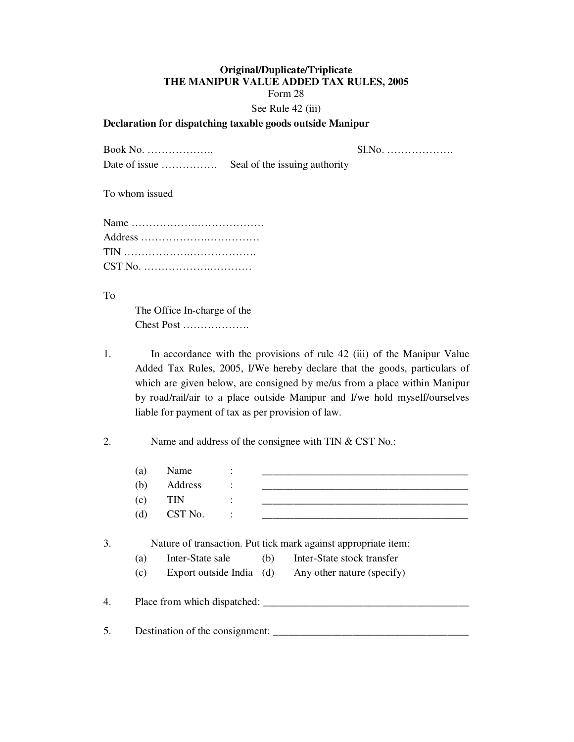**Original/Duplicate/Triplicate**

**THE MANIPUR VALUE ADDED TAX RULES, 2005**

Form 28

See Rule 42 (iii)

**Declaration for dispatching taxable goods outside Manipur**

Book No. ………………. Sl.No. ……………….

Date of issue ……………. Seal of the issuing authority

To whom issued

Name ……………….……………….

Address ……………….……………

TIN ……………….……………….

CST No. …………….………….

To

The Office In-charge of the
Chest Post ……………….

1. In accordance with the provisions of rule 42 (iii) of the Manipur Value Added Tax Rules, 2005, I/We hereby declare that the goods, particulars of which are given below, are consigned by me/us from a place within Manipur by road/rail/air to a place outside Manipur and I/we hold myself/ourselves liable for payment of tax as per provision of law.

2. Name and address of the consignee with TIN & CST No.:

   (a) Name : ______________________________________
   (b) Address : ______________________________________
   (c) TIN : ______________________________________
   (d) CST No. : ______________________________________

3. Nature of transaction. Put tick mark against appropriate item:

   (a) Inter-State sale (b) Inter-State stock transfer
   (c) Export outside India (d) Any other nature (specify)

4. Place from which dispatched: ______________________________________

5. Destination of the consignment: ____________________________________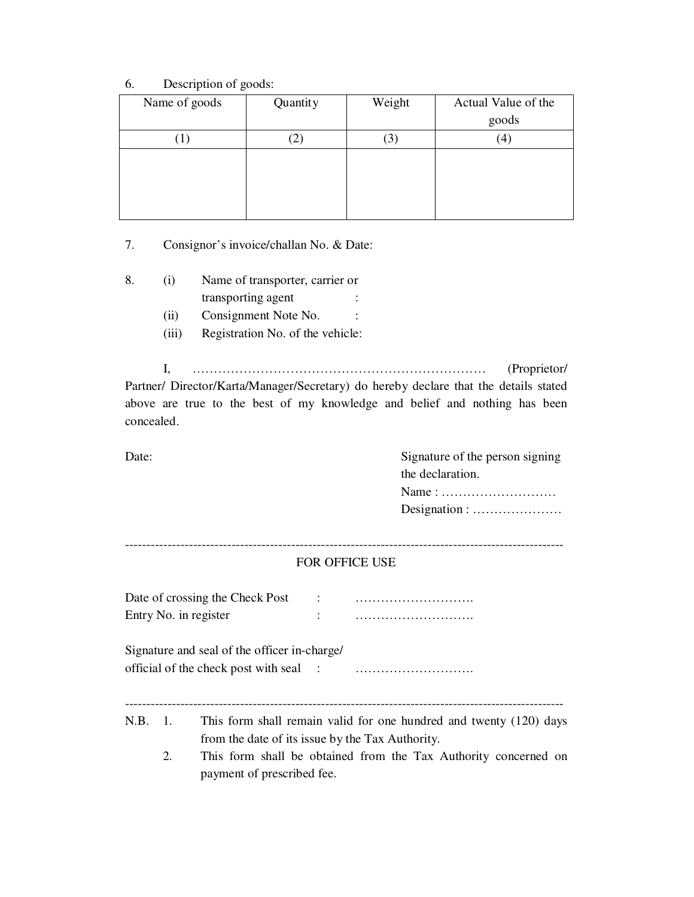6. Description of goods:

| Name of goods | Quantity | Weight | Actual Value of the goods |
|---|---|---|---|
| (1) | (2) | (3) | (4) |
| | | | |

7. Consignor's invoice/challan No. & Date:

8. (i) Name of transporter, carrier or transporting agent :
   (ii) Consignment Note No. :
   (iii) Registration No. of the vehicle:

I, ……………………………………………………………… (Proprietor/ Partner/ Director/Karta/Manager/Secretary) do hereby declare that the details stated above are true to the best of my knowledge and belief and nothing has been concealed.

Date:

Signature of the person signing the declaration.
Name : ………………………
Designation : …………………

---

FOR OFFICE USE

Date of crossing the Check Post : ……………………….
Entry No. in register : ……………………….

Signature and seal of the officer in-charge/ official of the check post with seal : ……………………….

---

N.B. 1. This form shall remain valid for one hundred and twenty (120) days from the date of its issue by the Tax Authority.
2. This form shall be obtained from the Tax Authority concerned on payment of prescribed fee.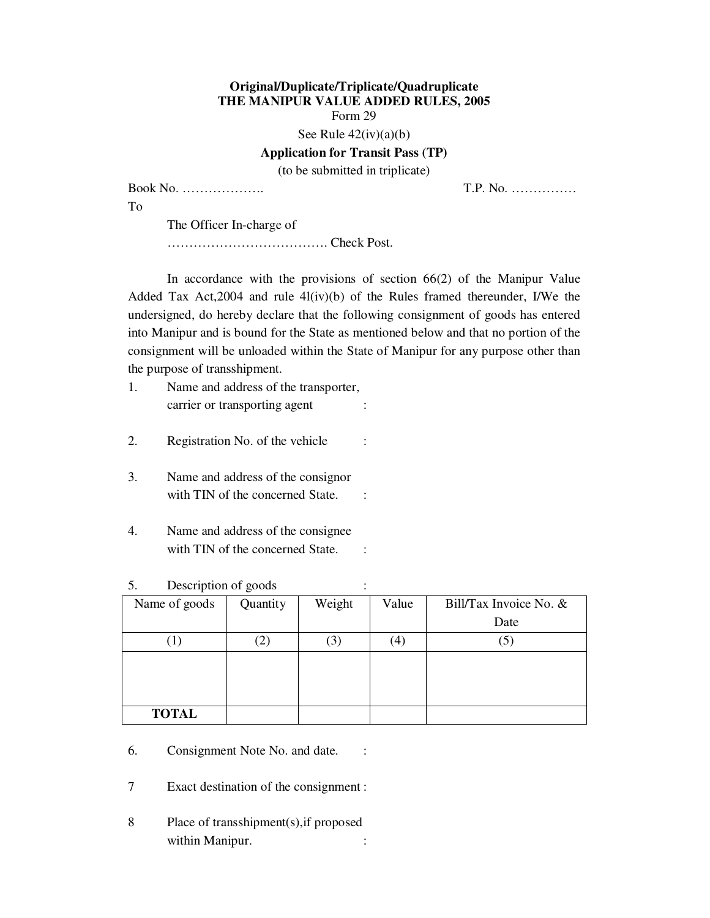**Original/Duplicate/Triplicate/Quadruplicate**

**THE MANIPUR VALUE ADDED RULES, 2005**

Form 29

See Rule 42(iv)(a)(b)

**Application for Transit Pass (TP)**

(to be submitted in triplicate)

Book No. ………………. T.P. No. ……………

To

The Officer In-charge of

………………………………. Check Post.

In accordance with the provisions of section 66(2) of the Manipur Value Added Tax Act,2004 and rule 4l(iv)(b) of the Rules framed thereunder, I/We the undersigned, do hereby declare that the following consignment of goods has entered into Manipur and is bound for the State as mentioned below and that no portion of the consignment will be unloaded within the State of Manipur for any purpose other than the purpose of transshipment.

1. Name and address of the transporter, carrier or transporting agent :

2. Registration No. of the vehicle :

3. Name and address of the consignor with TIN of the concerned State. :

4. Name and address of the consignee with TIN of the concerned State. :

5. Description of goods :

| Name of goods | Quantity | Weight | Value | Bill/Tax Invoice No. & Date |
|---|---|---|---|---|
| (1) | (2) | (3) | (4) | (5) |
| | | | | |
| **TOTAL** | | | | |

6. Consignment Note No. and date. :

7 Exact destination of the consignment :

8 Place of transshipment(s),if proposed within Manipur. :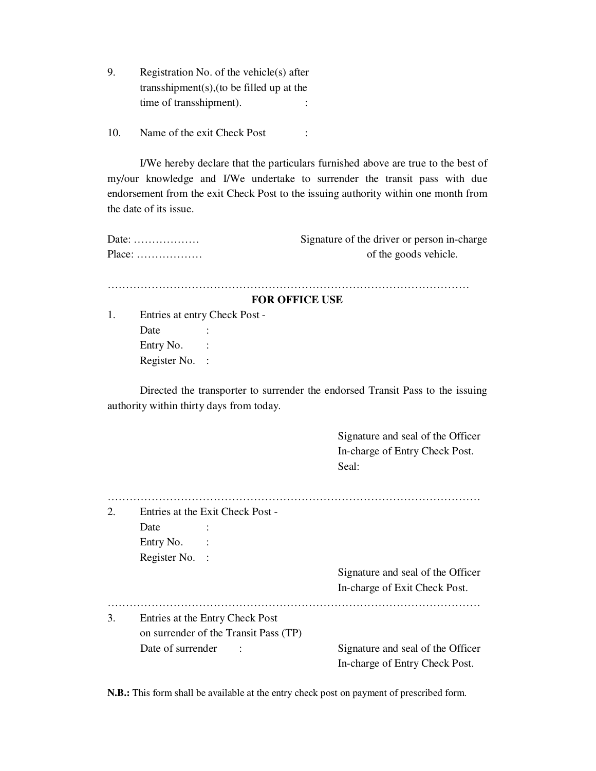9. Registration No. of the vehicle(s) after transshipment(s),(to be filled up at the time of transshipment). :

10. Name of the exit Check Post :

I/We hereby declare that the particulars furnished above are true to the best of my/our knowledge and I/We undertake to surrender the transit pass with due endorsement from the exit Check Post to the issuing authority within one month from the date of its issue.

Date: ………………

Place: ………………

Signature of the driver or person in-charge of the goods vehicle.

…………………………………………………………………………………………

**FOR OFFICE USE**

1. Entries at entry Check Post -
   - Date :
   - Entry No. :
   - Register No. :

Directed the transporter to surrender the endorsed Transit Pass to the issuing authority within thirty days from today.

Signature and seal of the Officer In-charge of Entry Check Post.
Seal:

…………………………………………………………………………………………

2. Entries at the Exit Check Post -
   - Date :
   - Entry No. :
   - Register No. :

Signature and seal of the Officer In-charge of Exit Check Post.

…………………………………………………………………………………………

3. Entries at the Entry Check Post on surrender of the Transit Pass (TP)
   - Date of surrender :

Signature and seal of the Officer In-charge of Entry Check Post.

**N.B.:** This form shall be available at the entry check post on payment of prescribed form.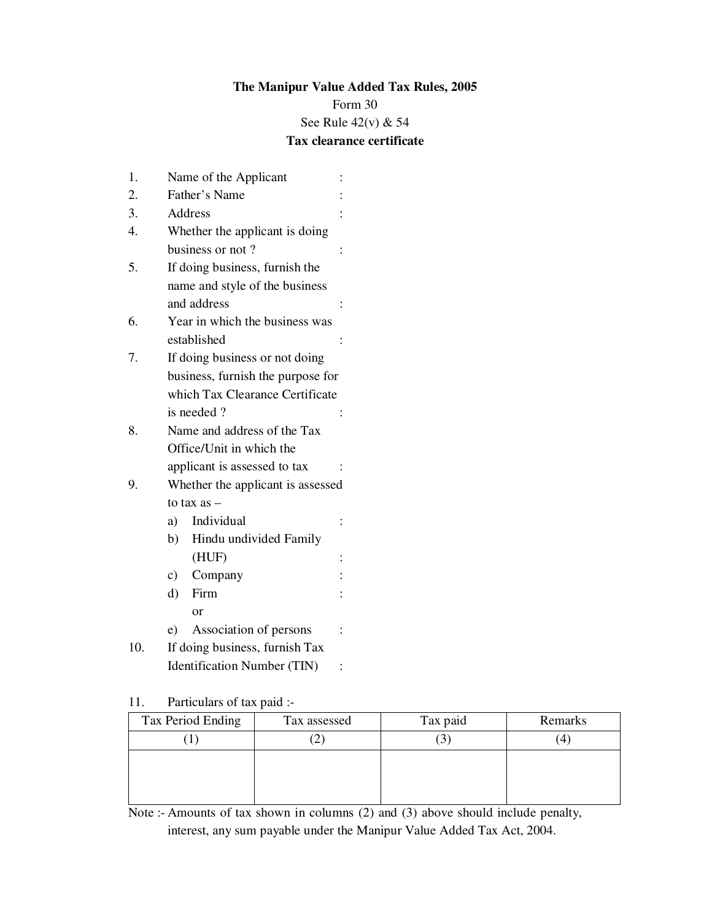**The Manipur Value Added Tax Rules, 2005**

Form 30

See Rule 42(v) & 54

**Tax clearance certificate**

1. Name of the Applicant :
2. Father's Name :
3. Address :
4. Whether the applicant is doing business or not ? :
5. If doing business, furnish the name and style of the business and address :
6. Year in which the business was established :
7. If doing business or not doing business, furnish the purpose for which Tax Clearance Certificate is needed ? :
8. Name and address of the Tax Office/Unit in which the applicant is assessed to tax :
9. Whether the applicant is assessed to tax as –
   a) Individual :
   b) Hindu undivided Family (HUF) :
   c) Company :
   d) Firm :
      or
   e) Association of persons :
10. If doing business, furnish Tax Identification Number (TIN) :

11. Particulars of tax paid :-

| Tax Period Ending | Tax assessed | Tax paid | Remarks |
|---|---|---|---|
| (1) | (2) | (3) | (4) |
| | | | |

Note :- Amounts of tax shown in columns (2) and (3) above should include penalty, interest, any sum payable under the Manipur Value Added Tax Act, 2004.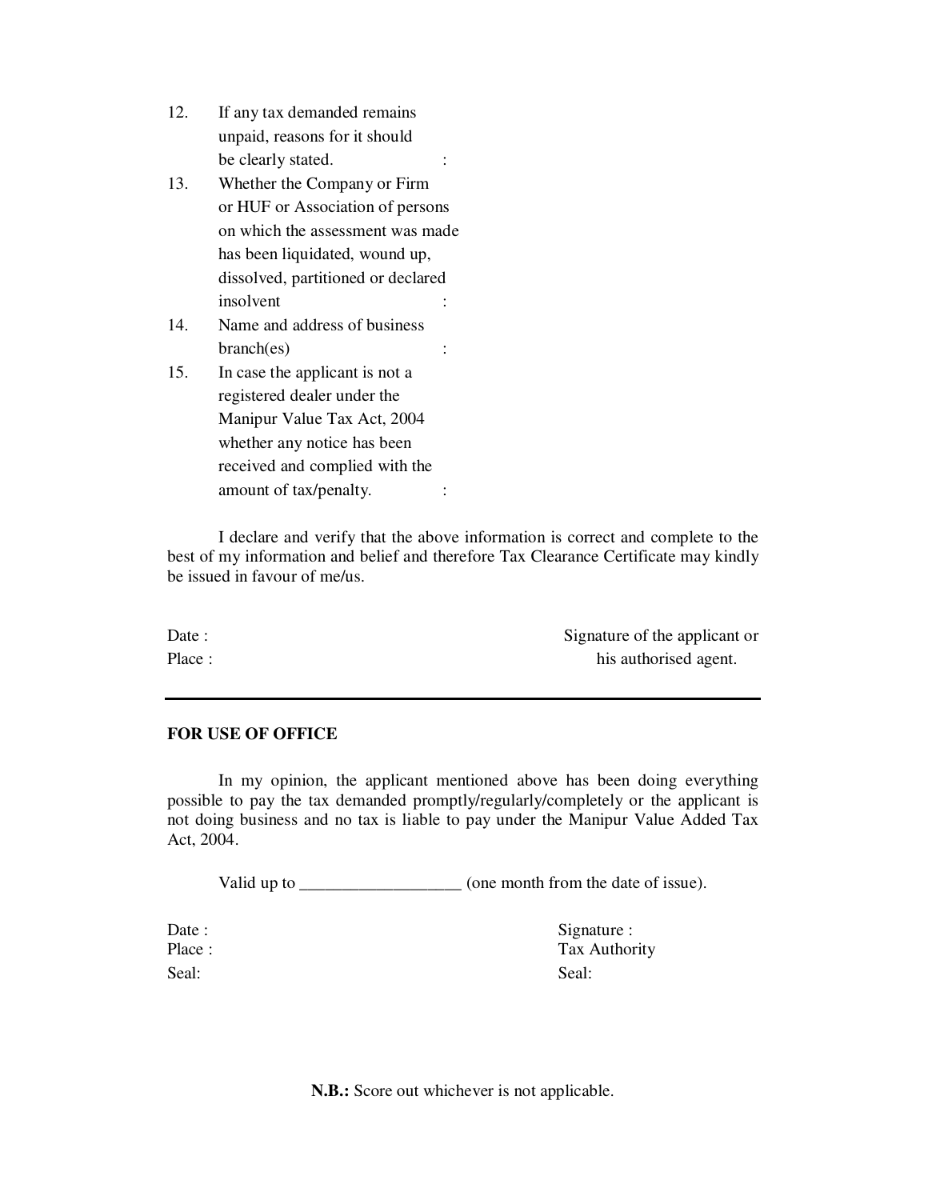12. If any tax demanded remains unpaid, reasons for it should be clearly stated. :
13. Whether the Company or Firm or HUF or Association of persons on which the assessment was made has been liquidated, wound up, dissolved, partitioned or declared insolvent :
14. Name and address of business branch(es) :
15. In case the applicant is not a registered dealer under the Manipur Value Tax Act, 2004 whether any notice has been received and complied with the amount of tax/penalty. :

I declare and verify that the above information is correct and complete to the best of my information and belief and therefore Tax Clearance Certificate may kindly be issued in favour of me/us.

Date :

Place :

Signature of the applicant or his authorised agent.

---

**FOR USE OF OFFICE**

In my opinion, the applicant mentioned above has been doing everything possible to pay the tax demanded promptly/regularly/completely or the applicant is not doing business and no tax is liable to pay under the Manipur Value Added Tax Act, 2004.

Valid up to ___________________ (one month from the date of issue).

Date :

Place :

Seal:

Signature :

Tax Authority

Seal:

**N.B.:** Score out whichever is not applicable.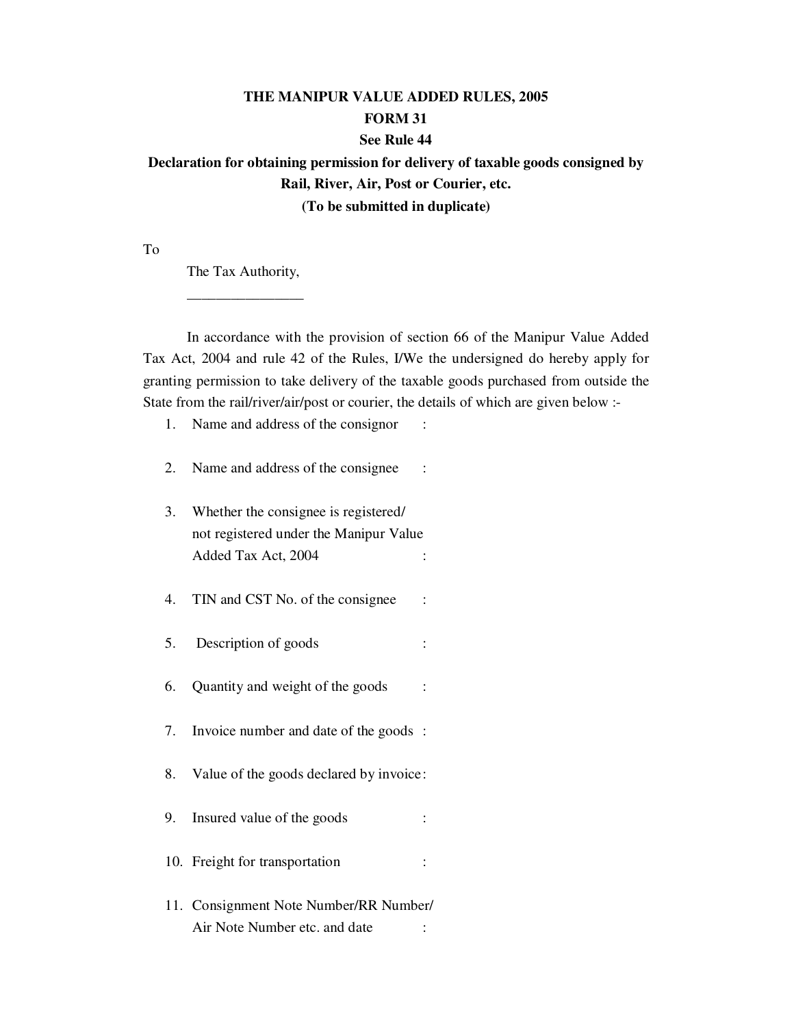**THE MANIPUR VALUE ADDED RULES, 2005**

**FORM 31**

**See Rule 44**

**Declaration for obtaining permission for delivery of taxable goods consigned by Rail, River, Air, Post or Courier, etc.**

**(To be submitted in duplicate)**

To

The Tax Authority,

\_\_\_\_\_\_\_\_\_\_\_\_\_\_\_\_

In accordance with the provision of section 66 of the Manipur Value Added Tax Act, 2004 and rule 42 of the Rules, I/We the undersigned do hereby apply for granting permission to take delivery of the taxable goods purchased from outside the State from the rail/river/air/post or courier, the details of which are given below :-

1. Name and address of the consignor :
2. Name and address of the consignee :
3. Whether the consignee is registered/ not registered under the Manipur Value Added Tax Act, 2004 :
4. TIN and CST No. of the consignee :
5. Description of goods :
6. Quantity and weight of the goods :
7. Invoice number and date of the goods :
8. Value of the goods declared by invoice :
9. Insured value of the goods :
10. Freight for transportation :
11. Consignment Note Number/RR Number/ Air Note Number etc. and date :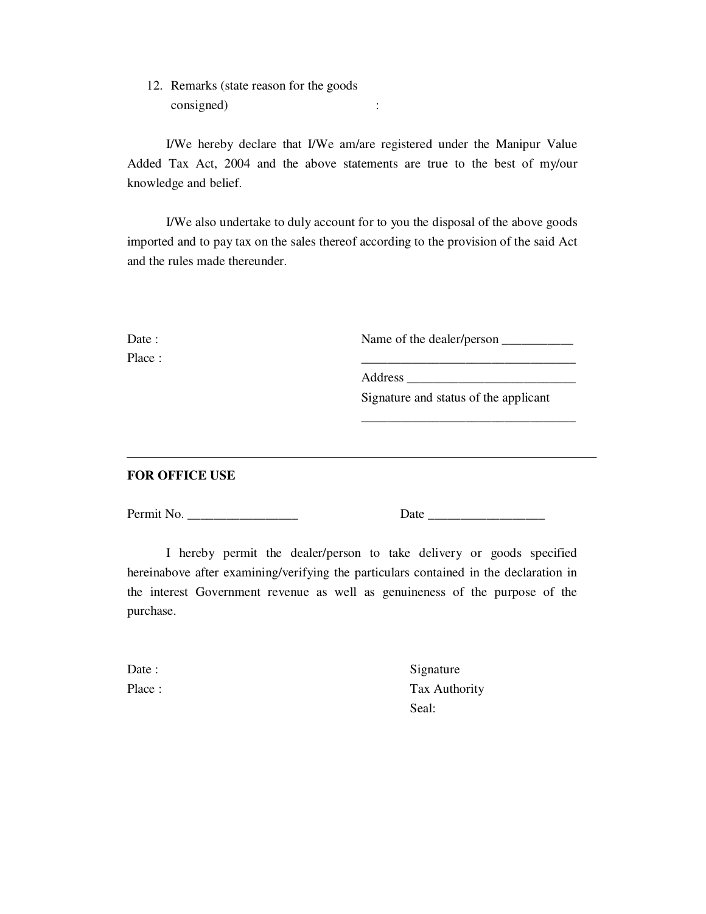12. Remarks (state reason for the goods consigned) :

I/We hereby declare that I/We am/are registered under the Manipur Value Added Tax Act, 2004 and the above statements are true to the best of my/our knowledge and belief.

I/We also undertake to duly account for to you the disposal of the above goods imported and to pay tax on the sales thereof according to the provision of the said Act and the rules made thereunder.

Date :

Place :

Name of the dealer/person ___________

_________________________________

Address __________________________

Signature and status of the applicant

_________________________________

---

**FOR OFFICE USE**

Permit No. _________________ Date __________________

I hereby permit the dealer/person to take delivery or goods specified hereinabove after examining/verifying the particulars contained in the declaration in the interest Government revenue as well as genuineness of the purpose of the purchase.

Date :

Place :

Signature

Tax Authority

Seal: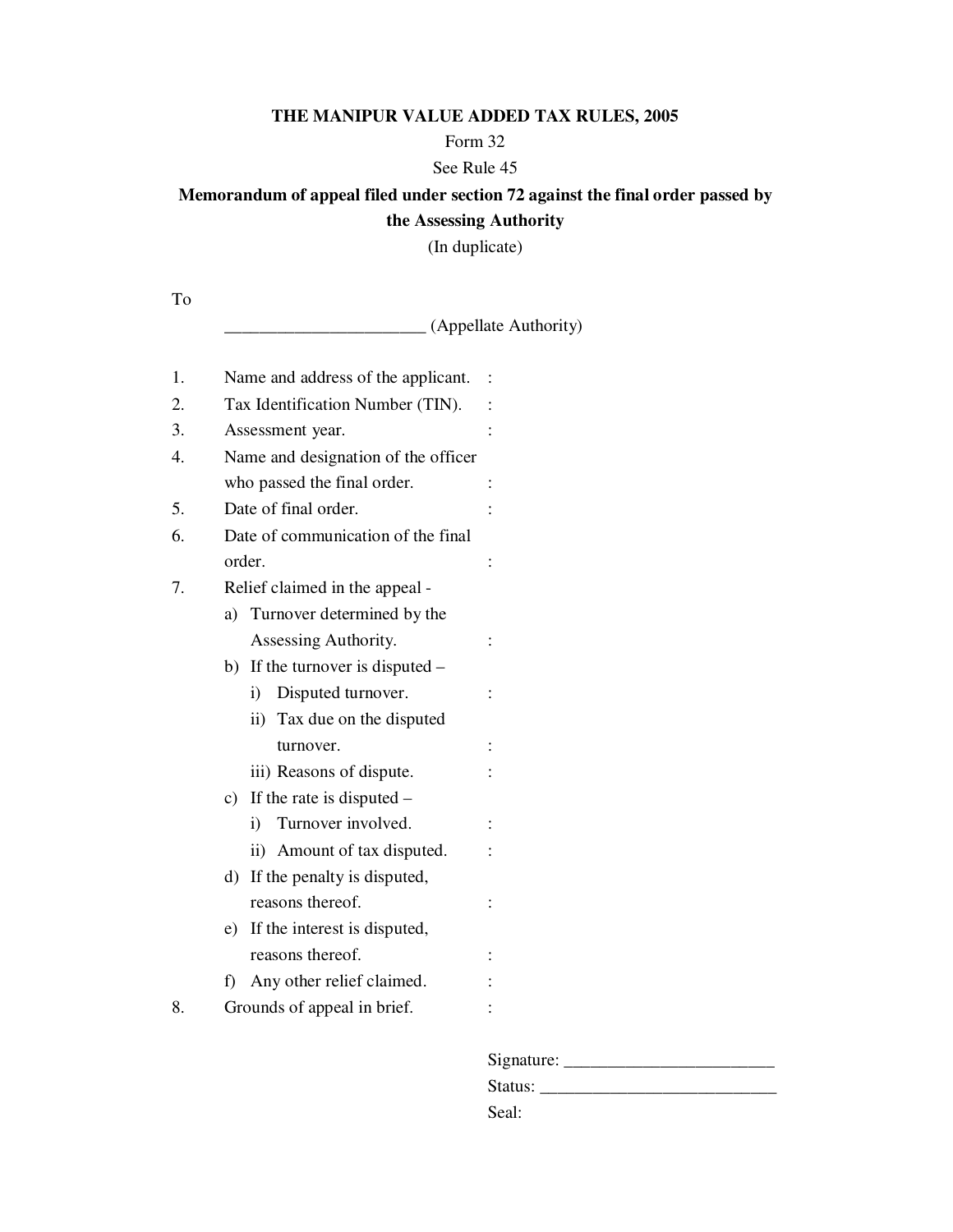**THE MANIPUR VALUE ADDED TAX RULES, 2005**

Form 32

See Rule 45

**Memorandum of appeal filed under section 72 against the final order passed by the Assessing Authority**

(In duplicate)

To

_______________________ (Appellate Authority)

1. Name and address of the applicant. :
2. Tax Identification Number (TIN). :
3. Assessment year. :
4. Name and designation of the officer who passed the final order. :
5. Date of final order. :
6. Date of communication of the final order. :
7. Relief claimed in the appeal -
   a) Turnover determined by the Assessing Authority. :
   b) If the turnover is disputed –
      i) Disputed turnover. :
      ii) Tax due on the disputed turnover. :
      iii) Reasons of dispute. :
   c) If the rate is disputed –
      i) Turnover involved. :
      ii) Amount of tax disputed. :
   d) If the penalty is disputed, reasons thereof. :
   e) If the interest is disputed, reasons thereof. :
   f) Any other relief claimed. :
8. Grounds of appeal in brief. :

Signature: ________________________

Status: ___________________________

Seal: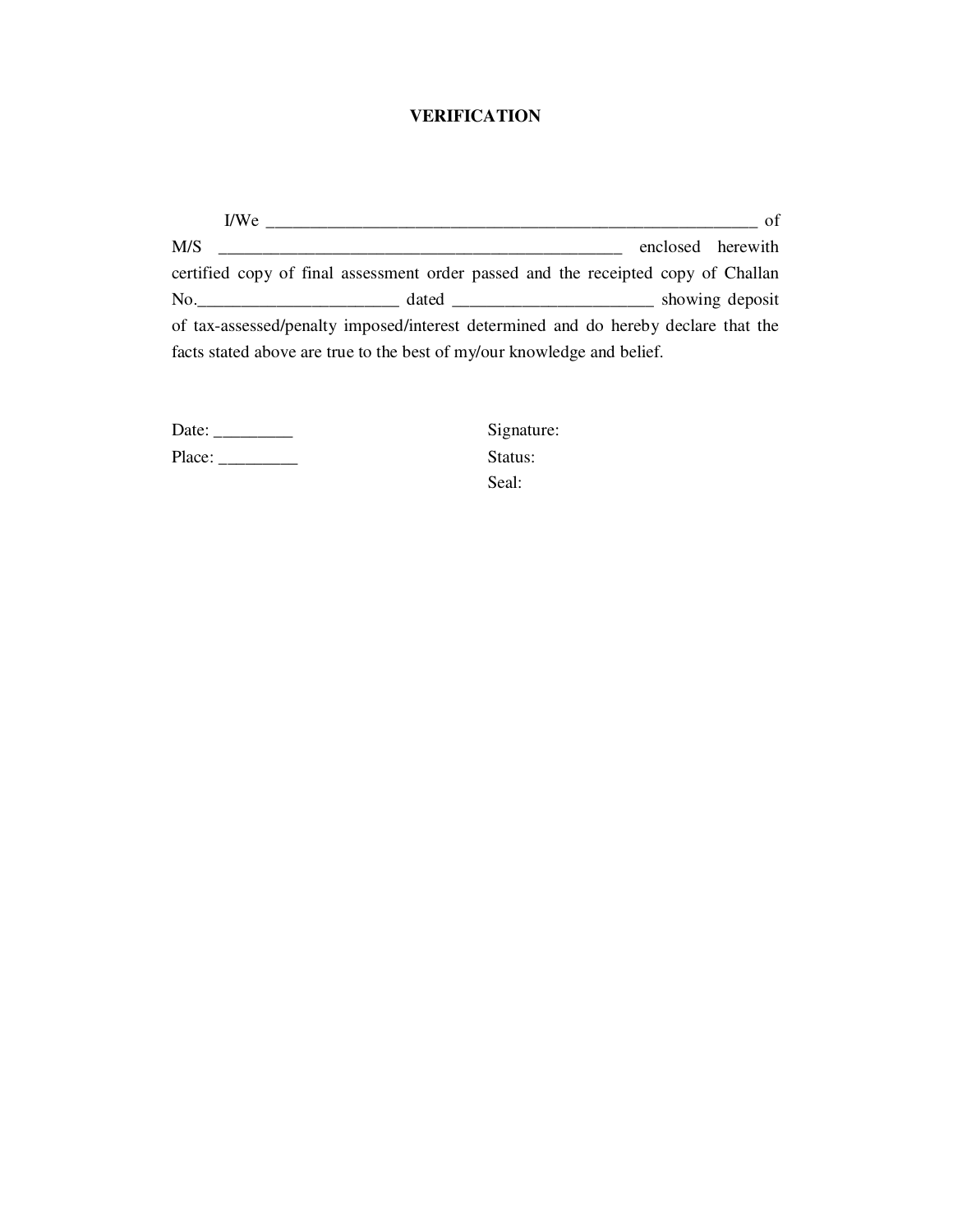# VERIFICATION

I/We ___________________________________________________________ of M/S _______________________________________________ enclosed herewith certified copy of final assessment order passed and the receipted copy of Challan No._______________________ dated _______________________ showing deposit of tax-assessed/penalty imposed/interest determined and do hereby declare that the facts stated above are true to the best of my/our knowledge and belief.

Date: _________

Place: _________

Signature:

Status:

Seal: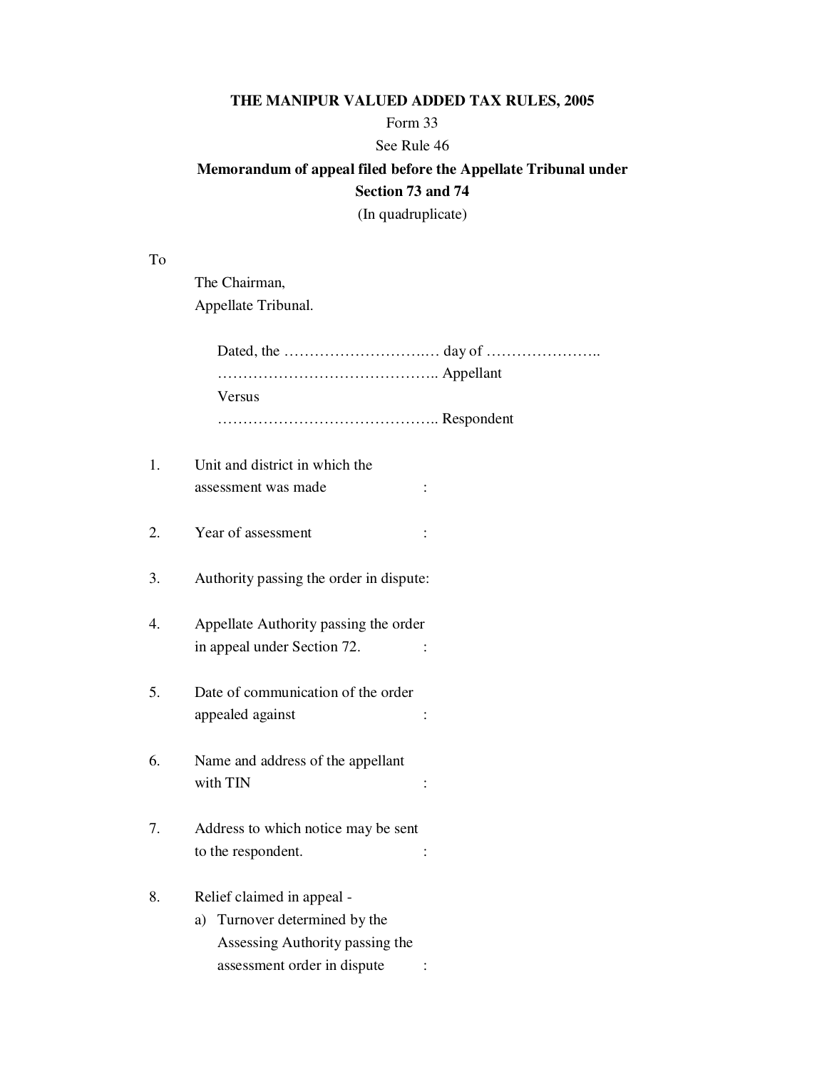**THE MANIPUR VALUED ADDED TAX RULES, 2005**

Form 33

See Rule 46

**Memorandum of appeal filed before the Appellate Tribunal under Section 73 and 74**

(In quadruplicate)

To

The Chairman,
Appellate Tribunal.

Dated, the ……………………….… day of …………………..
…………………………………….. Appellant
Versus
…………………………………….. Respondent

1. Unit and district in which the assessment was made :

2. Year of assessment :

3. Authority passing the order in dispute:

4. Appellate Authority passing the order in appeal under Section 72. :

5. Date of communication of the order appealed against :

6. Name and address of the appellant with TIN :

7. Address to which notice may be sent to the respondent. :

8. Relief claimed in appeal -
   a) Turnover determined by the Assessing Authority passing the assessment order in dispute :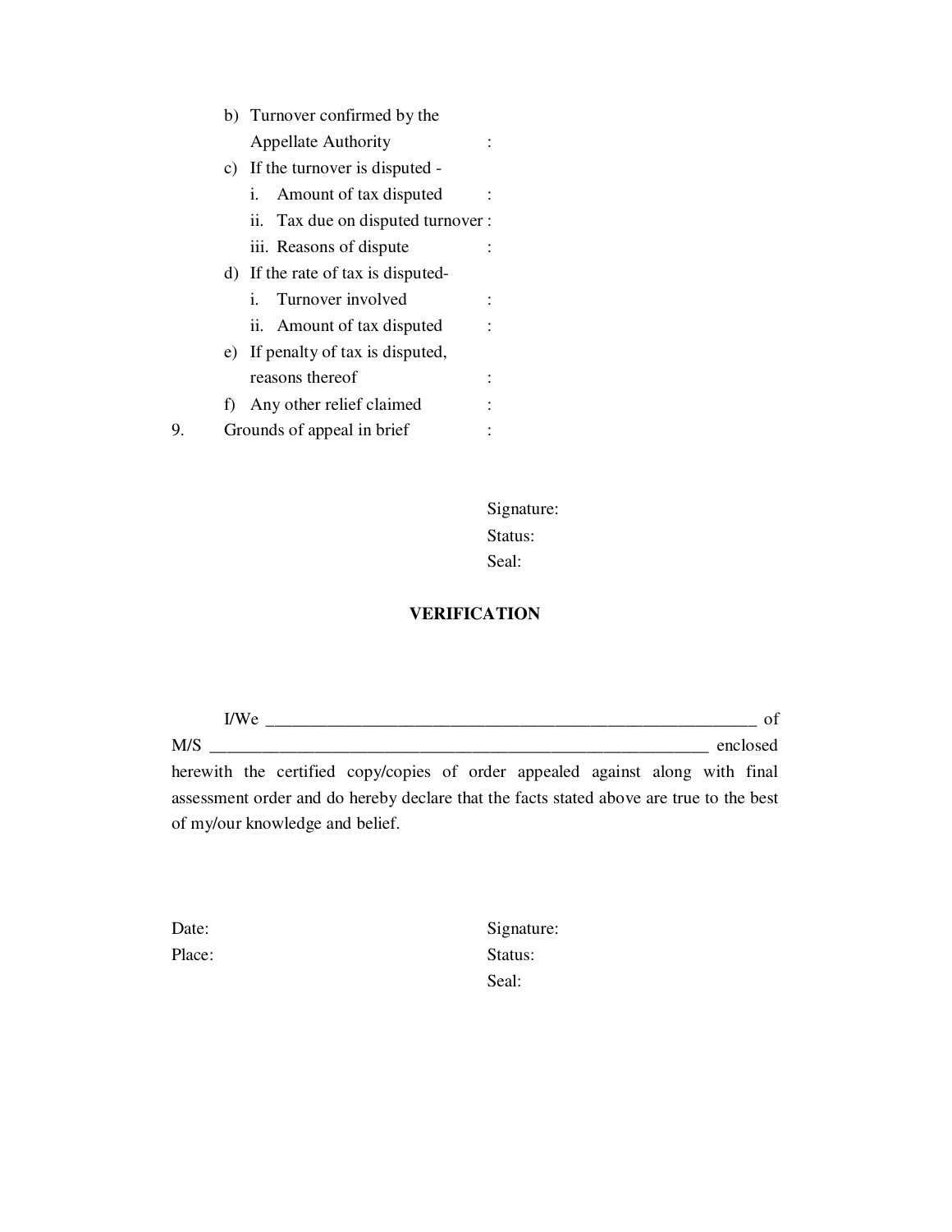b) Turnover confirmed by the Appellate Authority :

c) If the turnover is disputed -

   i. Amount of tax disputed :

   ii. Tax due on disputed turnover :

   iii. Reasons of dispute :

d) If the rate of tax is disputed-

   i. Turnover involved :

   ii. Amount of tax disputed :

e) If penalty of tax is disputed, reasons thereof :

f) Any other relief claimed :

9. Grounds of appeal in brief :

Signature:

Status:

Seal:

**VERIFICATION**

I/We ____________________________________________________________ of M/S ____________________________________________________________ enclosed herewith the certified copy/copies of order appealed against along with final assessment order and do hereby declare that the facts stated above are true to the best of my/our knowledge and belief.

Date:

Place:

Signature:

Status:

Seal: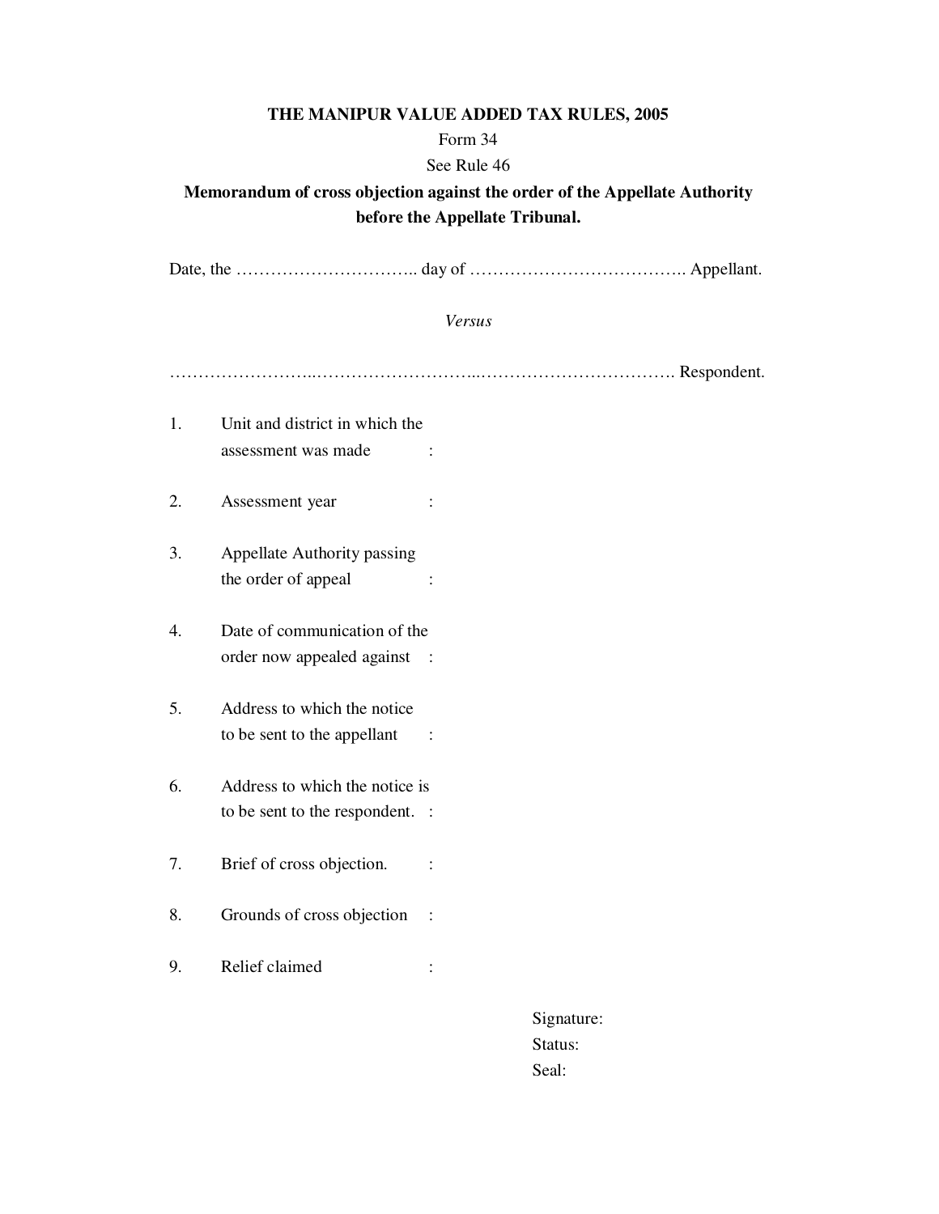**THE MANIPUR VALUE ADDED TAX RULES, 2005**

Form 34

See Rule 46

**Memorandum of cross objection against the order of the Appellate Authority before the Appellate Tribunal.**

Date, the ………………………….. day of ……………………………….. Appellant.

*Versus*

……………………..………………………..……………………………. Respondent.

1. Unit and district in which the assessment was made :

2. Assessment year :

3. Appellate Authority passing the order of appeal :

4. Date of communication of the order now appealed against :

5. Address to which the notice to be sent to the appellant :

6. Address to which the notice is to be sent to the respondent. :

7. Brief of cross objection. :

8. Grounds of cross objection :

9. Relief claimed :

Signature:
Status:
Seal: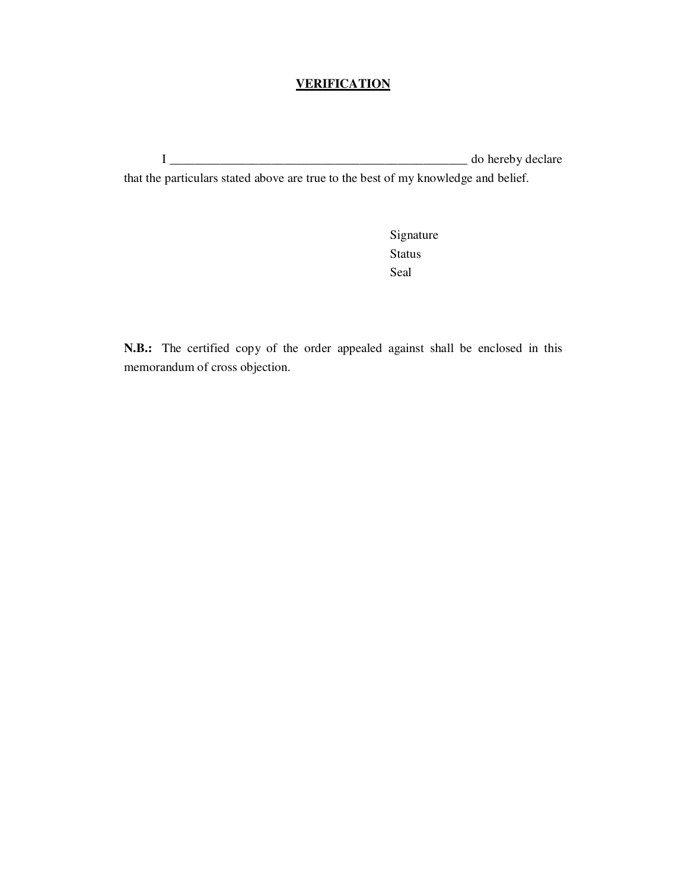## VERIFICATION

I _______________________________________________ do hereby declare that the particulars stated above are true to the best of my knowledge and belief.

Signature
Status
Seal

**N.B.:** The certified copy of the order appealed against shall be enclosed in this memorandum of cross objection.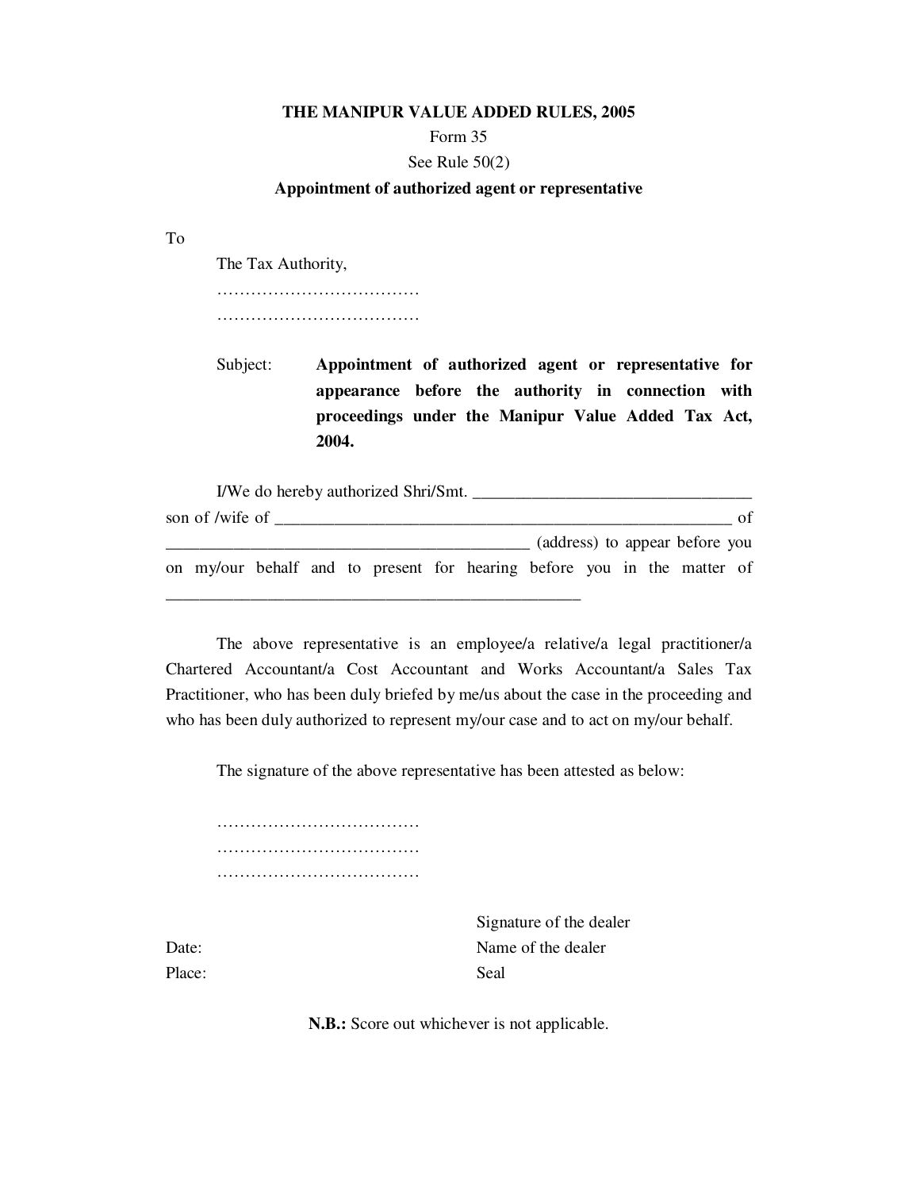**THE MANIPUR VALUE ADDED RULES, 2005**

Form 35

See Rule 50(2)

**Appointment of authorized agent or representative**

To

The Tax Authority,

………………………………

………………………………

Subject: **Appointment of authorized agent or representative for appearance before the authority in connection with proceedings under the Manipur Value Added Tax Act, 2004.**

I/We do hereby authorized Shri/Smt. ________________________________ son of /wife of _______________________________________________________ of __________________________________________ (address) to appear before you on my/our behalf and to present for hearing before you in the matter of _________________________________________________

The above representative is an employee/a relative/a legal practitioner/a Chartered Accountant/a Cost Accountant and Works Accountant/a Sales Tax Practitioner, who has been duly briefed by me/us about the case in the proceeding and who has been duly authorized to represent my/our case and to act on my/our behalf.

The signature of the above representative has been attested as below:

………………………………

………………………………

………………………………

Signature of the dealer

Date: Name of the dealer

Place: Seal

**N.B.:** Score out whichever is not applicable.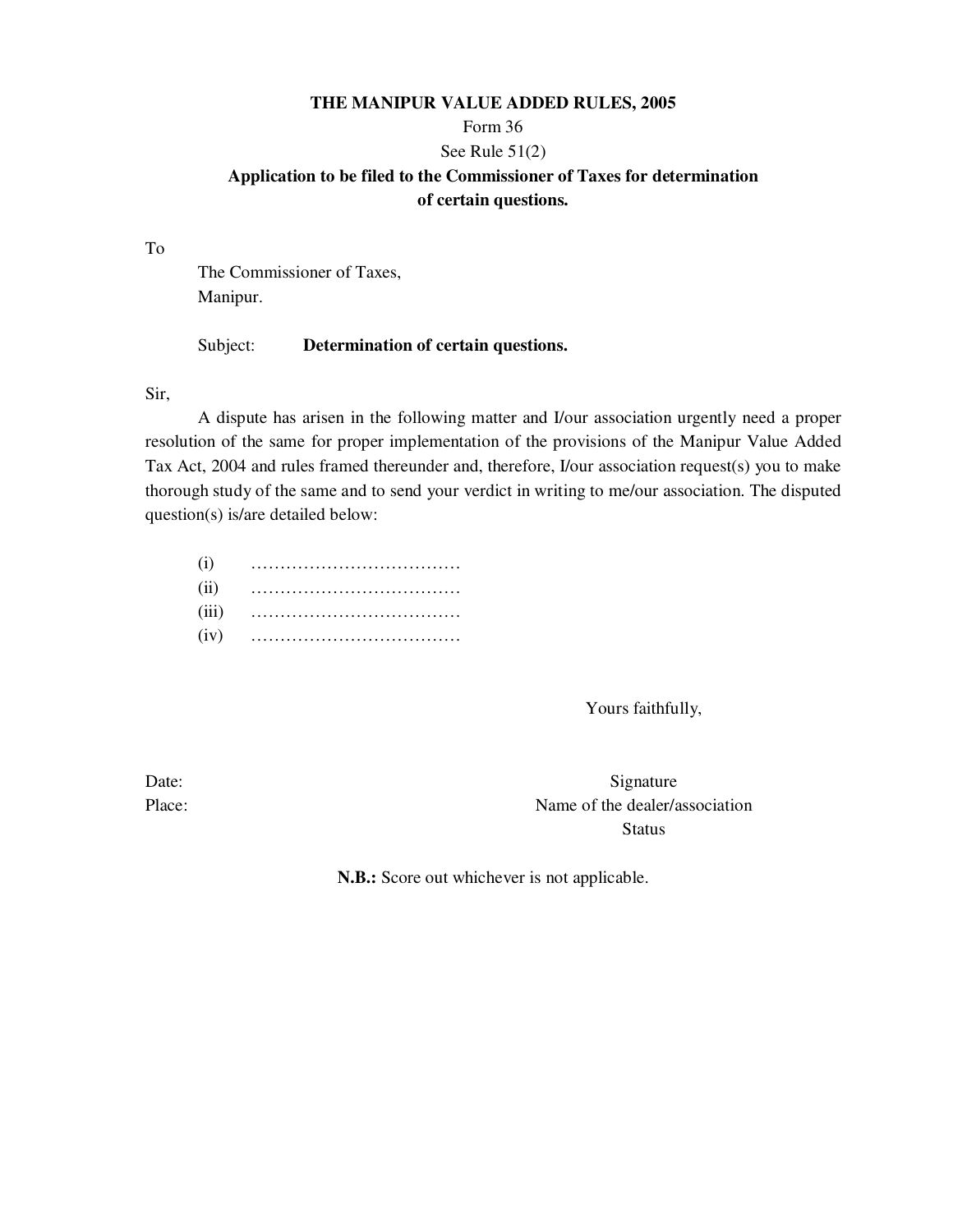**THE MANIPUR VALUE ADDED RULES, 2005**

Form 36

See Rule 51(2)

**Application to be filed to the Commissioner of Taxes for determination of certain questions.**

To

The Commissioner of Taxes,
Manipur.

Subject: **Determination of certain questions.**

Sir,

A dispute has arisen in the following matter and I/our association urgently need a proper resolution of the same for proper implementation of the provisions of the Manipur Value Added Tax Act, 2004 and rules framed thereunder and, therefore, I/our association request(s) you to make thorough study of the same and to send your verdict in writing to me/our association. The disputed question(s) is/are detailed below:

(i) ………………………………

(ii) ………………………………

(iii) ………………………………

(iv) ………………………………

Yours faithfully,

Date:

Place:

Signature

Name of the dealer/association

Status

**N.B.:** Score out whichever is not applicable.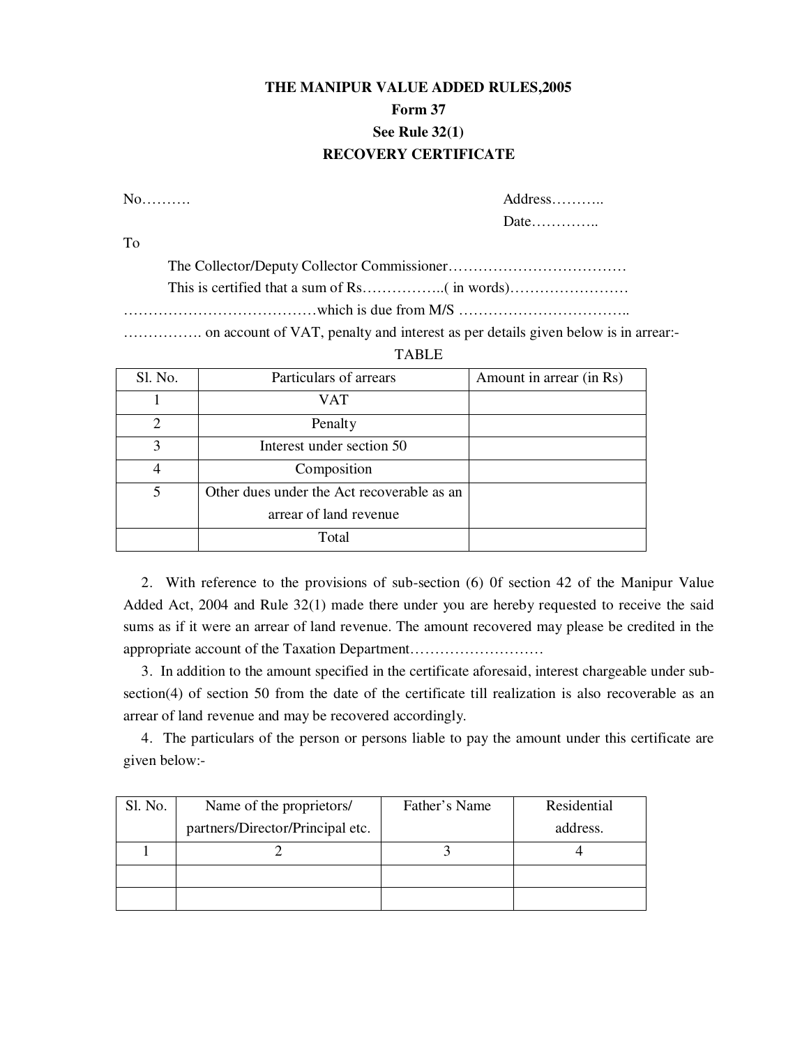**THE MANIPUR VALUE ADDED RULES,2005**

**Form 37**

**See Rule 32(1)**

**RECOVERY CERTIFICATE**

No………. Address………..

Date…………..

To

The Collector/Deputy Collector Commissioner………………………………

This is certified that a sum of Rs……………..( in words)……………………

…………………………………which is due from M/S ……………………………..

……………. on account of VAT, penalty and interest as per details given below is in arrear:-

TABLE

| Sl. No. | Particulars of arrears | Amount in arrear (in Rs) |
|---|---|---|
| 1 | VAT | |
| 2 | Penalty | |
| 3 | Interest under section 50 | |
| 4 | Composition | |
| 5 | Other dues under the Act recoverable as an arrear of land revenue | |
| | Total | |

2. With reference to the provisions of sub-section (6) 0f section 42 of the Manipur Value Added Act, 2004 and Rule 32(1) made there under you are hereby requested to receive the said sums as if it were an arrear of land revenue. The amount recovered may please be credited in the appropriate account of the Taxation Department………………………

3. In addition to the amount specified in the certificate aforesaid, interest chargeable under sub-section(4) of section 50 from the date of the certificate till realization is also recoverable as an arrear of land revenue and may be recovered accordingly.

4. The particulars of the person or persons liable to pay the amount under this certificate are given below:-

| Sl. No. | Name of the proprietors/ partners/Director/Principal etc. | Father's Name | Residential address. |
|---|---|---|---|
| 1 | 2 | 3 | 4 |
| | | | |
| | | | |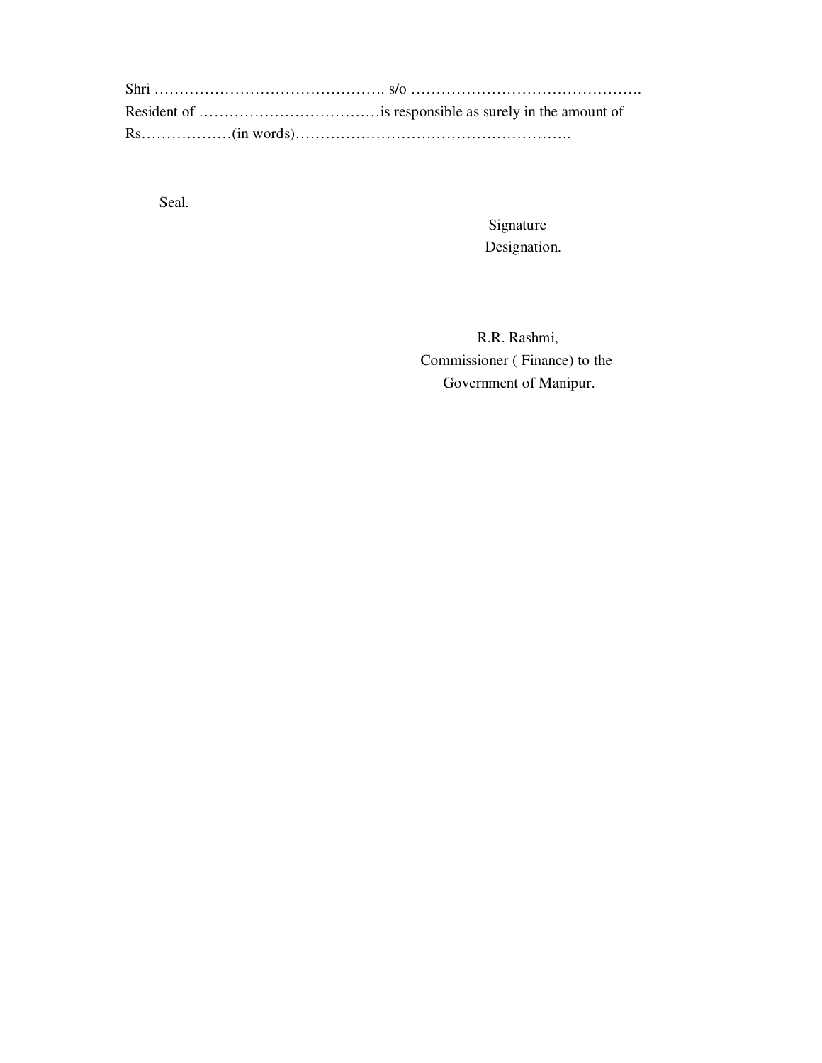Shri ………………………………………. s/o ……………………………………….
Resident of ………………………………is responsible as surely in the amount of
Rs………………(in words)……………………………………………….

Seal.

Signature
Designation.

R.R. Rashmi,
Commissioner ( Finance) to the
Government of Manipur.